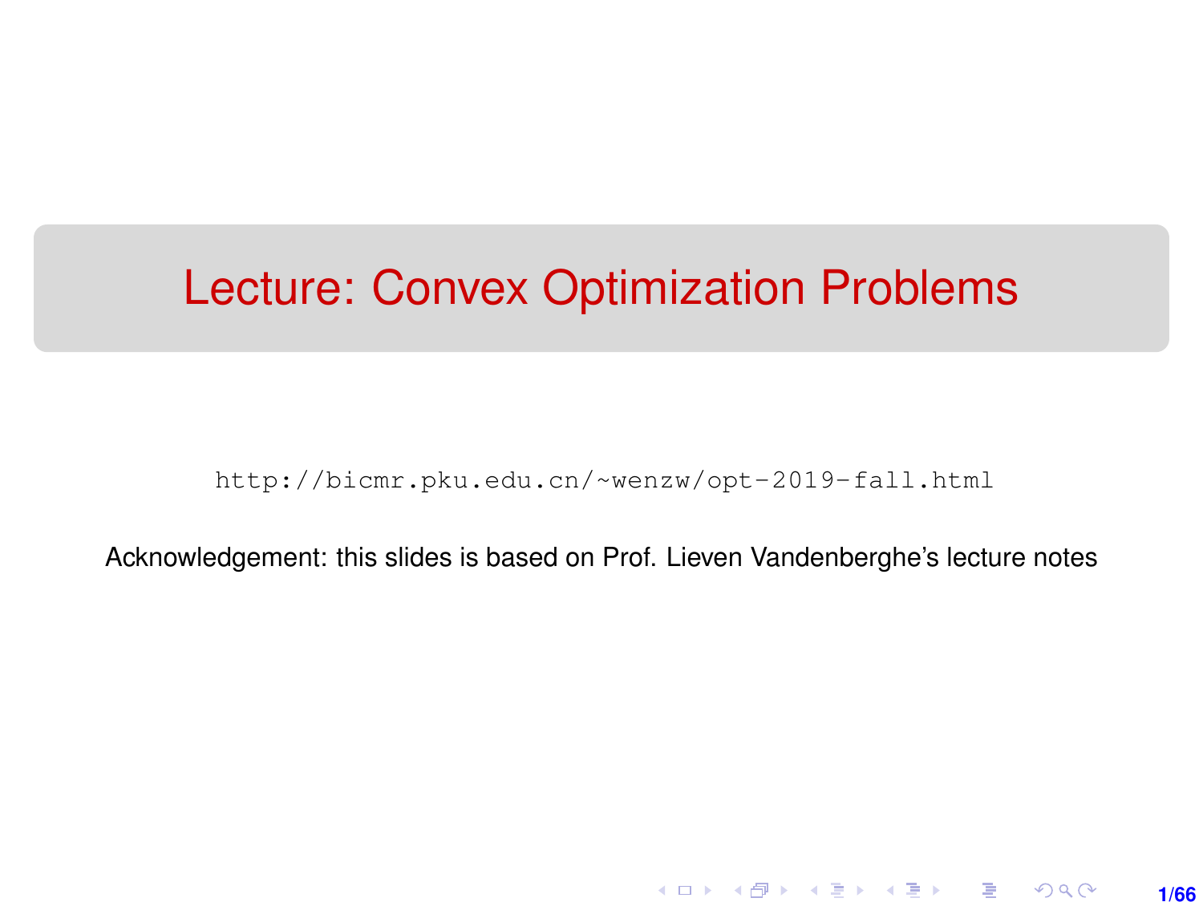# Lecture: Convex Optimization Problems

http://bicmr.pku.edu.cn/~wenzw/opt-2019-fall.html

Acknowledgement: this slides is based on Prof. Lieven Vandenberghe's lecture notes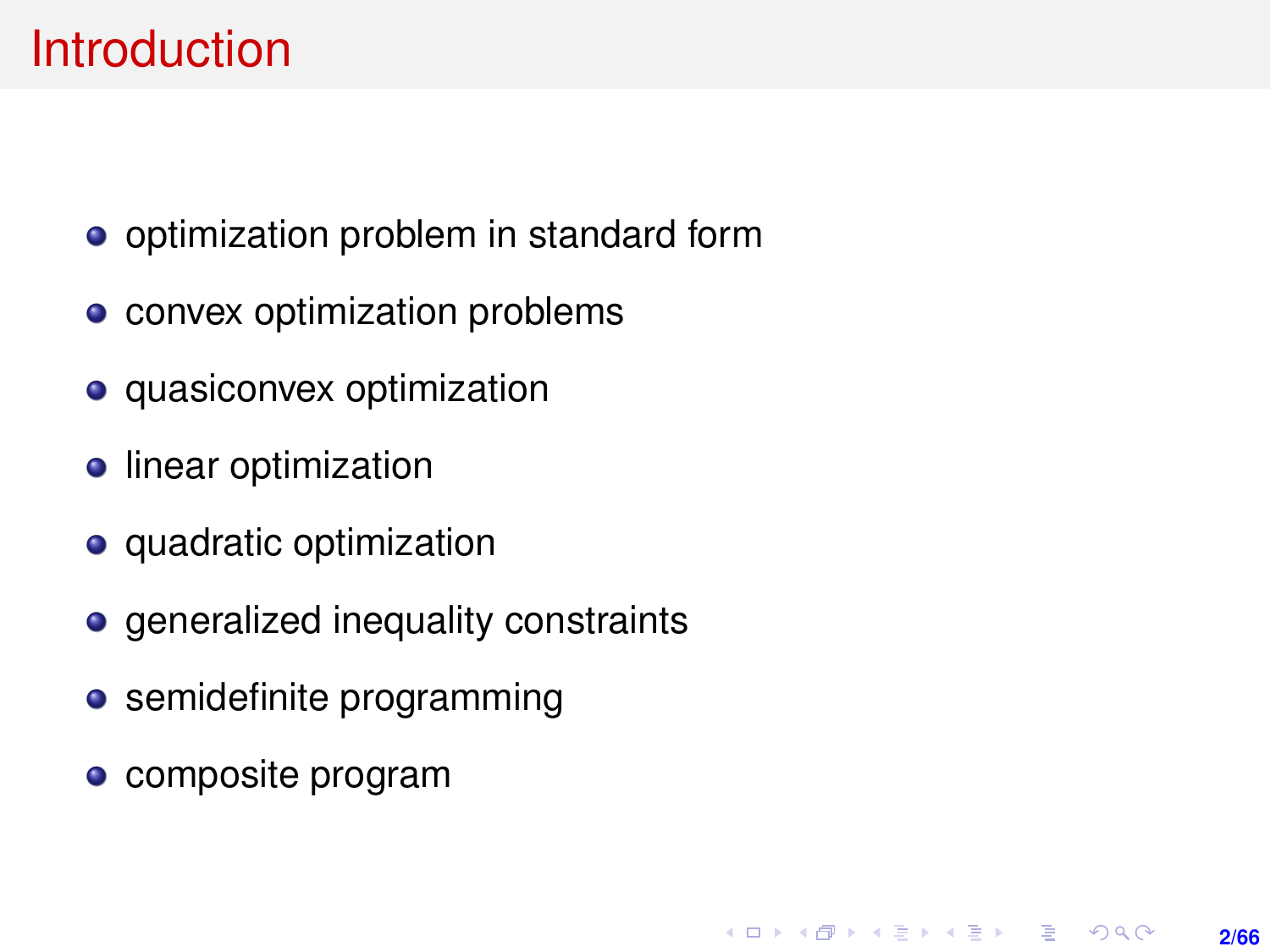# Introduction

- optimization problem in standard form
- convex optimization problems
- quasiconvex optimization
- linear optimization
- quadratic optimization
- generalized inequality constraints
- semidefinite programming
- composite program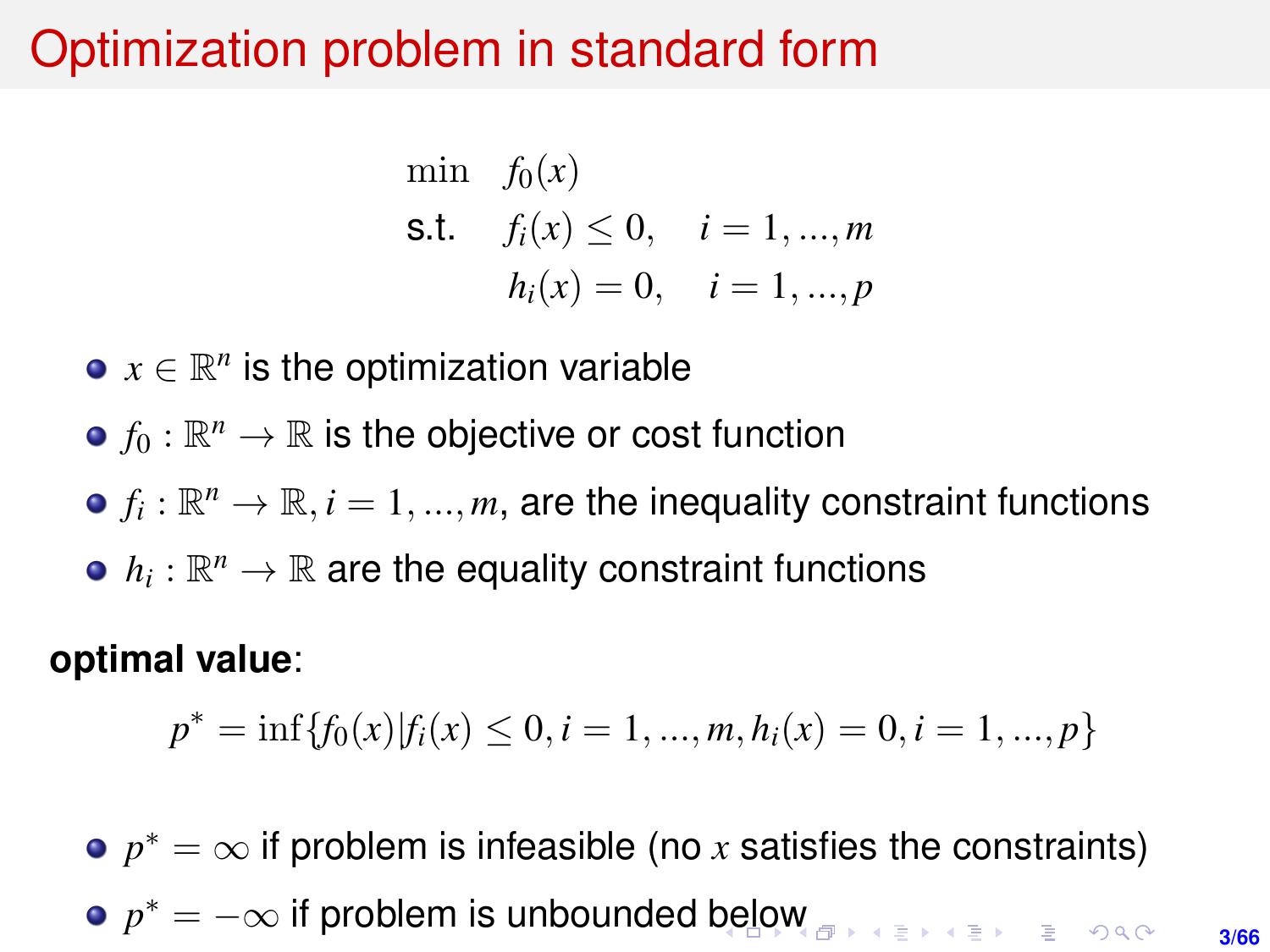# Optimization problem in standard form

$$
\begin{aligned}
\min \quad & f_0(x) \\
\text{s.t.} \quad & f_i(x) \leq 0, \quad i = 1, ..., m \\
& h_i(x) = 0, \quad i = 1, ..., p
\end{aligned}
$$

- $x \in \mathbb{R}^n$ is the optimization variable
- $f_0 : \mathbb{R}^n \to \mathbb{R}$ is the objective or cost function
- $f_i : \mathbb{R}^n \to \mathbb{R}, i = 1, ..., m$, are the inequality constraint functions
- $h_i : \mathbb{R}^n \to \mathbb{R}$ are the equality constraint functions

**optimal value**:

$$
p^* = \inf\{f_0(x) | f_i(x) \leq 0, i = 1, ..., m, h_i(x) = 0, i = 1, ..., p\}
$$

- $p^* = \infty$ if problem is infeasible (no $x$ satisfies the constraints)
- $p^* = -\infty$ if problem is unbounded below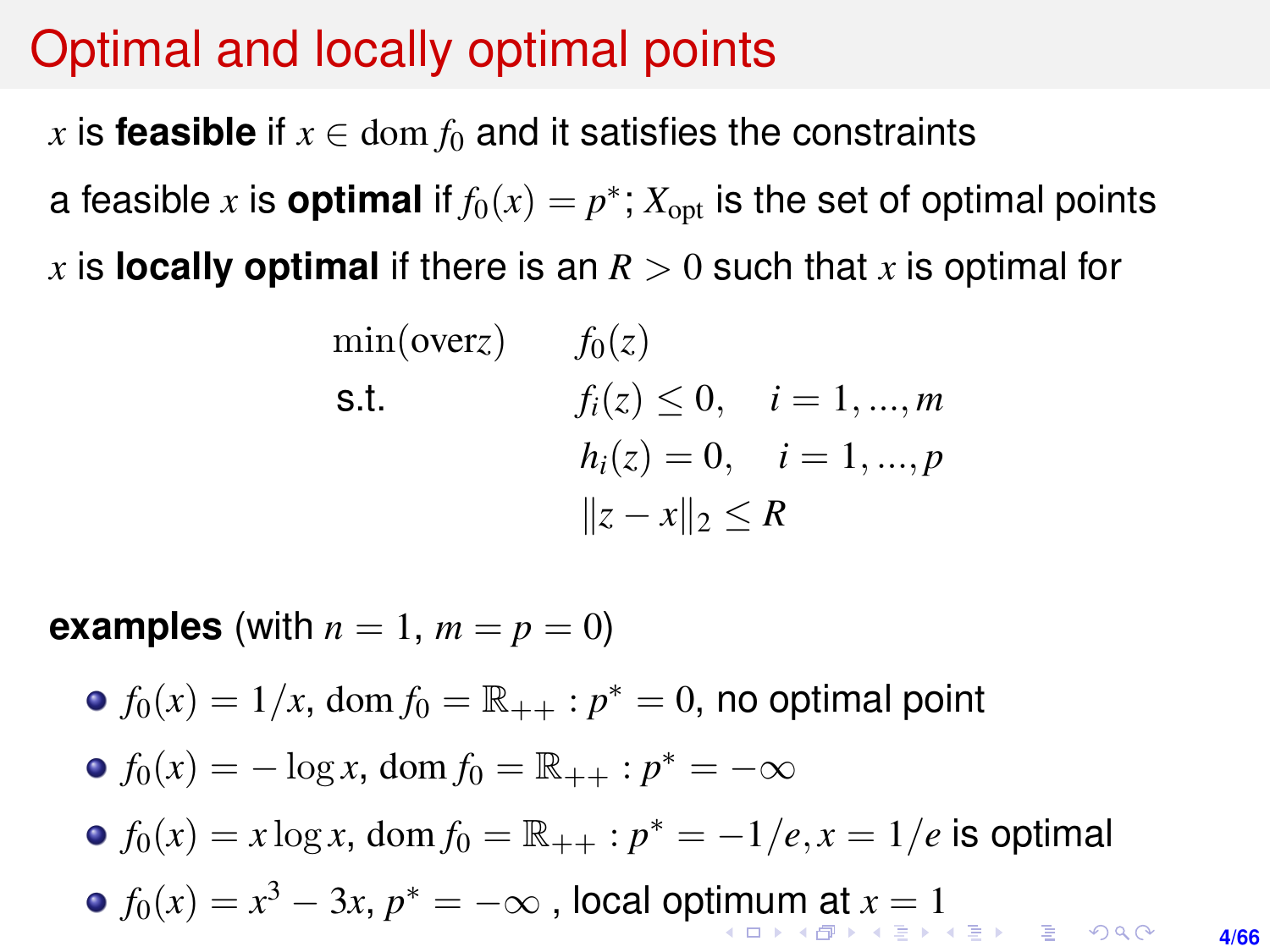# Optimal and locally optimal points

$x$ is **feasible** if $x \in \operatorname{dom} f_0$ and it satisfies the constraints

a feasible $x$ is **optimal** if $f_0(x) = p^*$; $X_{\text{opt}}$ is the set of optimal points

$x$ is **locally optimal** if there is an $R > 0$ such that $x$ is optimal for

$$
\begin{array}{ll}
\min(\text{over} z) & f_0(z) \\
\text{s.t.} & f_i(z) \leq 0, \quad i = 1, ..., m \\
 & h_i(z) = 0, \quad i = 1, ..., p \\
 & \|z - x\|_2 \leq R
\end{array}
$$

**examples** (with $n = 1$, $m = p = 0$)

- $f_0(x) = 1/x$, $\operatorname{dom} f_0 = \mathbb{R}_{++}$ : $p^* = 0$, no optimal point
- $f_0(x) = -\log x$, $\operatorname{dom} f_0 = \mathbb{R}_{++}$ : $p^* = -\infty$
- $f_0(x) = x \log x$, $\operatorname{dom} f_0 = \mathbb{R}_{++}$ : $p^* = -1/e, x = 1/e$ is optimal
- $f_0(x) = x^3 - 3x$, $p^* = -\infty$ , local optimum at $x = 1$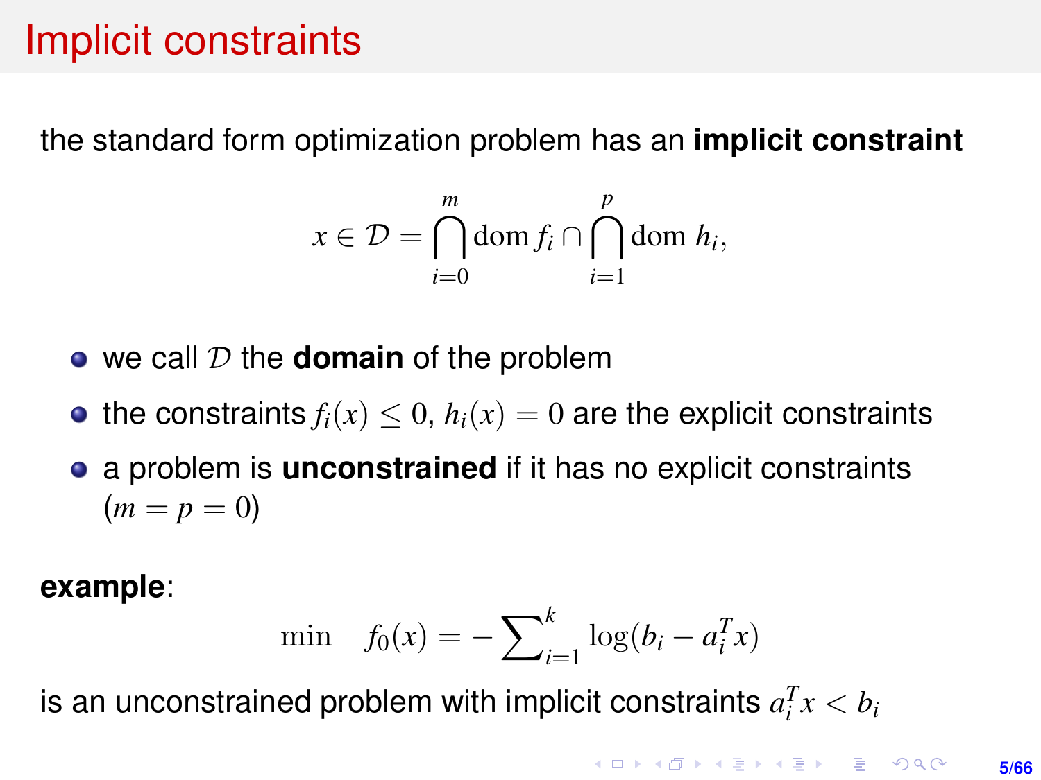# Implicit constraints

the standard form optimization problem has an **implicit constraint**

$$x \in \mathcal{D} = \bigcap_{i=0}^{m} \operatorname{dom} f_i \cap \bigcap_{i=1}^{p} \operatorname{dom} h_i,$$

- we call $\mathcal{D}$ the **domain** of the problem
- the constraints $f_i(x) \leq 0$, $h_i(x) = 0$ are the explicit constraints
- a problem is **unconstrained** if it has no explicit constraints ($m = p = 0$)

**example**:

$$\min \quad f_0(x) = -\sum_{i=1}^{k} \log(b_i - a_i^T x)$$

is an unconstrained problem with implicit constraints $a_i^T x < b_i$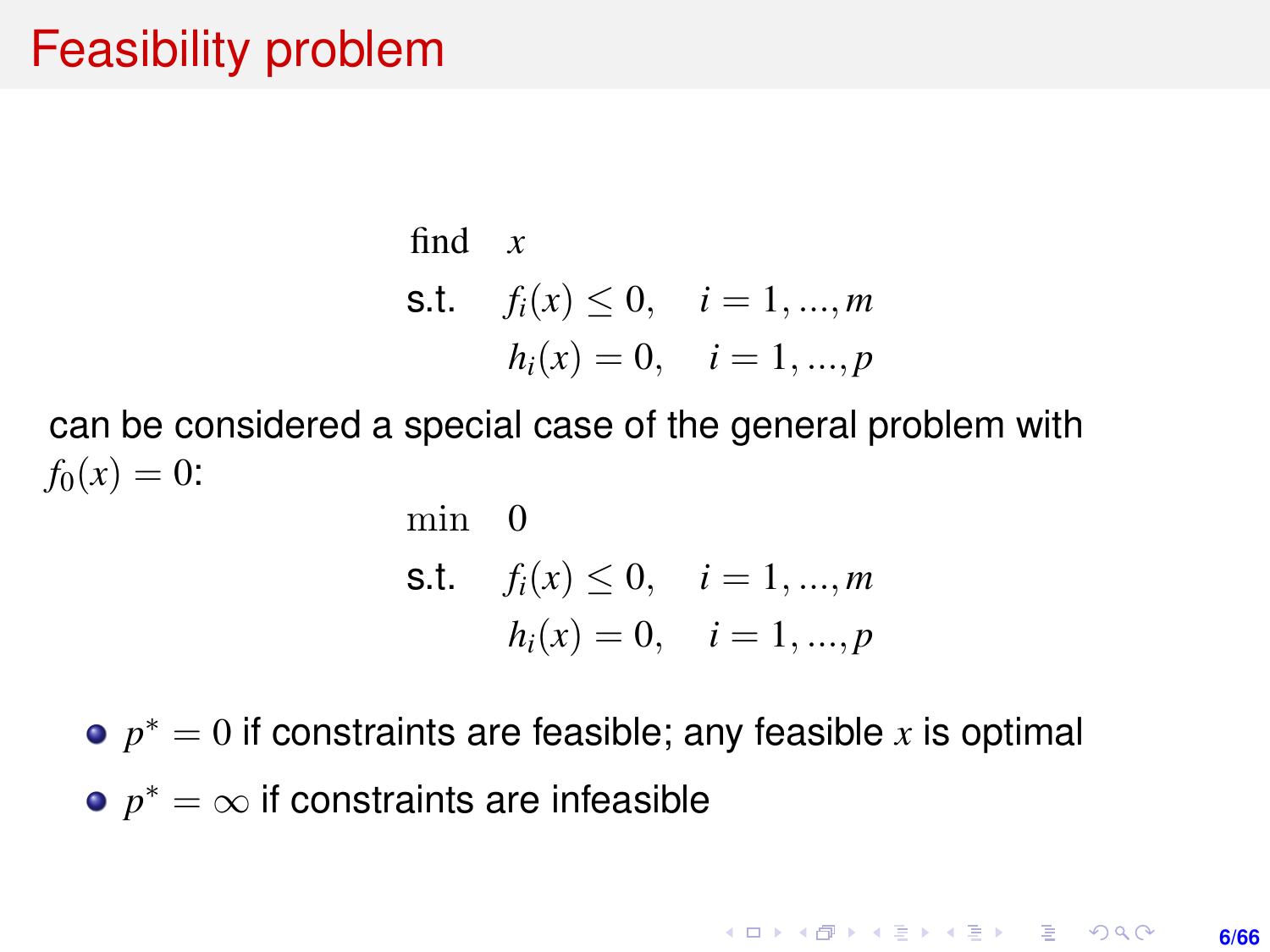# Feasibility problem

$$
\begin{aligned}
\text{find} \quad & x \\
\text{s.t.} \quad & f_i(x) \leq 0, \quad i = 1, ..., m \\
& h_i(x) = 0, \quad i = 1, ..., p
\end{aligned}
$$

can be considered a special case of the general problem with $f_0(x) = 0$:

$$
\begin{aligned}
\min \quad & 0 \\
\text{s.t.} \quad & f_i(x) \leq 0, \quad i = 1, ..., m \\
& h_i(x) = 0, \quad i = 1, ..., p
\end{aligned}
$$

- $p^* = 0$ if constraints are feasible; any feasible $x$ is optimal
- $p^* = \infty$ if constraints are infeasible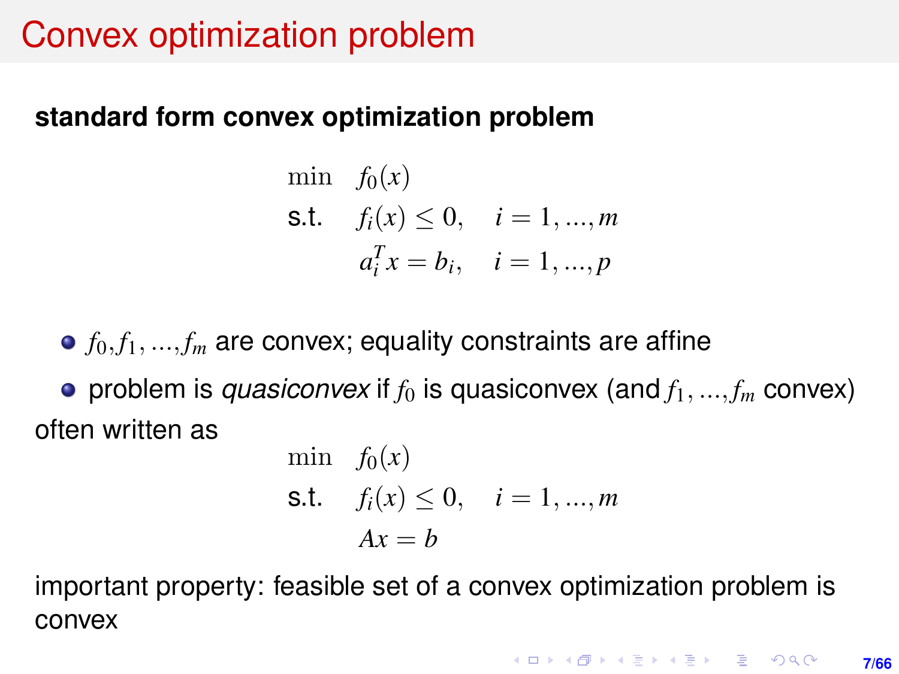# Convex optimization problem

**standard form convex optimization problem**

$$
\begin{aligned}
\min \quad & f_0(x) \\
\text{s.t.} \quad & f_i(x) \le 0, \quad i = 1, ..., m \\
& a_i^T x = b_i, \quad i = 1, ..., p
\end{aligned}
$$

- $f_0, f_1, ..., f_m$ are convex; equality constraints are affine
- problem is *quasiconvex* if $f_0$ is quasiconvex (and $f_1, ..., f_m$ convex)

often written as

$$
\begin{aligned}
\min \quad & f_0(x) \\
\text{s.t.} \quad & f_i(x) \le 0, \quad i = 1, ..., m \\
& Ax = b
\end{aligned}
$$

important property: feasible set of a convex optimization problem is convex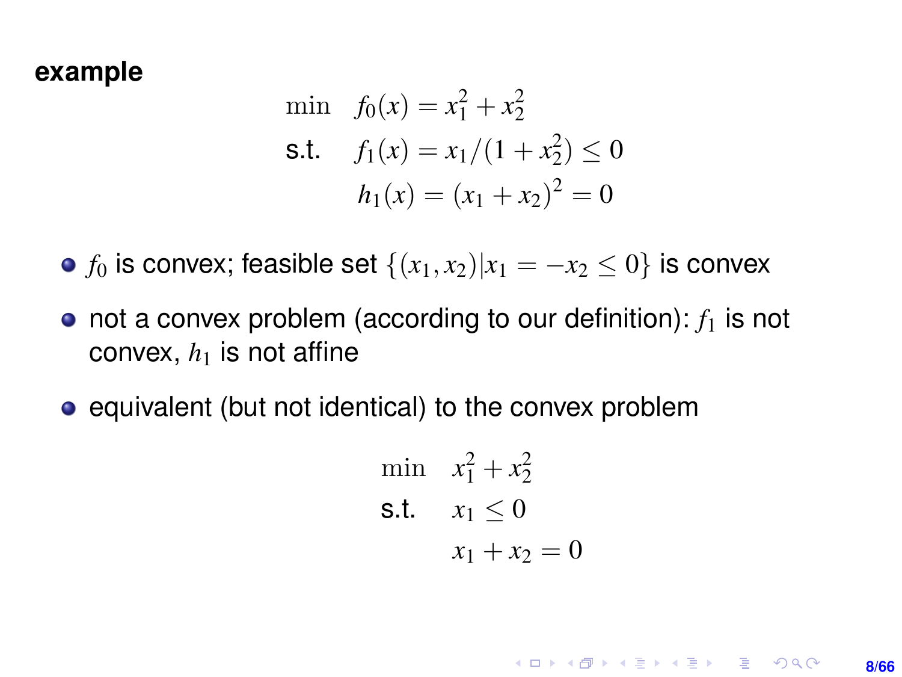**example**

$$
\begin{array}{ll}
\min & f_0(x) = x_1^2 + x_2^2 \\
\text{s.t.} & f_1(x) = x_1/(1 + x_2^2) \leq 0 \\
 & h_1(x) = (x_1 + x_2)^2 = 0
\end{array}
$$

- $f_0$ is convex; feasible set $\{(x_1, x_2) | x_1 = -x_2 \leq 0\}$ is convex
- not a convex problem (according to our definition): $f_1$ is not convex, $h_1$ is not affine
- equivalent (but not identical) to the convex problem

$$
\begin{array}{ll}
\min & x_1^2 + x_2^2 \\
\text{s.t.} & x_1 \leq 0 \\
 & x_1 + x_2 = 0
\end{array}
$$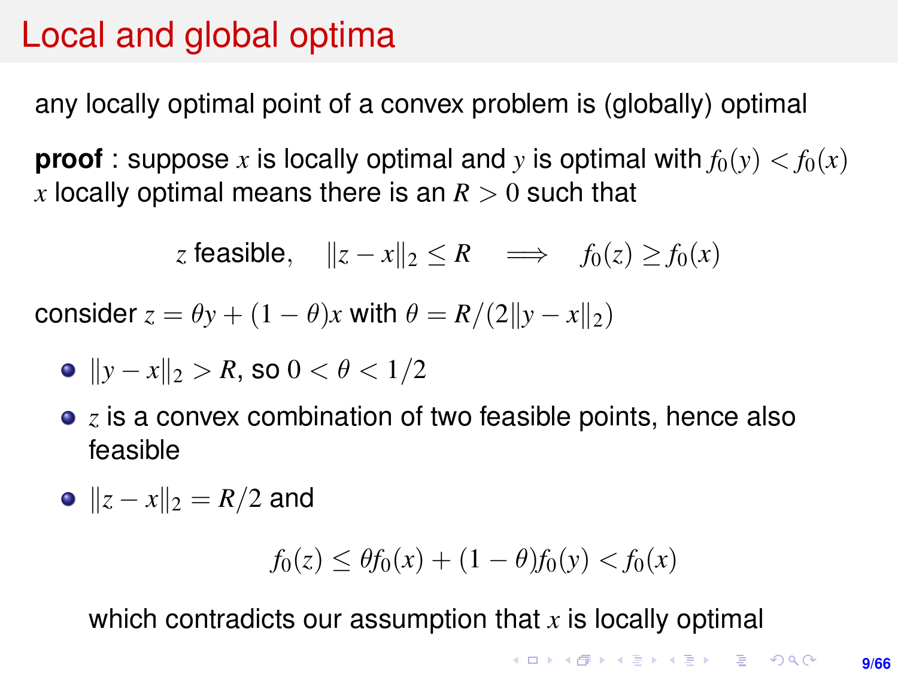# Local and global optima

any locally optimal point of a convex problem is (globally) optimal

**proof** : suppose $x$ is locally optimal and $y$ is optimal with $f_0(y) < f_0(x)$
$x$ locally optimal means there is an $R > 0$ such that

$$z \text{ feasible}, \quad \|z - x\|_2 \leq R \quad \Longrightarrow \quad f_0(z) \geq f_0(x)$$

consider $z = \theta y + (1 - \theta)x$ with $\theta = R/(2\|y - x\|_2)$

- $\|y - x\|_2 > R$, so $0 < \theta < 1/2$
- $z$ is a convex combination of two feasible points, hence also feasible
- $\|z - x\|_2 = R/2$ and

$$f_0(z) \leq \theta f_0(x) + (1 - \theta) f_0(y) < f_0(x)$$

  which contradicts our assumption that $x$ is locally optimal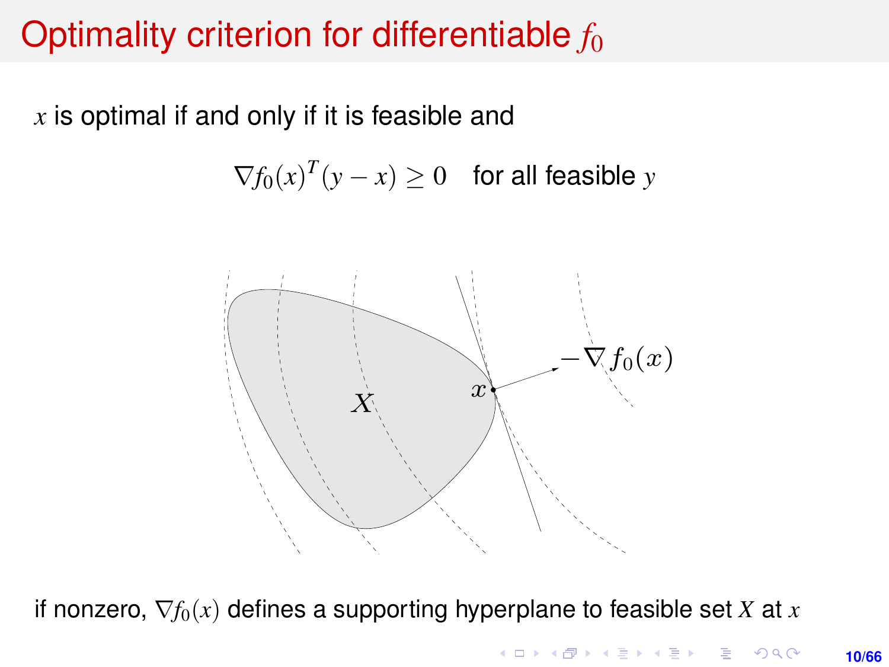# Optimality criterion for differentiable $f_0$

$x$ is optimal if and only if it is feasible and

$$\nabla f_0(x)^T(y - x) \geq 0 \quad \text{for all feasible } y$$

if nonzero, $\nabla f_0(x)$ defines a supporting hyperplane to feasible set $X$ at $x$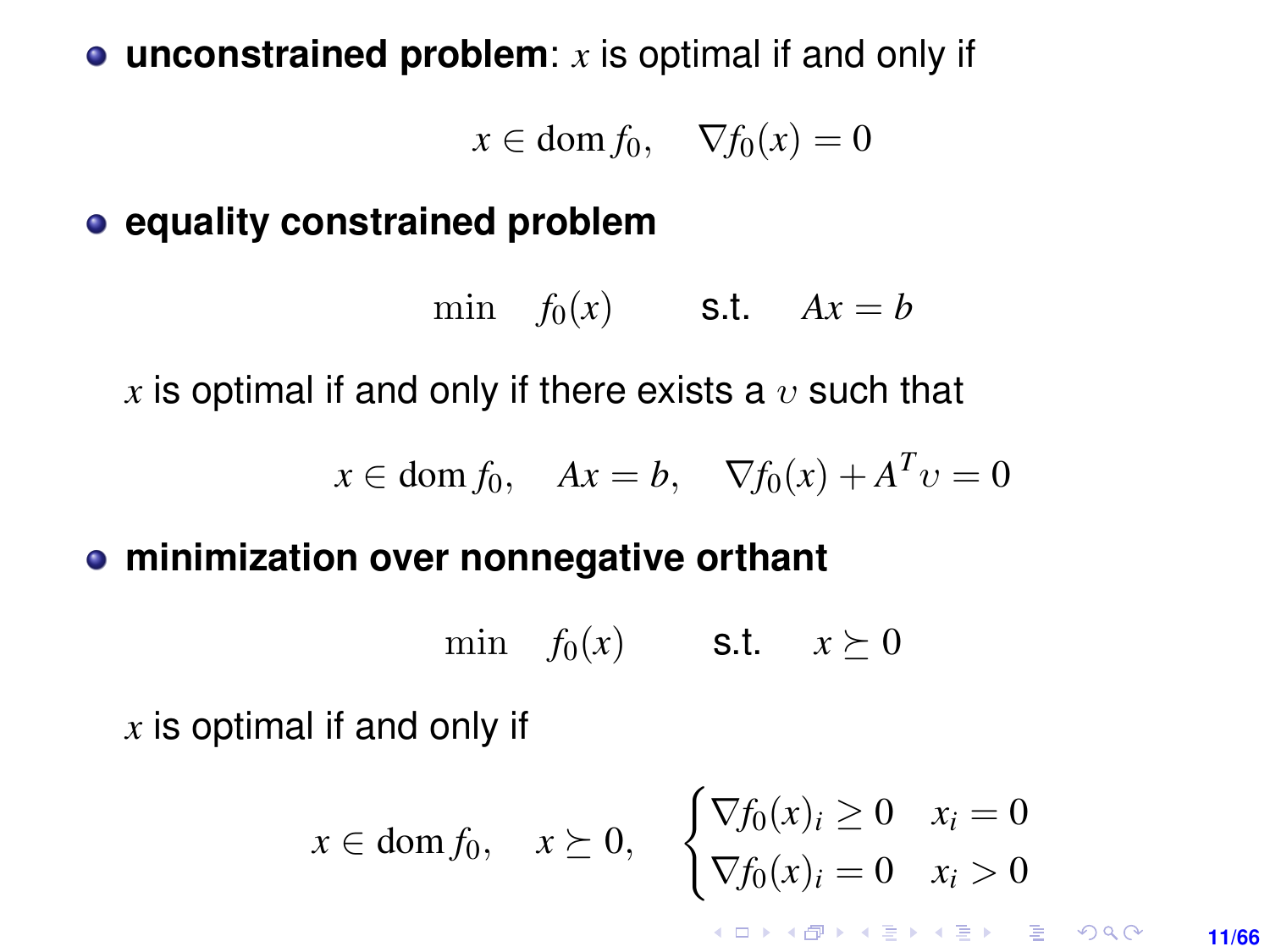- **unconstrained problem**: $x$ is optimal if and only if

$$x \in \operatorname{dom} f_0, \quad \nabla f_0(x) = 0$$

- **equality constrained problem**

$$\min \quad f_0(x) \qquad \text{s.t.} \quad Ax = b$$

  $x$ is optimal if and only if there exists a $\upsilon$ such that

$$x \in \operatorname{dom} f_0, \quad Ax = b, \quad \nabla f_0(x) + A^T \upsilon = 0$$

- **minimization over nonnegative orthant**

$$\min \quad f_0(x) \qquad \text{s.t.} \quad x \succeq 0$$

  $x$ is optimal if and only if

$$x \in \operatorname{dom} f_0, \quad x \succeq 0, \quad \begin{cases} \nabla f_0(x)_i \geq 0 & x_i = 0 \\ \nabla f_0(x)_i = 0 & x_i > 0 \end{cases}$$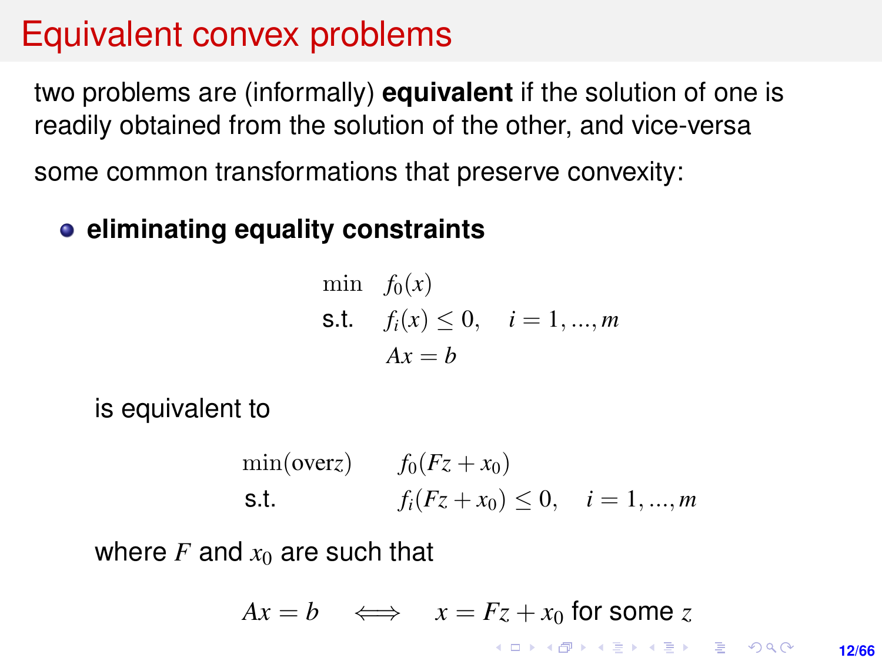# Equivalent convex problems

two problems are (informally) **equivalent** if the solution of one is readily obtained from the solution of the other, and vice-versa

some common transformations that preserve convexity:

- **eliminating equality constraints**

$$
\begin{array}{ll}
\min & f_0(x) \\
\text{s.t.} & f_i(x) \leq 0, \quad i = 1, ..., m \\
 & Ax = b
\end{array}
$$

  is equivalent to

$$
\begin{array}{ll}
\min(\text{over} z) & f_0(Fz + x_0) \\
\text{s.t.} & f_i(Fz + x_0) \leq 0, \quad i = 1, ..., m
\end{array}
$$

  where $F$ and $x_0$ are such that

$$
Ax = b \quad \Longleftrightarrow \quad x = Fz + x_0 \text{ for some } z
$$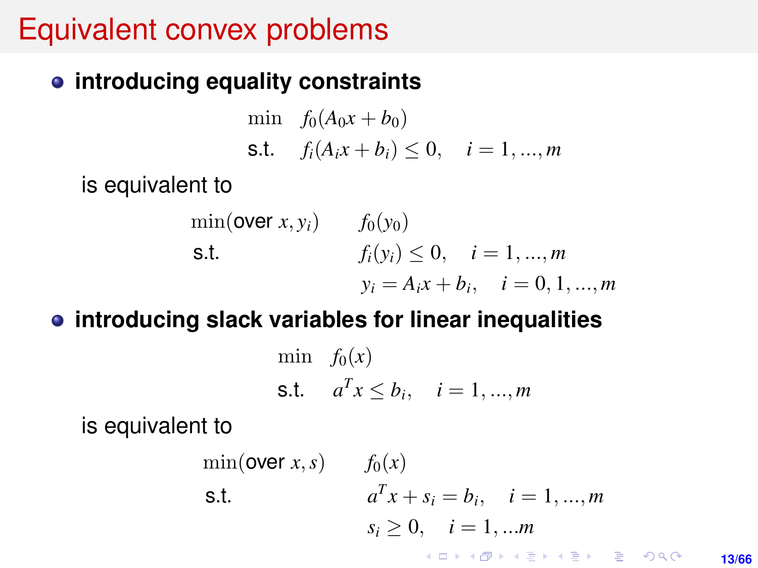# Equivalent convex problems

- **introducing equality constraints**

$$
\begin{aligned}
\min \quad & f_0(A_0x + b_0) \\
\text{s.t.} \quad & f_i(A_ix + b_i) \leq 0, \quad i = 1, ..., m
\end{aligned}
$$

  is equivalent to

$$
\begin{aligned}
\min(\text{over } x, y_i) \quad & f_0(y_0) \\
\text{s.t.} \quad & f_i(y_i) \leq 0, \quad i = 1, ..., m \\
& y_i = A_ix + b_i, \quad i = 0, 1, ..., m
\end{aligned}
$$

- **introducing slack variables for linear inequalities**

$$
\begin{aligned}
\min \quad & f_0(x) \\
\text{s.t.} \quad & a^T x \leq b_i, \quad i = 1, ..., m
\end{aligned}
$$

  is equivalent to

$$
\begin{aligned}
\min(\text{over } x, s) \quad & f_0(x) \\
\text{s.t.} \quad & a^T x + s_i = b_i, \quad i = 1, ..., m \\
& s_i \geq 0, \quad i = 1, ...m
\end{aligned}
$$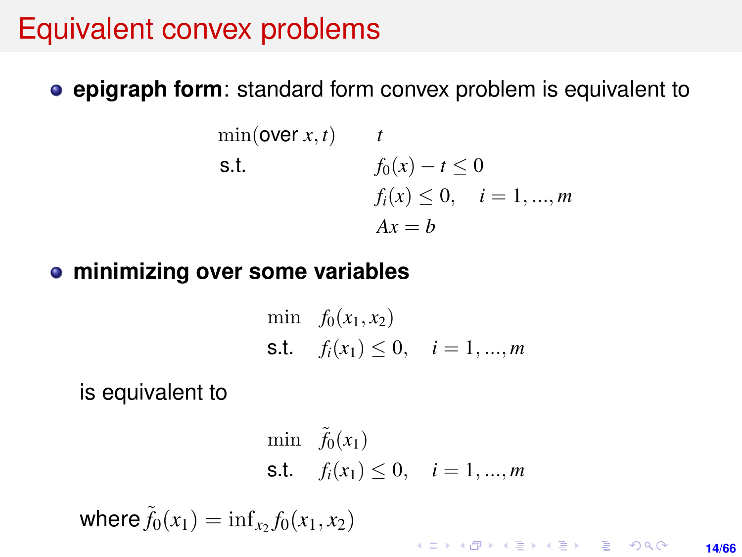# Equivalent convex problems

- **epigraph form**: standard form convex problem is equivalent to

$$
\begin{array}{ll}
\min(\text{over } x, t) & t \\
\text{s.t.} & f_0(x) - t \leq 0 \\
& f_i(x) \leq 0, \quad i = 1, ..., m \\
& Ax = b
\end{array}
$$

- **minimizing over some variables**

$$
\begin{array}{ll}
\min & f_0(x_1, x_2) \\
\text{s.t.} & f_i(x_1) \leq 0, \quad i = 1, ..., m
\end{array}
$$

is equivalent to

$$
\begin{array}{ll}
\min & \tilde{f}_0(x_1) \\
\text{s.t.} & f_i(x_1) \leq 0, \quad i = 1, ..., m
\end{array}
$$

where $\tilde{f}_0(x_1) = \inf_{x_2} f_0(x_1, x_2)$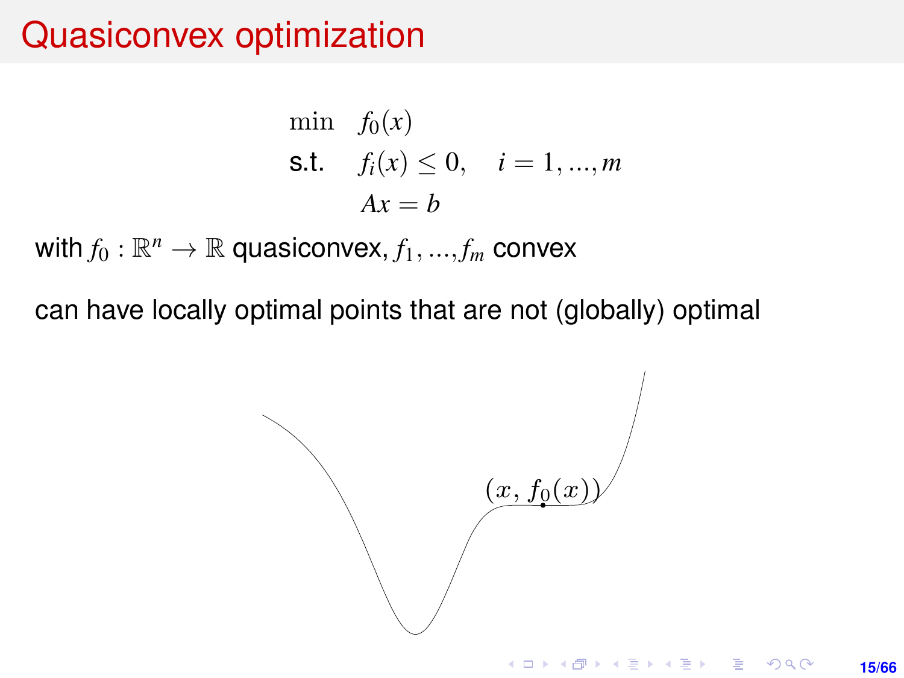# Quasiconvex optimization

$$
\begin{aligned}
\min \quad & f_0(x) \\
\text{s.t.} \quad & f_i(x) \leq 0, \quad i = 1, ..., m \\
& Ax = b
\end{aligned}
$$

with $f_0 : \mathbb{R}^n \to \mathbb{R}$ quasiconvex, $f_1, ..., f_m$ convex

can have locally optimal points that are not (globally) optimal

$(x, f_0(x))$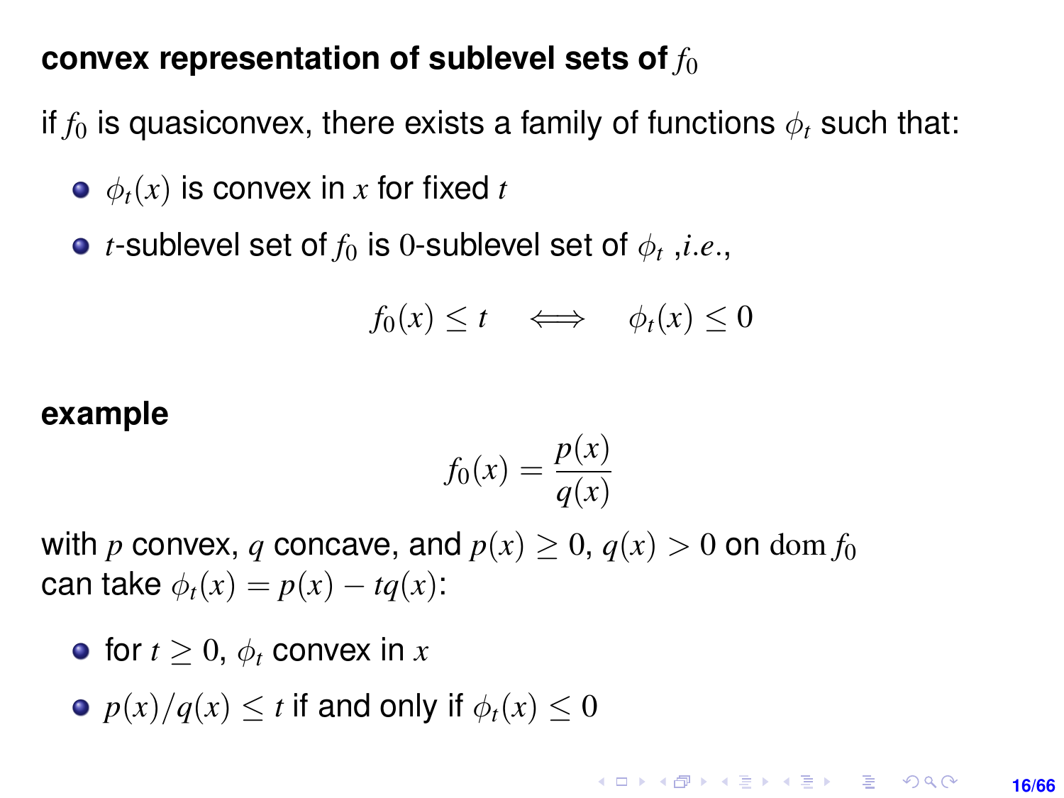**convex representation of sublevel sets of $f_0$**

if $f_0$ is quasiconvex, there exists a family of functions $\phi_t$ such that:

- $\phi_t(x)$ is convex in $x$ for fixed $t$
- $t$-sublevel set of $f_0$ is $0$-sublevel set of $\phi_t$ ,*i.e.*,

$$f_0(x) \leq t \quad \Longleftrightarrow \quad \phi_t(x) \leq 0$$

**example**

$$f_0(x) = \frac{p(x)}{q(x)}$$

with $p$ convex, $q$ concave, and $p(x) \geq 0$, $q(x) > 0$ on $\mathbf{dom}\, f_0$
can take $\phi_t(x) = p(x) - tq(x)$:

- for $t \geq 0$, $\phi_t$ convex in $x$
- $p(x)/q(x) \leq t$ if and only if $\phi_t(x) \leq 0$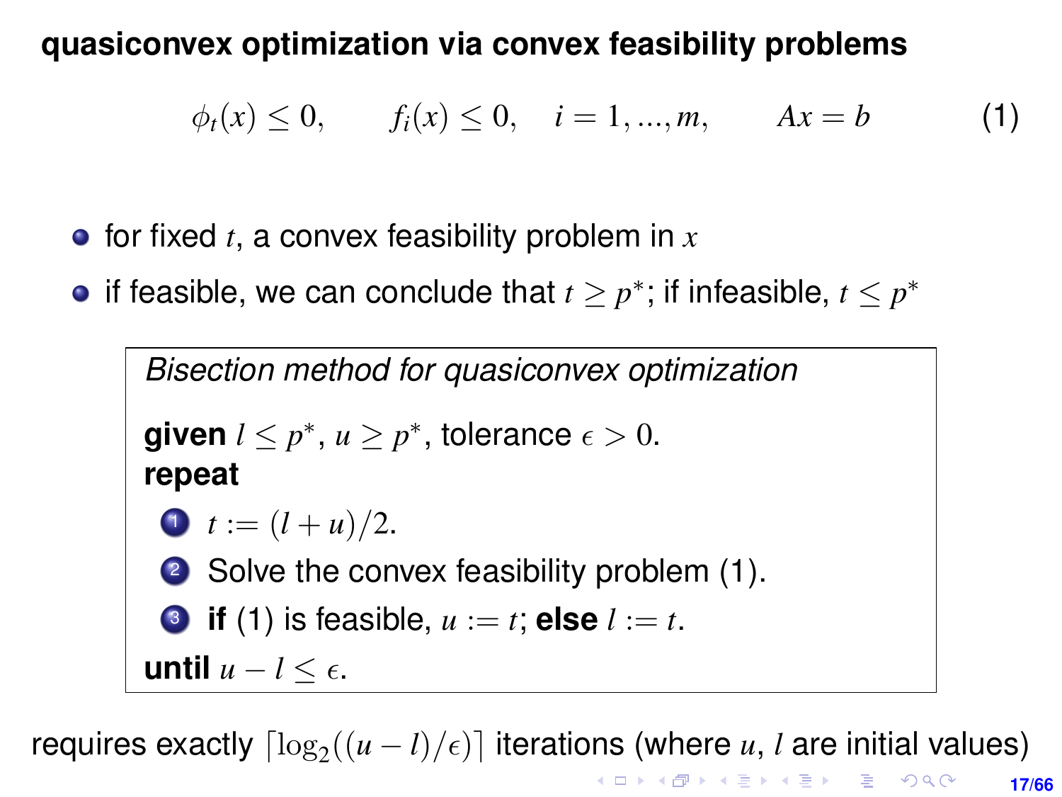**quasiconvex optimization via convex feasibility problems**

$$\phi_t(x) \leq 0, \qquad f_i(x) \leq 0, \quad i = 1, ..., m, \qquad Ax = b \tag{1}$$

- for fixed $t$, a convex feasibility problem in $x$
- if feasible, we can conclude that $t \geq p^*$; if infeasible, $t \leq p^*$

> *Bisection method for quasiconvex optimization*
>
> **given** $l \leq p^*$, $u \geq p^*$, tolerance $\epsilon > 0$.
> **repeat**
>
> 1. $t := (l + u)/2$.
> 2. Solve the convex feasibility problem (1).
> 3. **if** (1) is feasible, $u := t$; **else** $l := t$.
>
> **until** $u - l \leq \epsilon$.

requires exactly $\lceil \log_2((u - l)/\epsilon) \rceil$ iterations (where $u$, $l$ are initial values)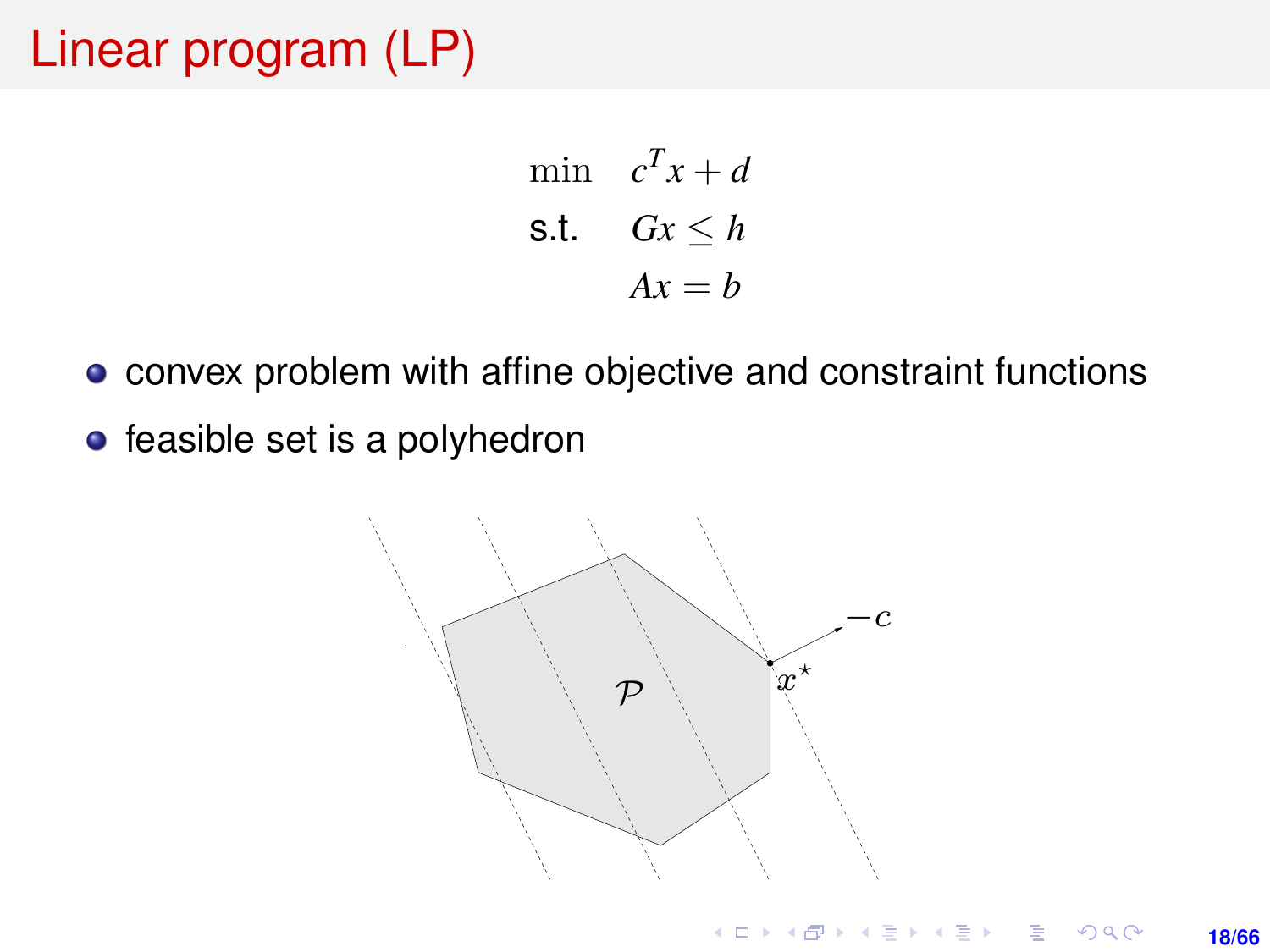# Linear program (LP)

$$
\begin{aligned}
\min \quad & c^T x + d \\
\text{s.t.} \quad & Gx \leq h \\
& Ax = b
\end{aligned}
$$

- convex problem with affine objective and constraint functions
- feasible set is a polyhedron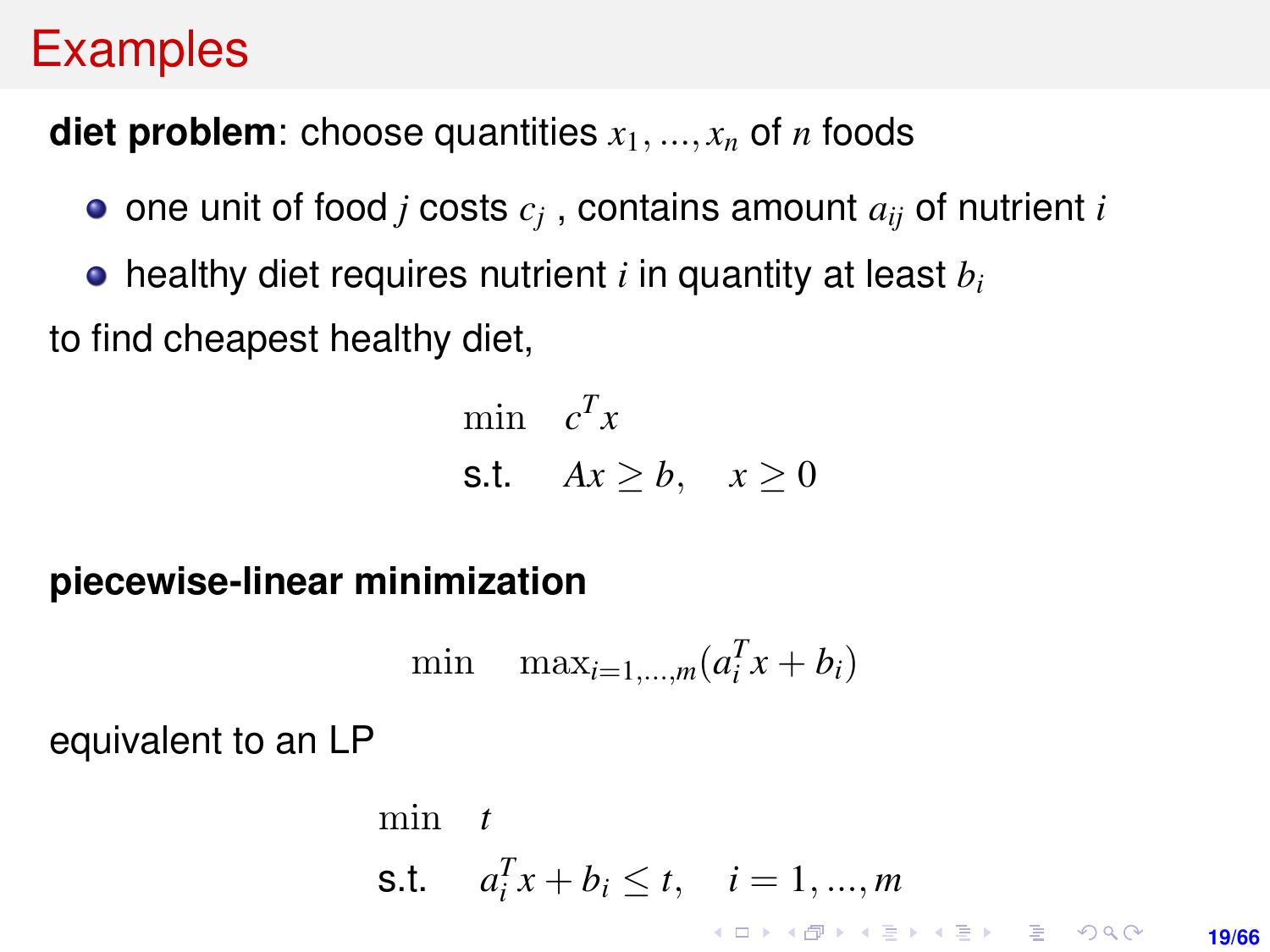# Examples

**diet problem**: choose quantities $x_1, ..., x_n$ of $n$ foods

- one unit of food $j$ costs $c_j$ , contains amount $a_{ij}$ of nutrient $i$
- healthy diet requires nutrient $i$ in quantity at least $b_i$

to find cheapest healthy diet,

$$
\begin{array}{ll}
\min & c^T x \\
\text{s.t.} & Ax \geq b, \quad x \geq 0
\end{array}
$$

**piecewise-linear minimization**

$$
\min \quad \max_{i=1,\ldots,m}(a_i^T x + b_i)
$$

equivalent to an LP

$$
\begin{array}{ll}
\min & t \\
\text{s.t.} & a_i^T x + b_i \leq t, \quad i = 1, ..., m
\end{array}
$$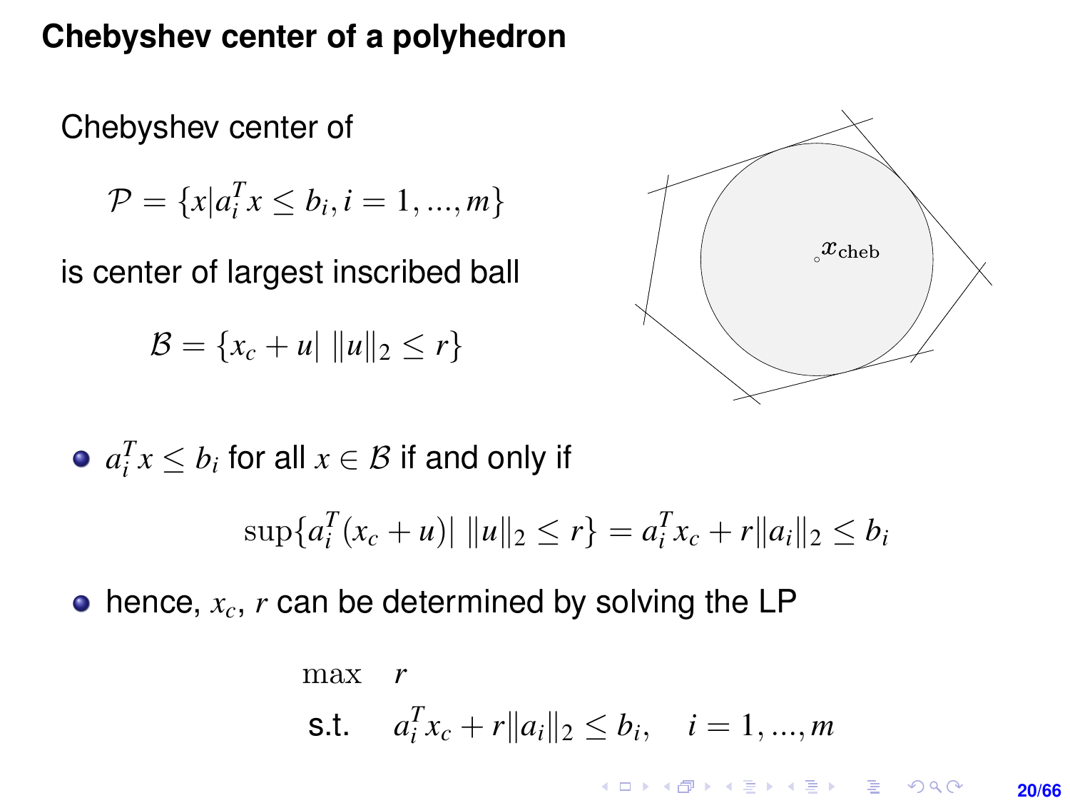# Chebyshev center of a polyhedron

Chebyshev center of

$$\mathcal{P} = \{x | a_i^T x \leq b_i, i = 1, \ldots, m\}$$

is center of largest inscribed ball

$$\mathcal{B} = \{x_c + u | \; \|u\|_2 \leq r\}$$

- $a_i^T x \leq b_i$ for all $x \in \mathcal{B}$ if and only if

$$\sup\{a_i^T(x_c + u) | \; \|u\|_2 \leq r\} = a_i^T x_c + r\|a_i\|_2 \leq b_i$$

- hence, $x_c$, $r$ can be determined by solving the LP

$$\begin{array}{ll} \max & r \\ \text{s.t.} & a_i^T x_c + r\|a_i\|_2 \leq b_i, \quad i = 1, \ldots, m \end{array}$$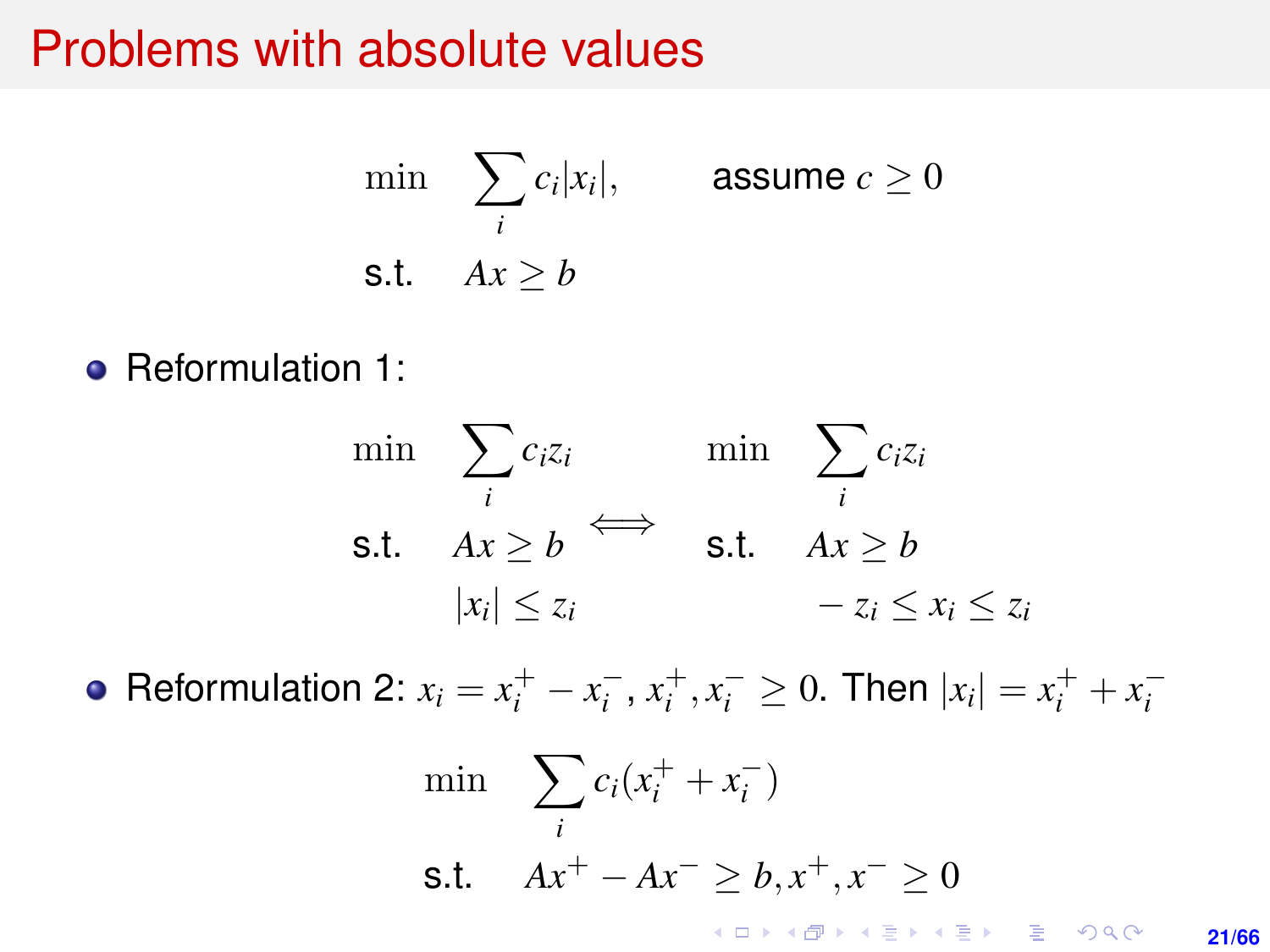# Problems with absolute values

$$
\begin{aligned}
\min \quad & \sum_i c_i |x_i|, \qquad \text{assume } c \geq 0 \\
\text{s.t.} \quad & Ax \geq b
\end{aligned}
$$

- Reformulation 1:

$$
\begin{aligned}
\min \quad & \sum_i c_i z_i \\
\text{s.t.} \quad & Ax \geq b \\
& |x_i| \leq z_i
\end{aligned}
\quad \Longleftrightarrow \quad
\begin{aligned}
\min \quad & \sum_i c_i z_i \\
\text{s.t.} \quad & Ax \geq b \\
& -z_i \leq x_i \leq z_i
\end{aligned}
$$

- Reformulation 2: $x_i = x_i^+ - x_i^-$, $x_i^+, x_i^- \geq 0$. Then $|x_i| = x_i^+ + x_i^-$

$$
\begin{aligned}
\min \quad & \sum_i c_i (x_i^+ + x_i^-) \\
\text{s.t.} \quad & Ax^+ - Ax^- \geq b, x^+, x^- \geq 0
\end{aligned}
$$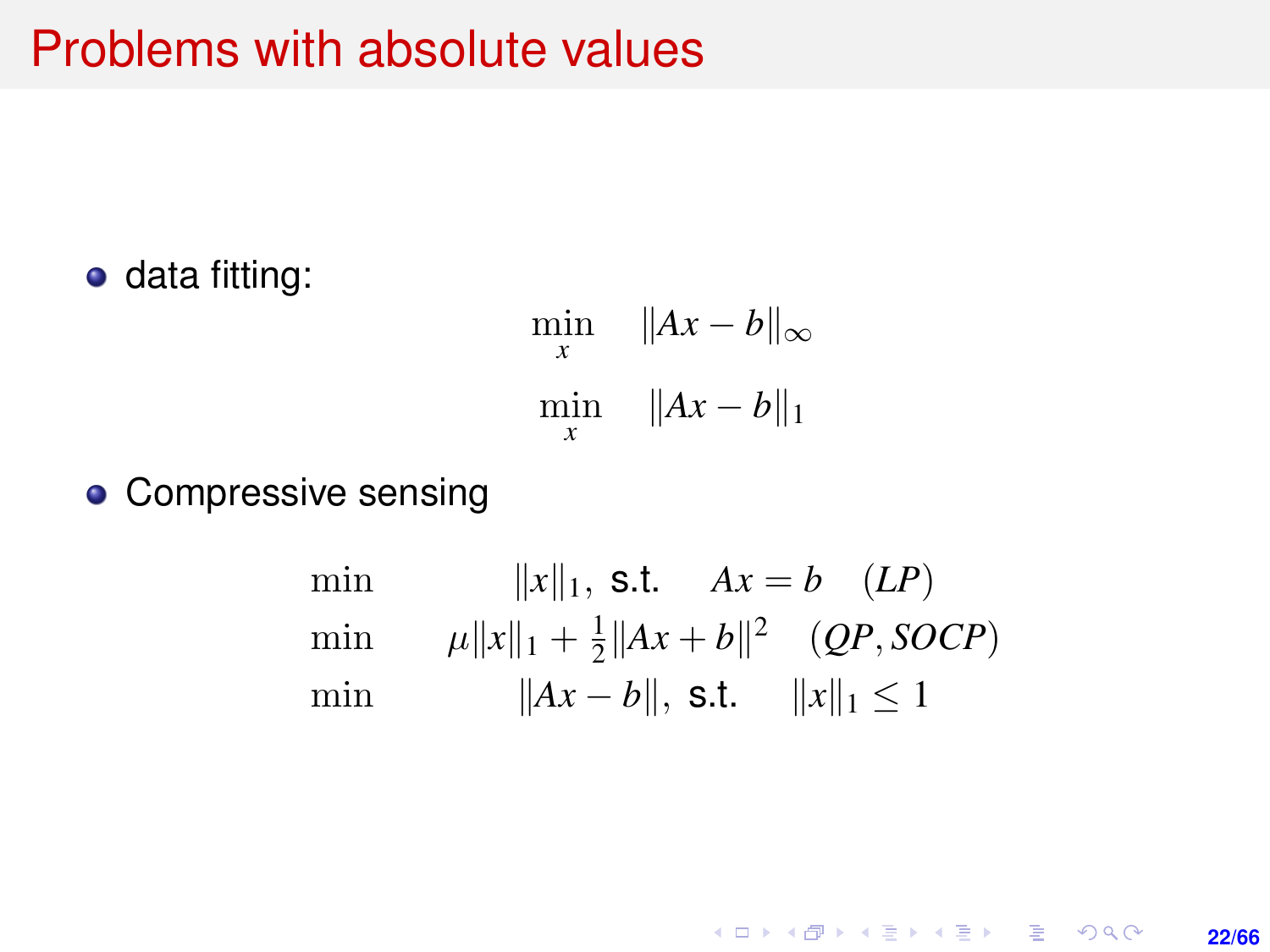# Problems with absolute values

- data fitting:

$$\min_x \quad \|Ax - b\|_\infty$$

$$\min_x \quad \|Ax - b\|_1$$

- Compressive sensing

$$\begin{array}{ll} \min & \|x\|_1, \text{ s.t. } \quad Ax = b \quad (LP) \\ \min & \mu\|x\|_1 + \frac{1}{2}\|Ax + b\|^2 \quad (QP, SOCP) \\ \min & \|Ax - b\|, \text{ s.t. } \quad \|x\|_1 \leq 1 \end{array}$$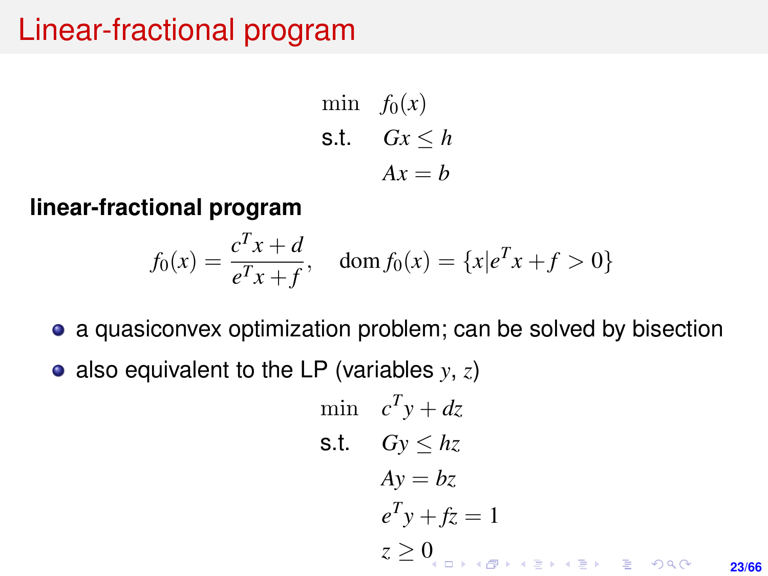# Linear-fractional program

$$
\begin{aligned}
\min \quad & f_0(x) \\
\text{s.t.} \quad & Gx \le h \\
& Ax = b
\end{aligned}
$$

**linear-fractional program**

$$
f_0(x) = \frac{c^T x + d}{e^T x + f}, \quad \operatorname{dom} f_0(x) = \{x | e^T x + f > 0\}
$$

- a quasiconvex optimization problem; can be solved by bisection
- also equivalent to the LP (variables $y$, $z$)

$$
\begin{aligned}
\min \quad & c^T y + dz \\
\text{s.t.} \quad & Gy \le hz \\
& Ay = bz \\
& e^T y + fz = 1 \\
& z \ge 0
\end{aligned}
$$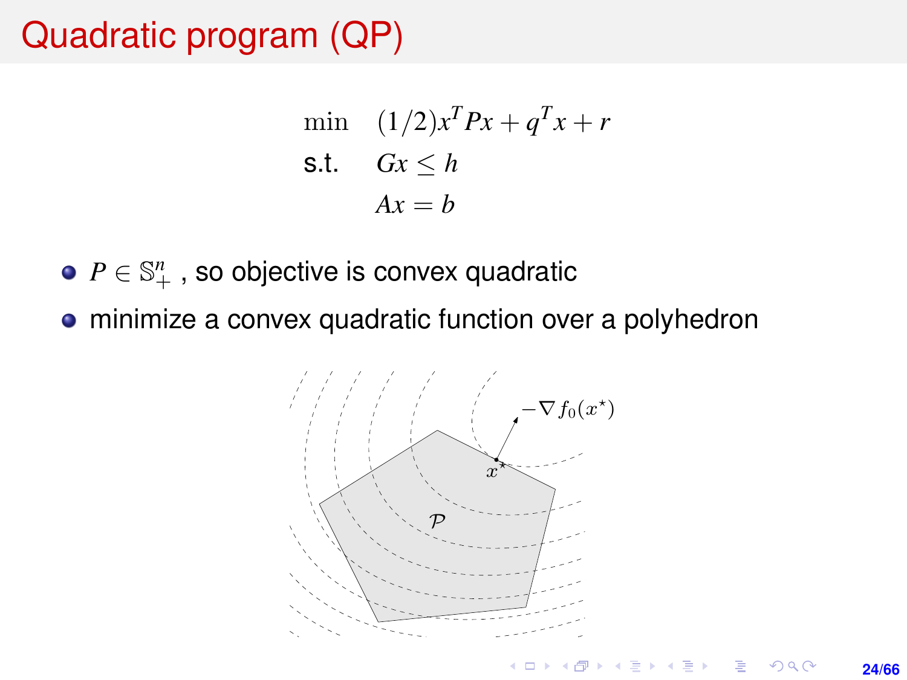# Quadratic program (QP)

$$
\begin{aligned}
\min \quad & (1/2)x^T P x + q^T x + r \\
\text{s.t.} \quad & Gx \leq h \\
& Ax = b
\end{aligned}
$$

- $P \in \mathbb{S}^n_+$ , so objective is convex quadratic
- minimize a convex quadratic function over a polyhedron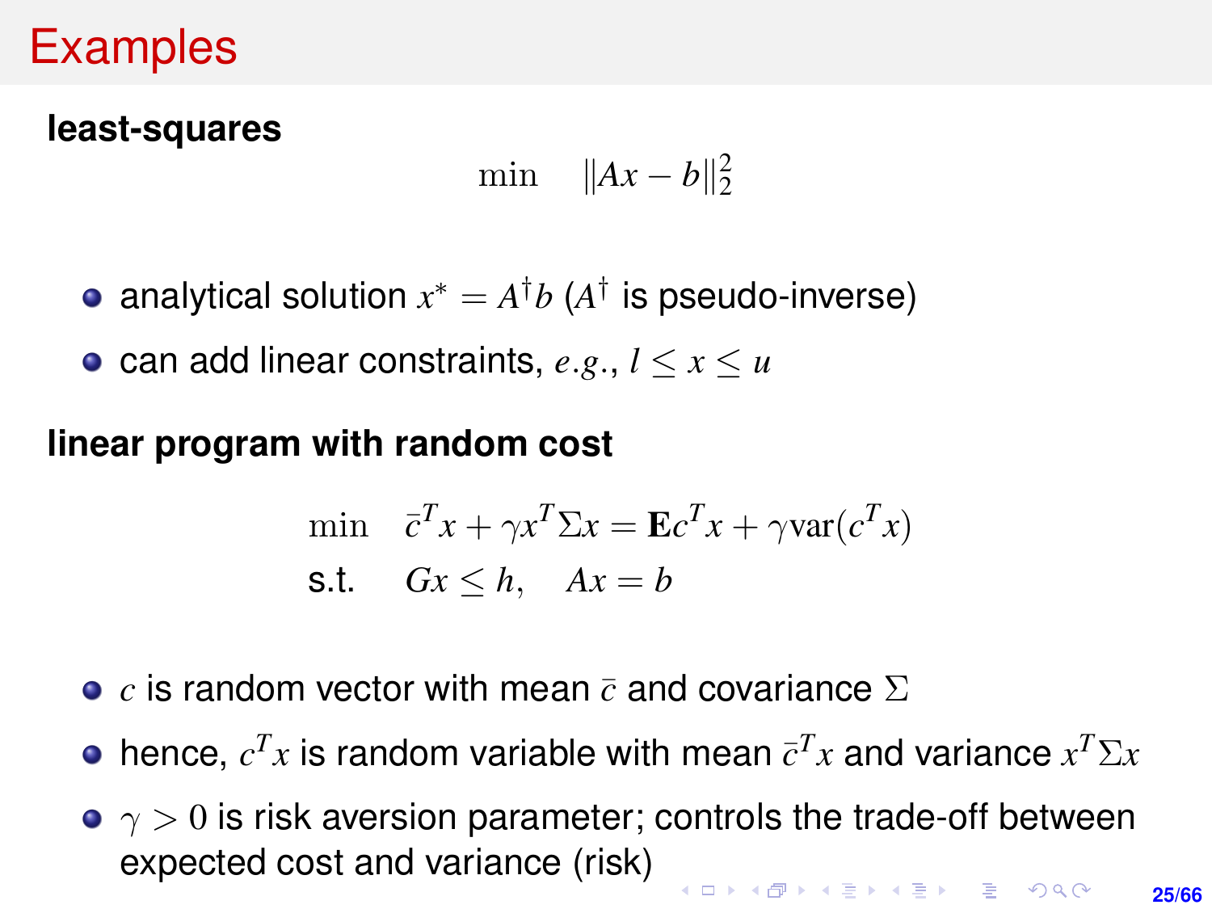# Examples

**least-squares**

$$\min \quad \|Ax - b\|_2^2$$

- analytical solution $x^* = A^\dagger b$ ($A^\dagger$ is pseudo-inverse)
- can add linear constraints, *e.g.*, $l \leq x \leq u$

**linear program with random cost**

$$\begin{array}{ll} \min & \bar{c}^T x + \gamma x^T \Sigma x = \mathbf{E} c^T x + \gamma \mathrm{var}(c^T x) \\ \text{s.t.} & Gx \leq h, \quad Ax = b \end{array}$$

- $c$ is random vector with mean $\bar{c}$ and covariance $\Sigma$
- hence, $c^T x$ is random variable with mean $\bar{c}^T x$ and variance $x^T \Sigma x$
- $\gamma > 0$ is risk aversion parameter; controls the trade-off between expected cost and variance (risk)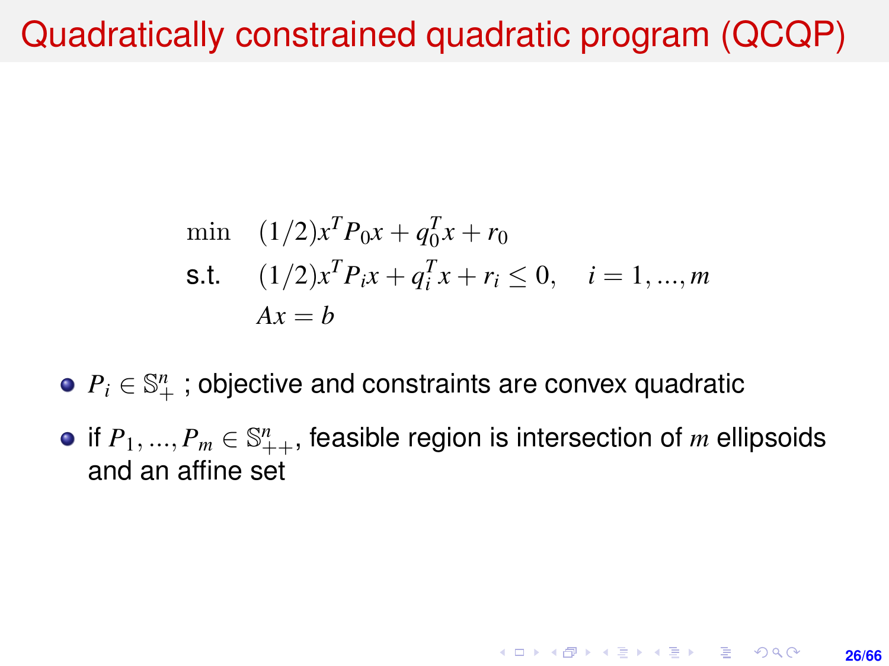# Quadratically constrained quadratic program (QCQP)

$$
\begin{aligned}
\min \quad & (1/2)x^T P_0 x + q_0^T x + r_0 \\
\text{s.t.} \quad & (1/2)x^T P_i x + q_i^T x + r_i \leq 0, \quad i = 1, ..., m \\
& Ax = b
\end{aligned}
$$

- $P_i \in \mathbb{S}^n_+$ ; objective and constraints are convex quadratic
- if $P_1, ..., P_m \in \mathbb{S}^n_{++}$, feasible region is intersection of $m$ ellipsoids and an affine set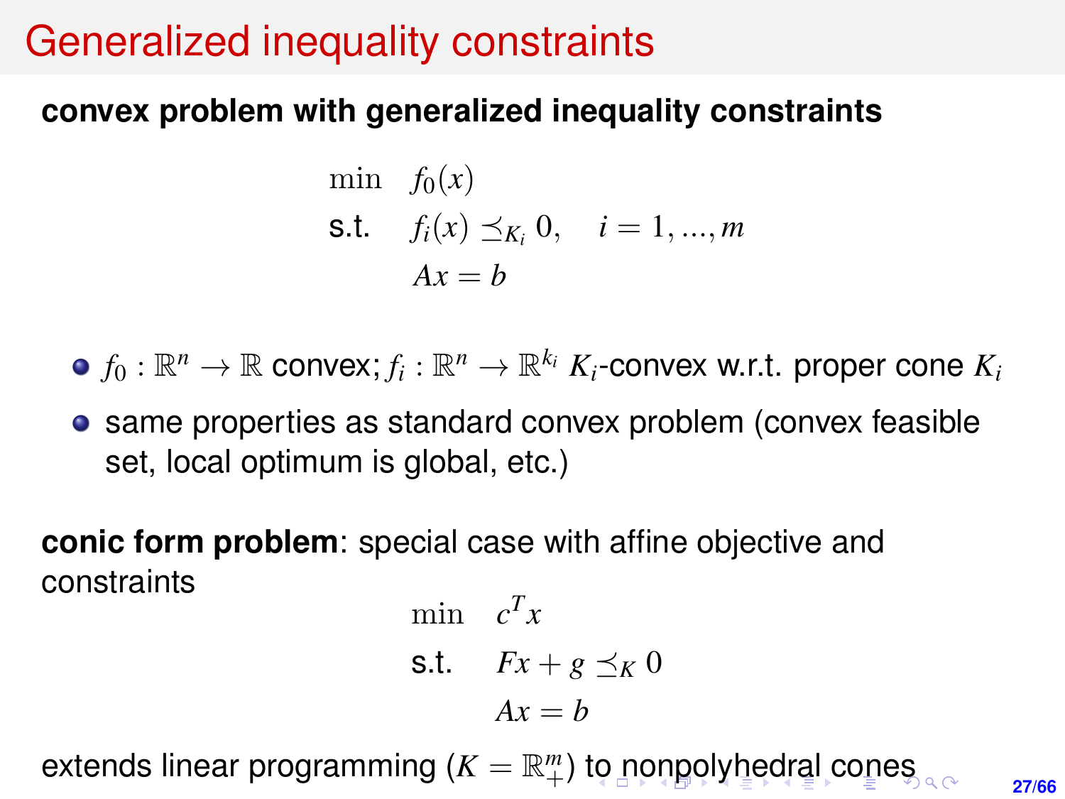# Generalized inequality constraints

**convex problem with generalized inequality constraints**

$$
\begin{aligned}
\min \quad & f_0(x) \\
\text{s.t.} \quad & f_i(x) \preceq_{K_i} 0, \quad i = 1, ..., m \\
& Ax = b
\end{aligned}
$$

- $f_0 : \mathbb{R}^n \to \mathbb{R}$ convex; $f_i : \mathbb{R}^n \to \mathbb{R}^{k_i}$ $K_i$-convex w.r.t. proper cone $K_i$
- same properties as standard convex problem (convex feasible set, local optimum is global, etc.)

**conic form problem**: special case with affine objective and constraints

$$
\begin{aligned}
\min \quad & c^T x \\
\text{s.t.} \quad & Fx + g \preceq_K 0 \\
& Ax = b
\end{aligned}
$$

extends linear programming ($K = \mathbb{R}^m_+$) to nonpolyhedral cones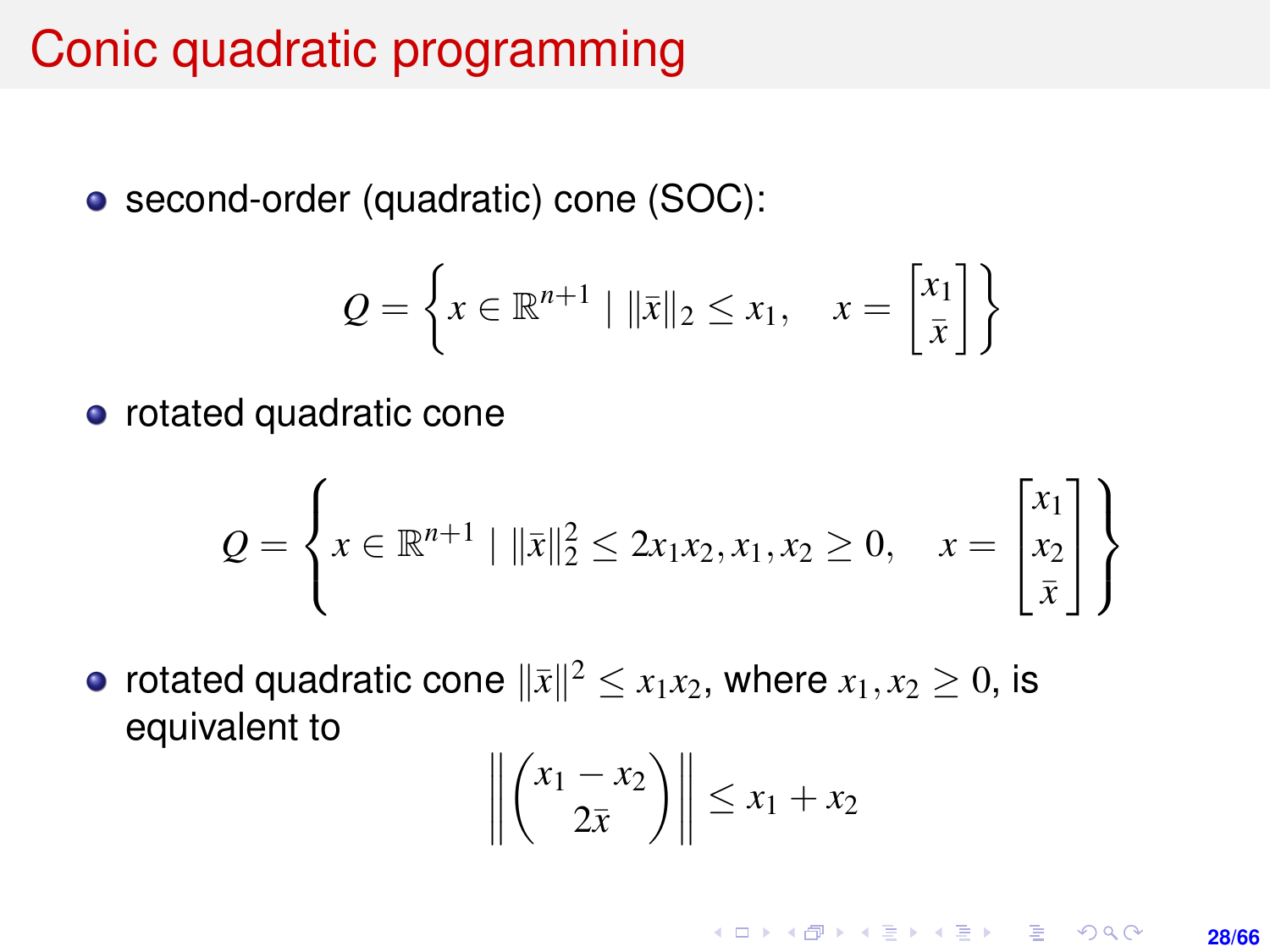# Conic quadratic programming

- second-order (quadratic) cone (SOC):

$$Q = \left\{ x \in \mathbb{R}^{n+1} \mid \|\bar{x}\|_2 \leq x_1, \quad x = \begin{bmatrix} x_1 \\ \bar{x} \end{bmatrix} \right\}$$

- rotated quadratic cone

$$Q = \left\{ x \in \mathbb{R}^{n+1} \mid \|\bar{x}\|_2^2 \leq 2x_1x_2, x_1, x_2 \geq 0, \quad x = \begin{bmatrix} x_1 \\ x_2 \\ \bar{x} \end{bmatrix} \right\}$$

- rotated quadratic cone $\|\bar{x}\|^2 \leq x_1x_2$, where $x_1, x_2 \geq 0$, is equivalent to

$$\left\| \begin{pmatrix} x_1 - x_2 \\ 2\bar{x} \end{pmatrix} \right\| \leq x_1 + x_2$$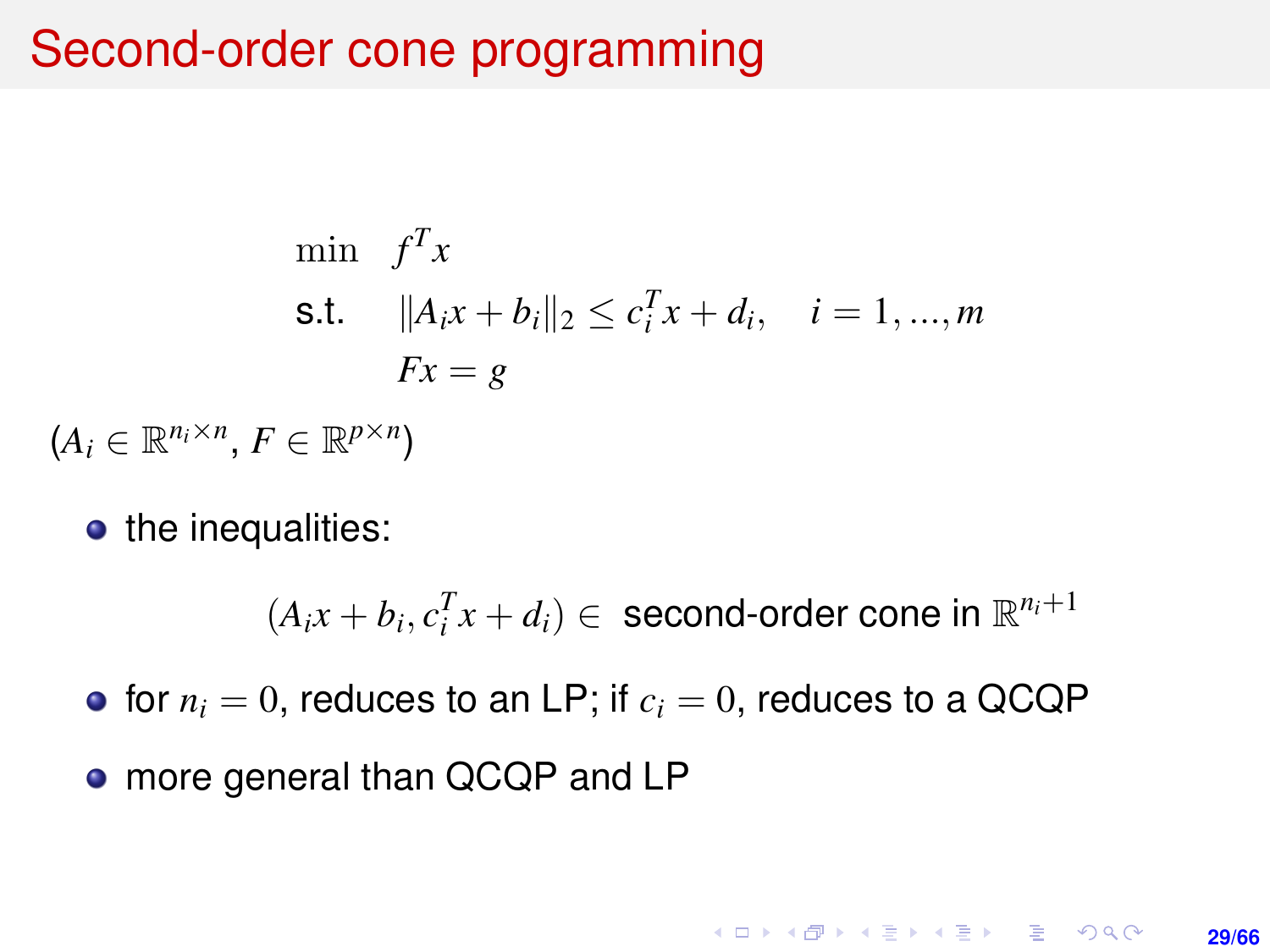# Second-order cone programming

$$
\begin{aligned}
\min \quad & f^T x \\
\text{s.t.} \quad & \|A_i x + b_i\|_2 \le c_i^T x + d_i, \quad i = 1, ..., m \\
& Fx = g
\end{aligned}
$$

($A_i \in \mathbb{R}^{n_i \times n}$, $F \in \mathbb{R}^{p \times n}$)

- the inequalities:

$$
(A_i x + b_i, c_i^T x + d_i) \in \text{ second-order cone in } \mathbb{R}^{n_i+1}
$$

- for $n_i = 0$, reduces to an LP; if $c_i = 0$, reduces to a QCQP
- more general than QCQP and LP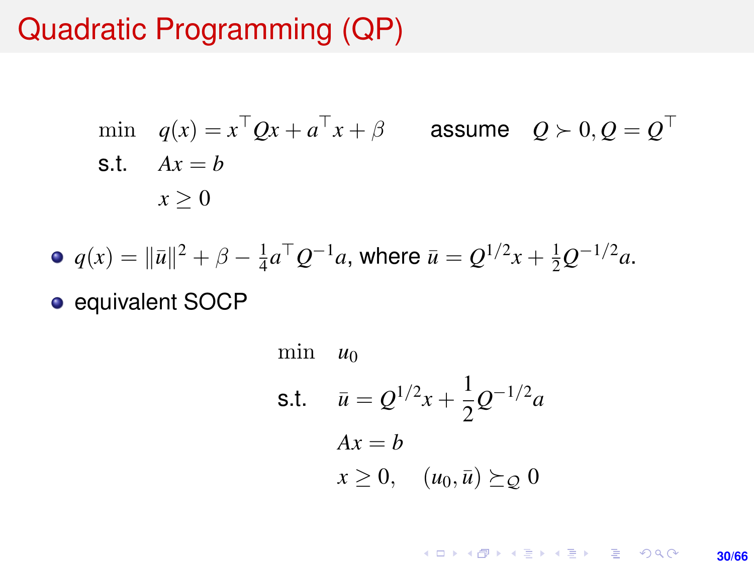# Quadratic Programming (QP)

$$
\begin{aligned}
\min \quad & q(x) = x^\top Q x + a^\top x + \beta \qquad \text{assume} \quad Q \succ 0, Q = Q^\top \\
\text{s.t.} \quad & Ax = b \\
& x \geq 0
\end{aligned}
$$

- $q(x) = \|\bar{u}\|^2 + \beta - \frac{1}{4} a^\top Q^{-1} a$, where $\bar{u} = Q^{1/2} x + \frac{1}{2} Q^{-1/2} a$.
- equivalent SOCP

$$
\begin{aligned}
\min \quad & u_0 \\
\text{s.t.} \quad & \bar{u} = Q^{1/2} x + \frac{1}{2} Q^{-1/2} a \\
& Ax = b \\
& x \geq 0, \quad (u_0, \bar{u}) \succeq_{\mathcal{Q}} 0
\end{aligned}
$$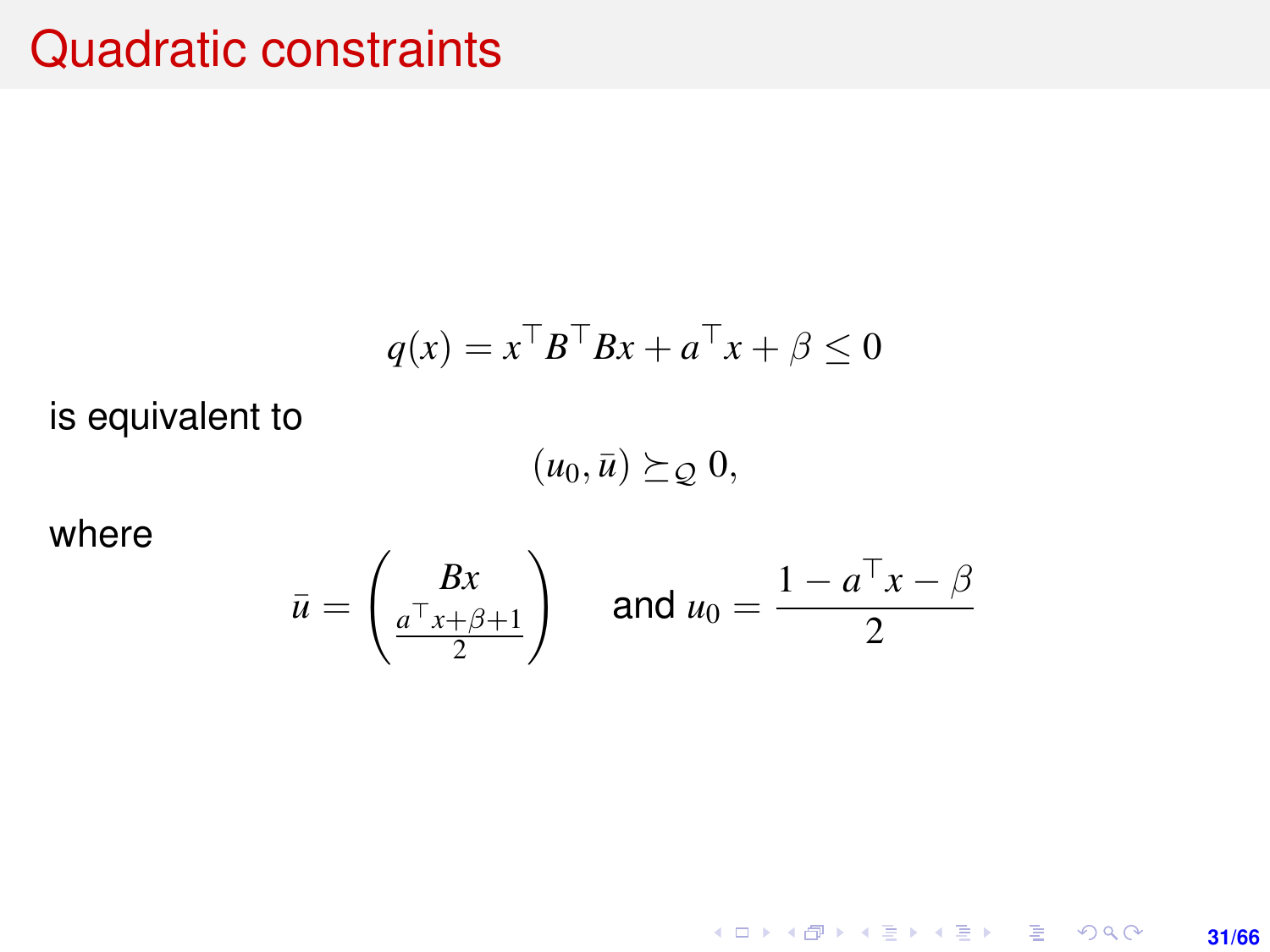# Quadratic constraints

$$q(x) = x^\top B^\top B x + a^\top x + \beta \le 0$$

is equivalent to

$$(u_0, \bar{u}) \succeq_{\mathcal{Q}} 0,$$

where

$$\bar{u} = \begin{pmatrix} Bx \\ \frac{a^\top x + \beta + 1}{2} \end{pmatrix} \quad \text{and } u_0 = \frac{1 - a^\top x - \beta}{2}$$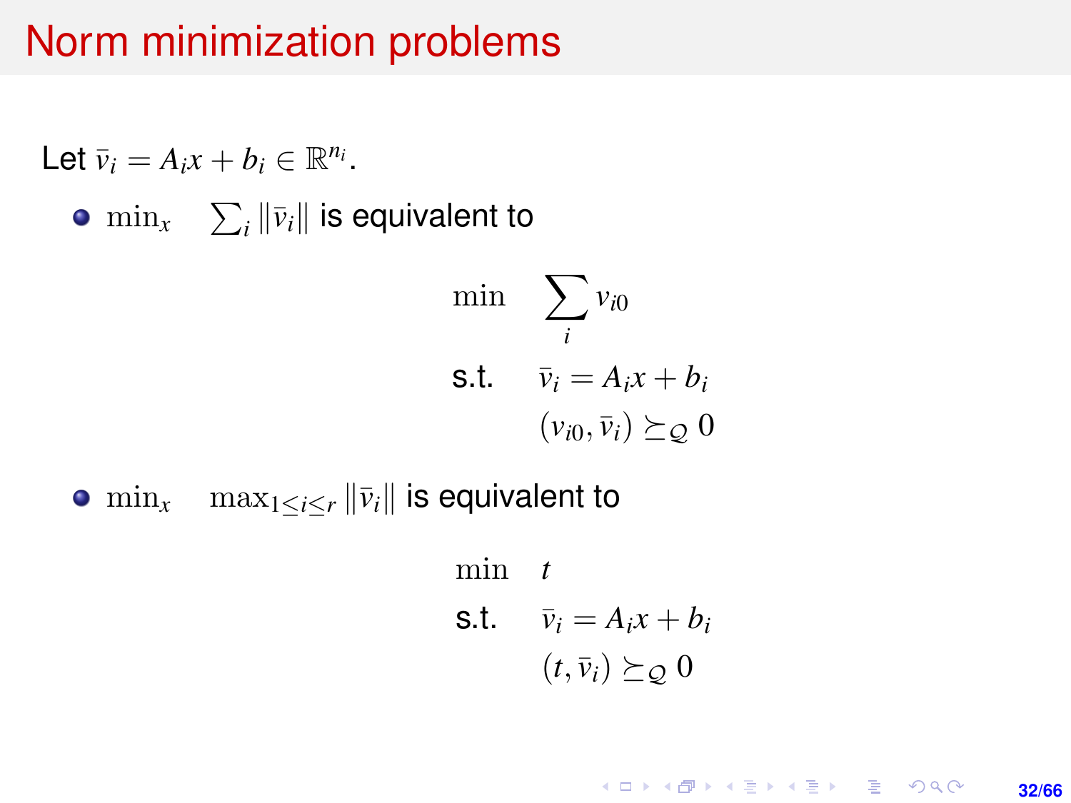# Norm minimization problems

Let $\bar{v}_i = A_i x + b_i \in \mathbb{R}^{n_i}$.

- $\min_x \quad \sum_i \|\bar{v}_i\|$ is equivalent to

$$
\begin{aligned}
\min \quad & \sum_i v_{i0} \\
\text{s.t.} \quad & \bar{v}_i = A_i x + b_i \\
& (v_{i0}, \bar{v}_i) \succeq_{\mathcal{Q}} 0
\end{aligned}
$$

- $\min_x \quad \max_{1 \le i \le r} \|\bar{v}_i\|$ is equivalent to

$$
\begin{aligned}
\min \quad & t \\
\text{s.t.} \quad & \bar{v}_i = A_i x + b_i \\
& (t, \bar{v}_i) \succeq_{\mathcal{Q}} 0
\end{aligned}
$$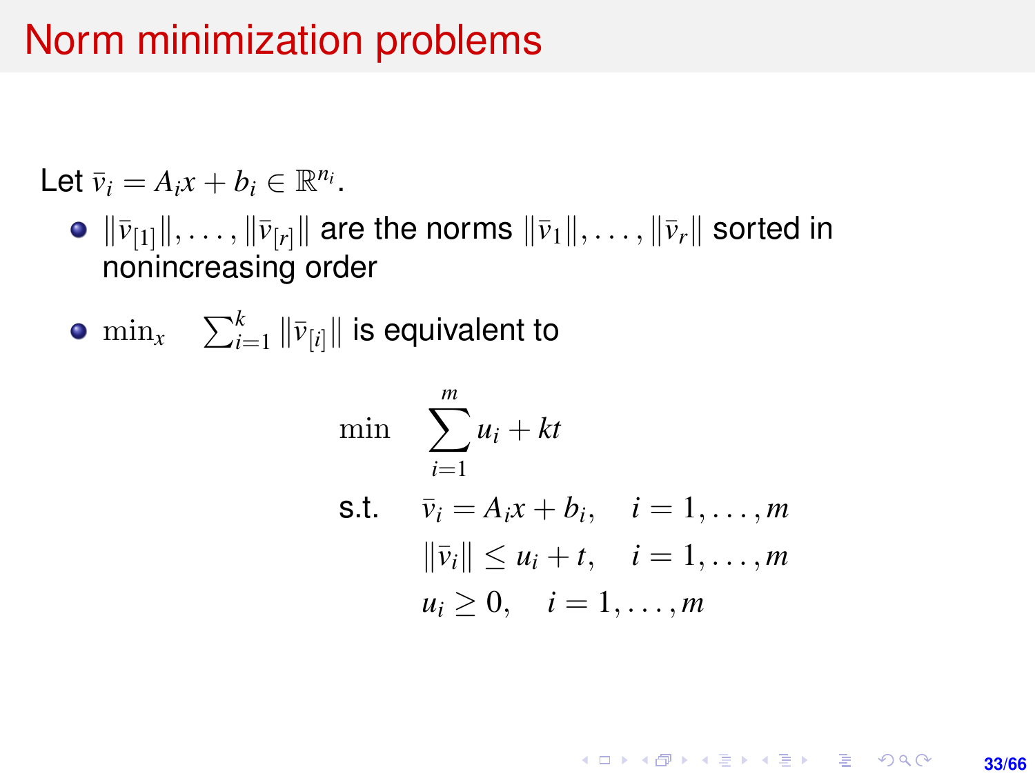# Norm minimization problems

Let $\bar{v}_i = A_i x + b_i \in \mathbb{R}^{n_i}$.

- $\|\bar{v}_{[1]}\|, \ldots, \|\bar{v}_{[r]}\|$ are the norms $\|\bar{v}_1\|, \ldots, \|\bar{v}_r\|$ sorted in nonincreasing order
- $\min_x \quad \sum_{i=1}^{k} \|\bar{v}_{[i]}\|$ is equivalent to

$$
\begin{aligned}
\min \quad & \sum_{i=1}^{m} u_i + kt \\
\text{s.t.} \quad & \bar{v}_i = A_i x + b_i, \quad i = 1, \ldots, m \\
& \|\bar{v}_i\| \leq u_i + t, \quad i = 1, \ldots, m \\
& u_i \geq 0, \quad i = 1, \ldots, m
\end{aligned}
$$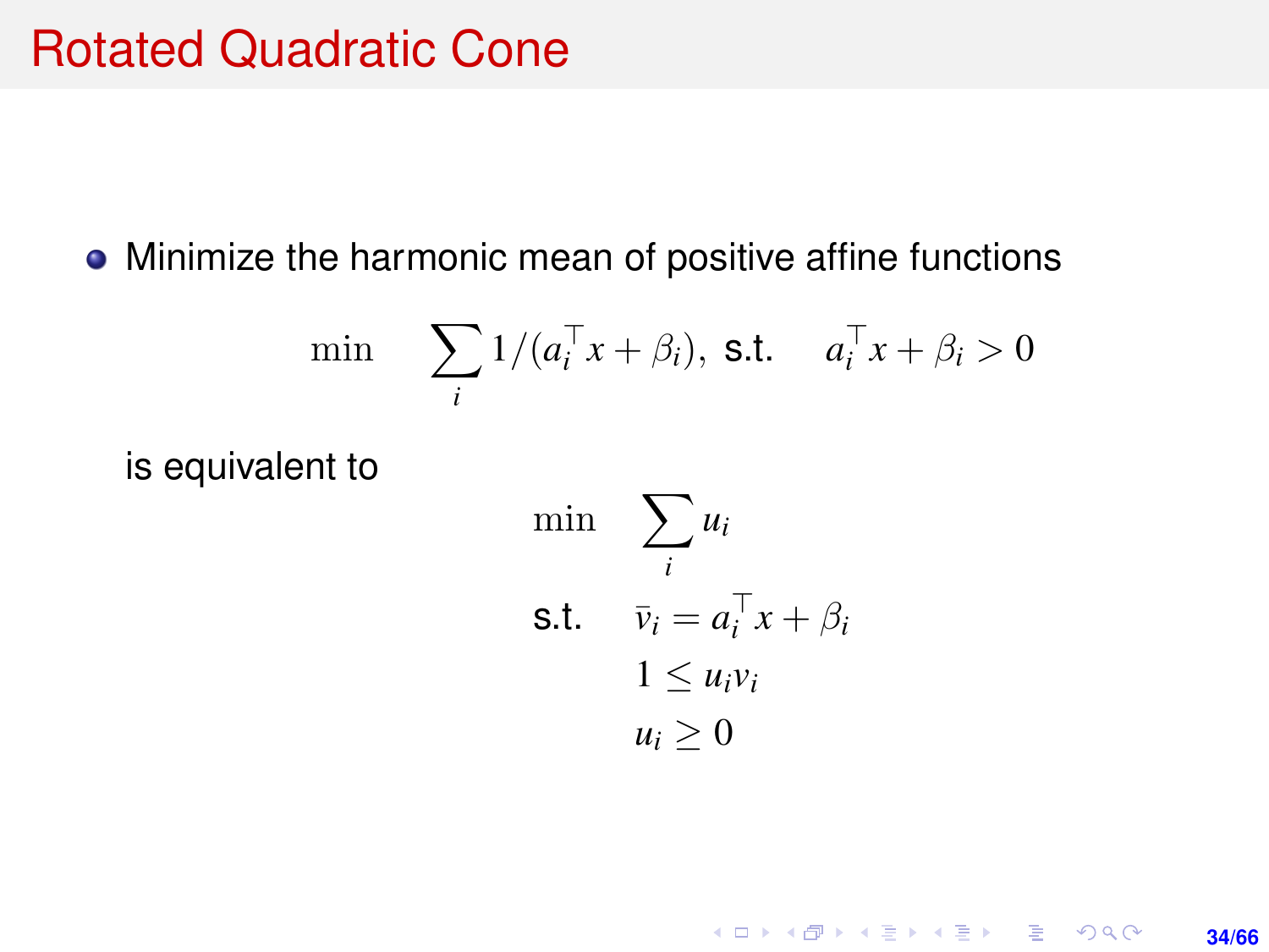# Rotated Quadratic Cone

- Minimize the harmonic mean of positive affine functions

$$\min \quad \sum_i 1/(a_i^\top x + \beta_i), \text{ s.t. } \quad a_i^\top x + \beta_i > 0$$

is equivalent to

$$\begin{aligned} \min \quad & \sum_i u_i \\ \text{s.t.} \quad & \bar{v}_i = a_i^\top x + \beta_i \\ & 1 \le u_i v_i \\ & u_i \ge 0 \end{aligned}$$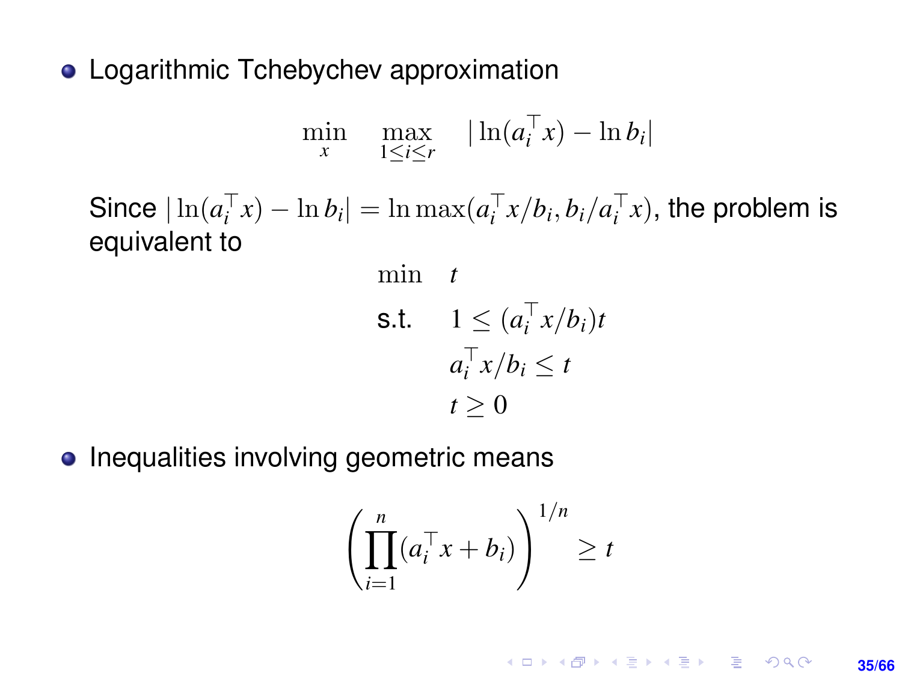- Logarithmic Tchebychev approximation

$$\min_{x} \quad \max_{1 \leq i \leq r} \quad |\ln(a_i^\top x) - \ln b_i|$$

Since $|\ln(a_i^\top x) - \ln b_i| = \ln \max(a_i^\top x / b_i, b_i / a_i^\top x)$, the problem is equivalent to

$$\begin{aligned} \min \quad & t \\ \text{s.t.} \quad & 1 \leq (a_i^\top x / b_i) t \\ & a_i^\top x / b_i \leq t \\ & t \geq 0 \end{aligned}$$

- Inequalities involving geometric means

$$\left( \prod_{i=1}^{n} (a_i^\top x + b_i) \right)^{1/n} \geq t$$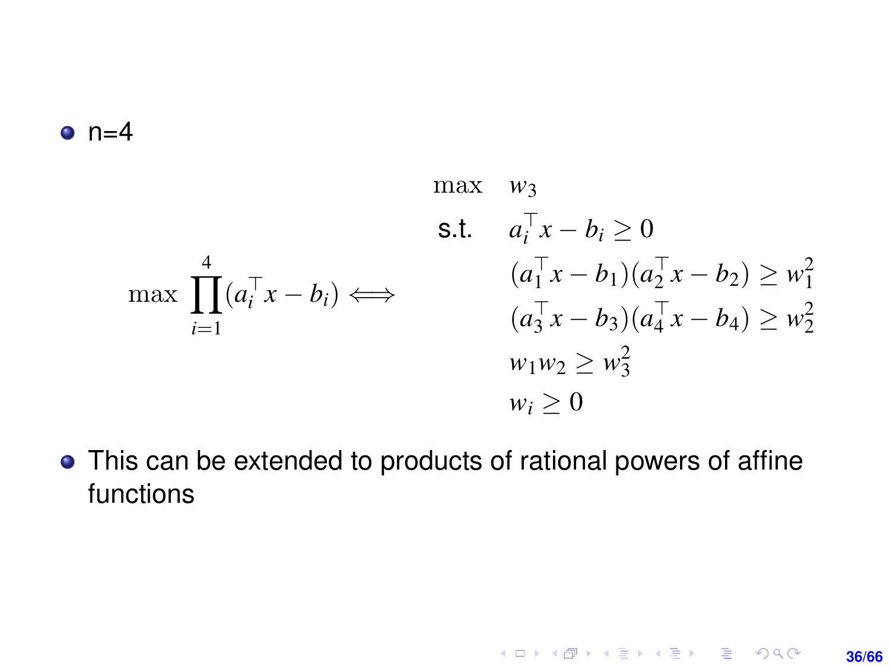- n=4

$$
\max \prod_{i=1}^{4} (a_i^\top x - b_i) \iff \quad
\begin{array}{ll}
\max & w_3 \\
\text{s.t.} & a_i^\top x - b_i \geq 0 \\
& (a_1^\top x - b_1)(a_2^\top x - b_2) \geq w_1^2 \\
& (a_3^\top x - b_3)(a_4^\top x - b_4) \geq w_2^2 \\
& w_1 w_2 \geq w_3^2 \\
& w_i \geq 0
\end{array}
$$

- This can be extended to products of rational powers of affine functions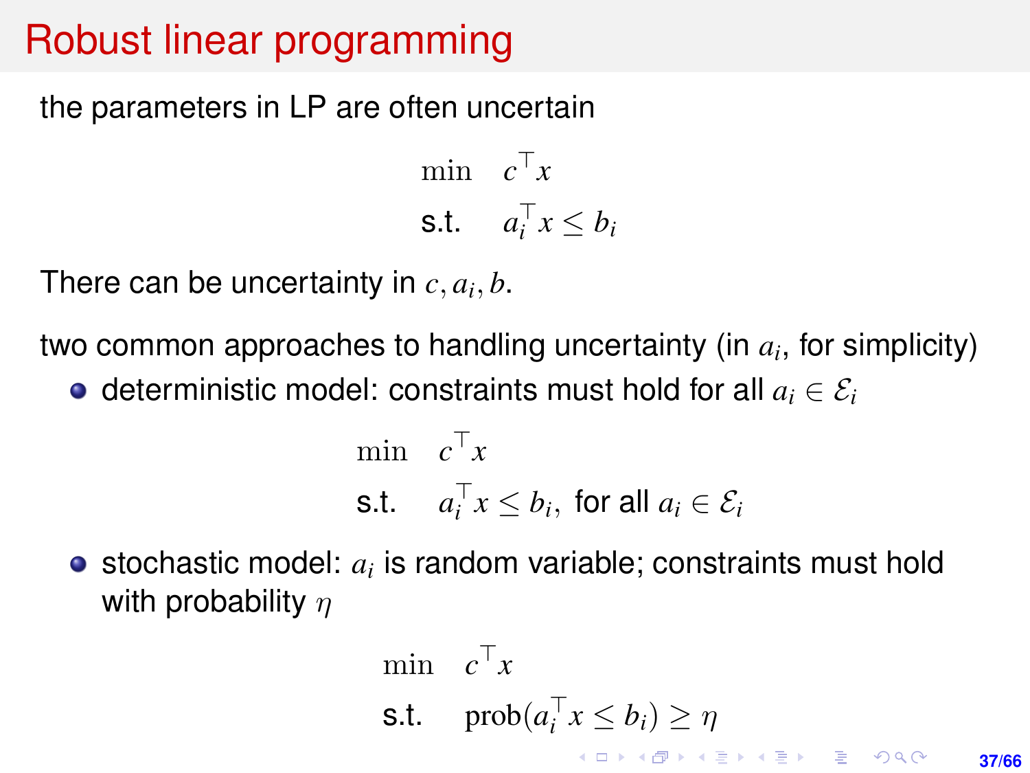# Robust linear programming

the parameters in LP are often uncertain

$$
\begin{array}{ll}
\min & c^\top x \\
\text{s.t.} & a_i^\top x \le b_i
\end{array}
$$

There can be uncertainty in $c, a_i, b$.

two common approaches to handling uncertainty (in $a_i$, for simplicity)

- deterministic model: constraints must hold for all $a_i \in \mathcal{E}_i$

$$
\begin{array}{ll}
\min & c^\top x \\
\text{s.t.} & a_i^\top x \le b_i, \text{ for all } a_i \in \mathcal{E}_i
\end{array}
$$

- stochastic model: $a_i$ is random variable; constraints must hold with probability $\eta$

$$
\begin{array}{ll}
\min & c^\top x \\
\text{s.t.} & \text{prob}(a_i^\top x \le b_i) \ge \eta
\end{array}
$$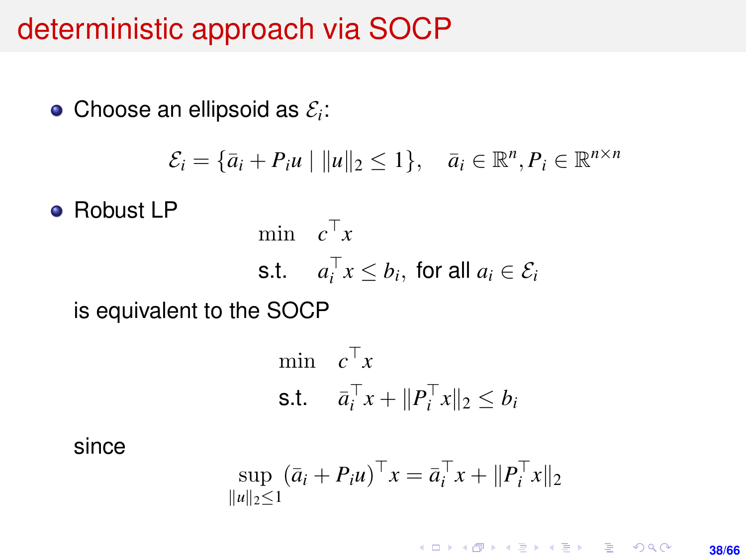# deterministic approach via SOCP

- Choose an ellipsoid as $\mathcal{E}_i$:

$$\mathcal{E}_i = \{\bar{a}_i + P_i u \mid \|u\|_2 \leq 1\}, \quad \bar{a}_i \in \mathbb{R}^n, P_i \in \mathbb{R}^{n \times n}$$

- Robust LP

$$\begin{aligned} \min \quad & c^\top x \\ \text{s.t.} \quad & a_i^\top x \leq b_i, \text{ for all } a_i \in \mathcal{E}_i \end{aligned}$$

is equivalent to the SOCP

$$\begin{aligned} \min \quad & c^\top x \\ \text{s.t.} \quad & \bar{a}_i^\top x + \|P_i^\top x\|_2 \leq b_i \end{aligned}$$

since

$$\sup_{\|u\|_2 \leq 1} (\bar{a}_i + P_i u)^\top x = \bar{a}_i^\top x + \|P_i^\top x\|_2$$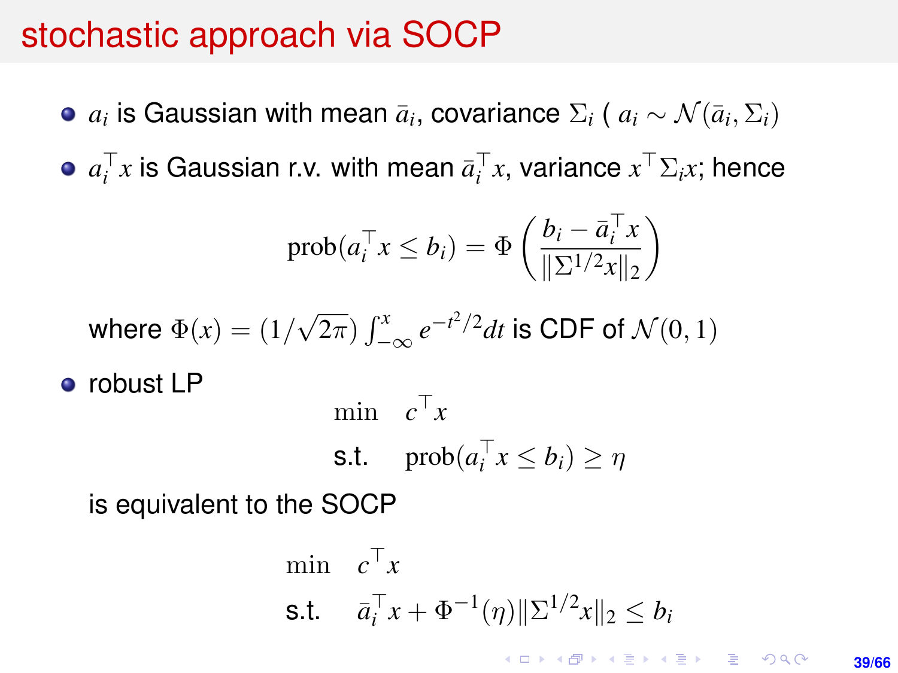# stochastic approach via SOCP

- $a_i$ is Gaussian with mean $\bar{a}_i$, covariance $\Sigma_i$ ( $a_i \sim \mathcal{N}(\bar{a}_i, \Sigma_i)$
- $a_i^\top x$ is Gaussian r.v. with mean $\bar{a}_i^\top x$, variance $x^\top \Sigma_i x$; hence

$$\text{prob}(a_i^\top x \leq b_i) = \Phi\left(\frac{b_i - \bar{a}_i^\top x}{\|\Sigma^{1/2} x\|_2}\right)$$

  where $\Phi(x) = (1/\sqrt{2\pi}) \int_{-\infty}^{x} e^{-t^2/2} dt$ is CDF of $\mathcal{N}(0, 1)$

- robust LP

$$\begin{aligned} \min \quad & c^\top x \\ \text{s.t.} \quad & \text{prob}(a_i^\top x \leq b_i) \geq \eta \end{aligned}$$

  is equivalent to the SOCP

$$\begin{aligned} \min \quad & c^\top x \\ \text{s.t.} \quad & \bar{a}_i^\top x + \Phi^{-1}(\eta) \|\Sigma^{1/2} x\|_2 \leq b_i \end{aligned}$$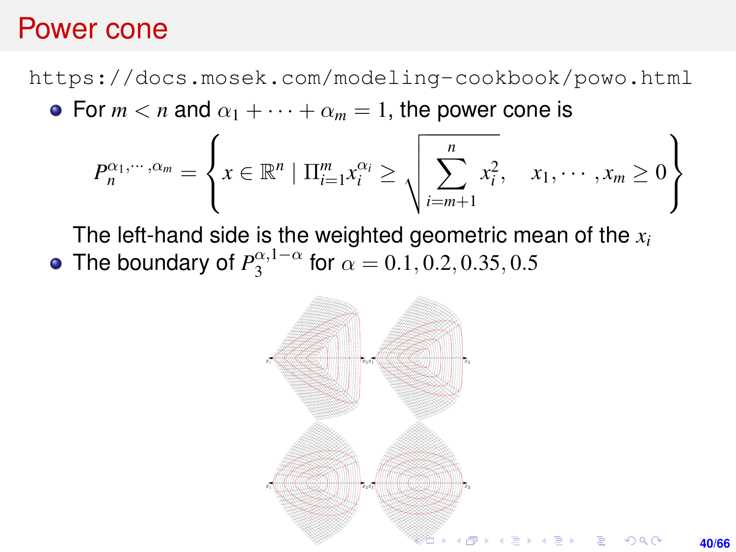# Power cone

https://docs.mosek.com/modeling-cookbook/powo.html

- For $m < n$ and $\alpha_1 + \cdots + \alpha_m = 1$, the power cone is

$$P_n^{\alpha_1, \cdots, \alpha_m} = \left\{ x \in \mathbb{R}^n \mid \Pi_{i=1}^m x_i^{\alpha_i} \geq \sqrt{\sum_{i=m+1}^{n} x_i^2}, \quad x_1, \cdots, x_m \geq 0 \right\}$$

  The left-hand side is the weighted geometric mean of the $x_i$
- The boundary of $P_3^{\alpha, 1-\alpha}$ for $\alpha = 0.1, 0.2, 0.35, 0.5$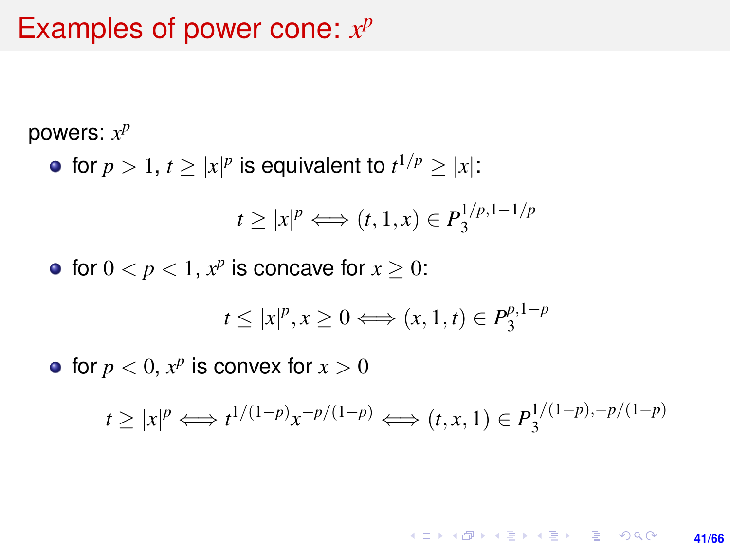# Examples of power cone: $x^p$

powers: $x^p$

- for $p > 1$, $t \geq |x|^p$ is equivalent to $t^{1/p} \geq |x|$:

$$t \geq |x|^p \iff (t, 1, x) \in P_3^{1/p, 1-1/p}$$

- for $0 < p < 1$, $x^p$ is concave for $x \geq 0$:

$$t \leq |x|^p, x \geq 0 \iff (x, 1, t) \in P_3^{p, 1-p}$$

- for $p < 0$, $x^p$ is convex for $x > 0$

$$t \geq |x|^p \iff t^{1/(1-p)} x^{-p/(1-p)} \iff (t, x, 1) \in P_3^{1/(1-p), -p/(1-p)}$$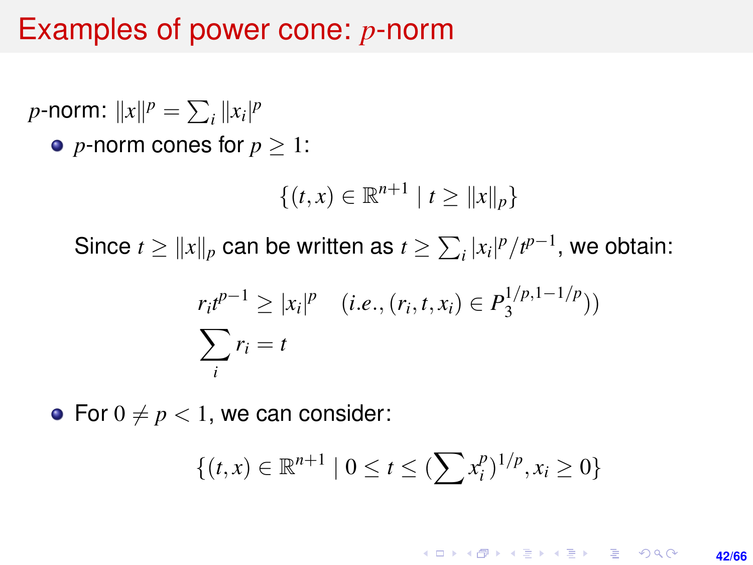# Examples of power cone: $p$-norm

$p$-norm: $\|x\|^p = \sum_i \|x_i|^p$

- $p$-norm cones for $p \geq 1$:

$$\{(t, x) \in \mathbb{R}^{n+1} \mid t \geq \|x\|_p\}$$

  Since $t \geq \|x\|_p$ can be written as $t \geq \sum_i |x_i|^p / t^{p-1}$, we obtain:

$$r_i t^{p-1} \geq |x_i|^p \quad (i.e., (r_i, t, x_i) \in P_3^{1/p, 1-1/p}))$$
$$\sum_i r_i = t$$

- For $0 \neq p < 1$, we can consider:

$$\{(t, x) \in \mathbb{R}^{n+1} \mid 0 \leq t \leq (\sum x_i^p)^{1/p}, x_i \geq 0\}$$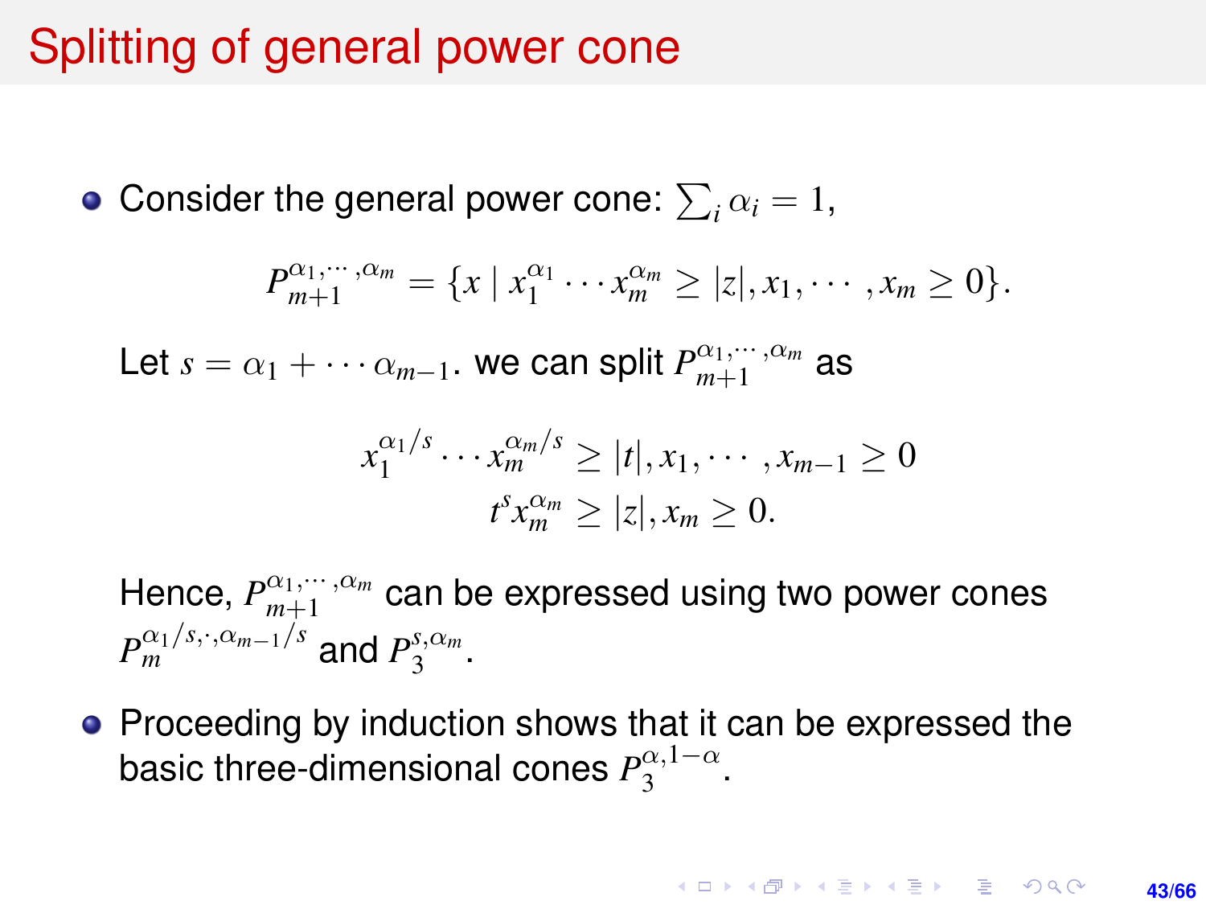# Splitting of general power cone

- Consider the general power cone: $\sum_i \alpha_i = 1$,

$$P_{m+1}^{\alpha_1,\cdots,\alpha_m} = \{x \mid x_1^{\alpha_1} \cdots x_m^{\alpha_m} \geq |z|, x_1, \cdots, x_m \geq 0\}.$$

  Let $s = \alpha_1 + \cdots \alpha_{m-1}$. we can split $P_{m+1}^{\alpha_1,\cdots,\alpha_m}$ as

$$x_1^{\alpha_1/s} \cdots x_m^{\alpha_m/s} \geq |t|, x_1, \cdots, x_{m-1} \geq 0$$
$$t^s x_m^{\alpha_m} \geq |z|, x_m \geq 0.$$

  Hence, $P_{m+1}^{\alpha_1,\cdots,\alpha_m}$ can be expressed using two power cones $P_m^{\alpha_1/s,\cdot,\alpha_{m-1}/s}$ and $P_3^{s,\alpha_m}$.

- Proceeding by induction shows that it can be expressed the basic three-dimensional cones $P_3^{\alpha,1-\alpha}$.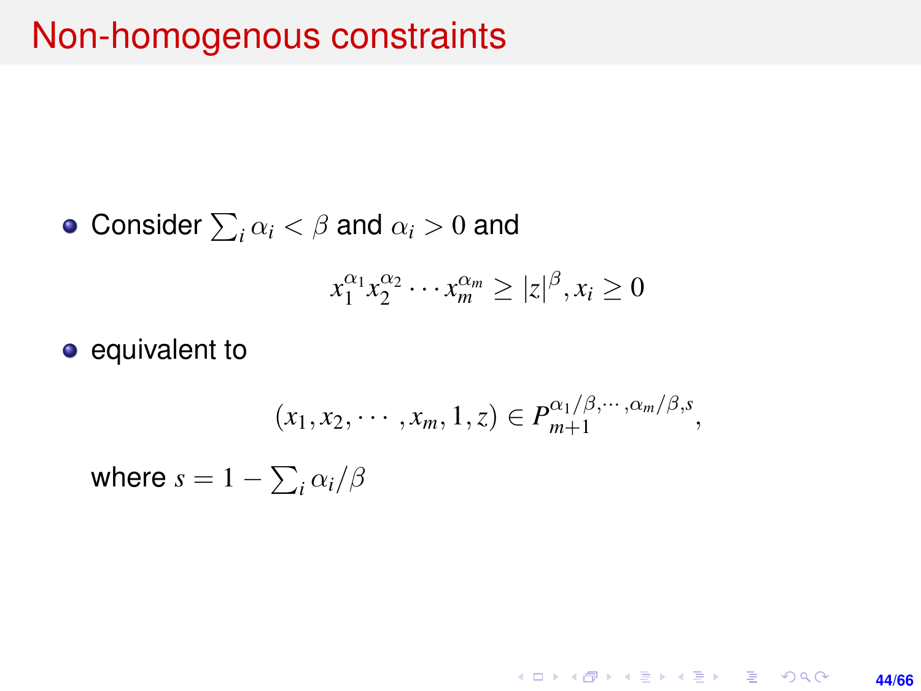# Non-homogenous constraints

- Consider $\sum_i \alpha_i < \beta$ and $\alpha_i > 0$ and

$$x_1^{\alpha_1} x_2^{\alpha_2} \cdots x_m^{\alpha_m} \geq |z|^{\beta}, x_i \geq 0$$

- equivalent to

$$(x_1, x_2, \cdots, x_m, 1, z) \in P_{m+1}^{\alpha_1/\beta, \cdots, \alpha_m/\beta, s},$$

where $s = 1 - \sum_i \alpha_i / \beta$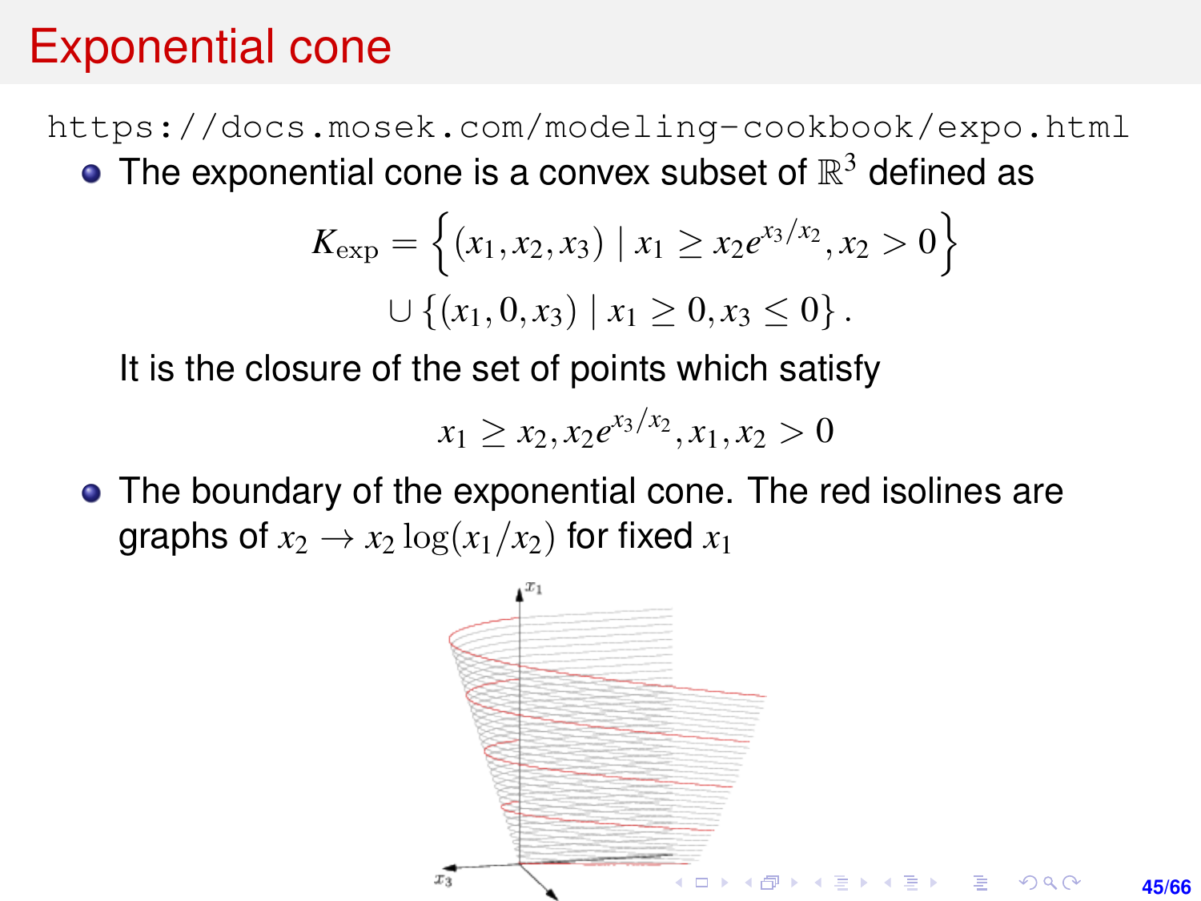# Exponential cone

https://docs.mosek.com/modeling-cookbook/expo.html

- The exponential cone is a convex subset of $\mathbb{R}^3$ defined as

$$K_{\exp} = \left\{(x_1, x_2, x_3) \mid x_1 \geq x_2 e^{x_3/x_2}, x_2 > 0\right\}$$
$$\cup \left\{(x_1, 0, x_3) \mid x_1 \geq 0, x_3 \leq 0\right\}.$$

It is the closure of the set of points which satisfy

$$x_1 \geq x_2, x_2 e^{x_3/x_2}, x_1, x_2 > 0$$

- The boundary of the exponential cone. The red isolines are graphs of $x_2 \to x_2 \log(x_1/x_2)$ for fixed $x_1$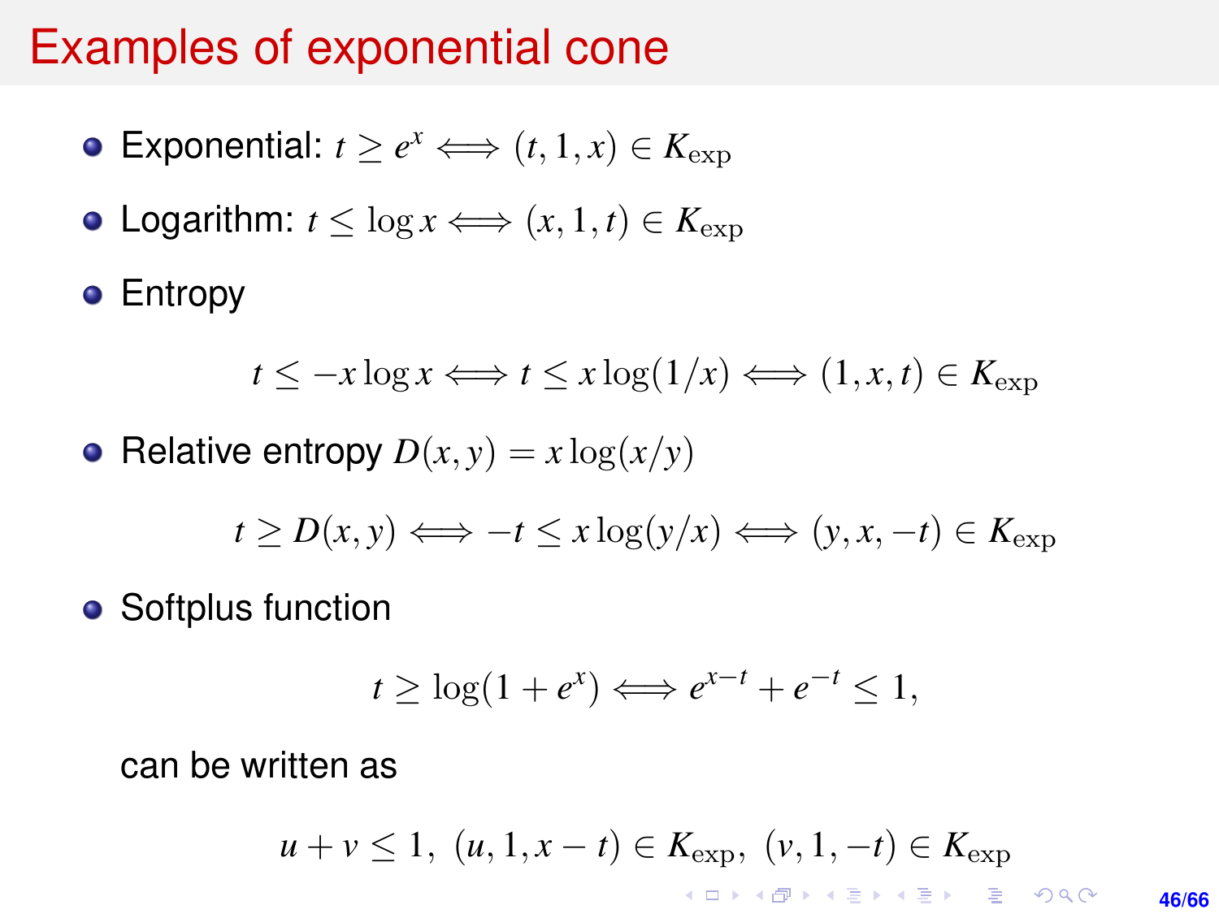# Examples of exponential cone

- Exponential: $t \geq e^x \iff (t, 1, x) \in K_{\exp}$
- Logarithm: $t \leq \log x \iff (x, 1, t) \in K_{\exp}$
- Entropy

$$t \leq -x \log x \iff t \leq x \log(1/x) \iff (1, x, t) \in K_{\exp}$$

- Relative entropy $D(x, y) = x \log(x/y)$

$$t \geq D(x, y) \iff -t \leq x \log(y/x) \iff (y, x, -t) \in K_{\exp}$$

- Softplus function

$$t \geq \log(1 + e^x) \iff e^{x-t} + e^{-t} \leq 1,$$

can be written as

$$u + v \leq 1, \ (u, 1, x - t) \in K_{\exp}, \ (v, 1, -t) \in K_{\exp}$$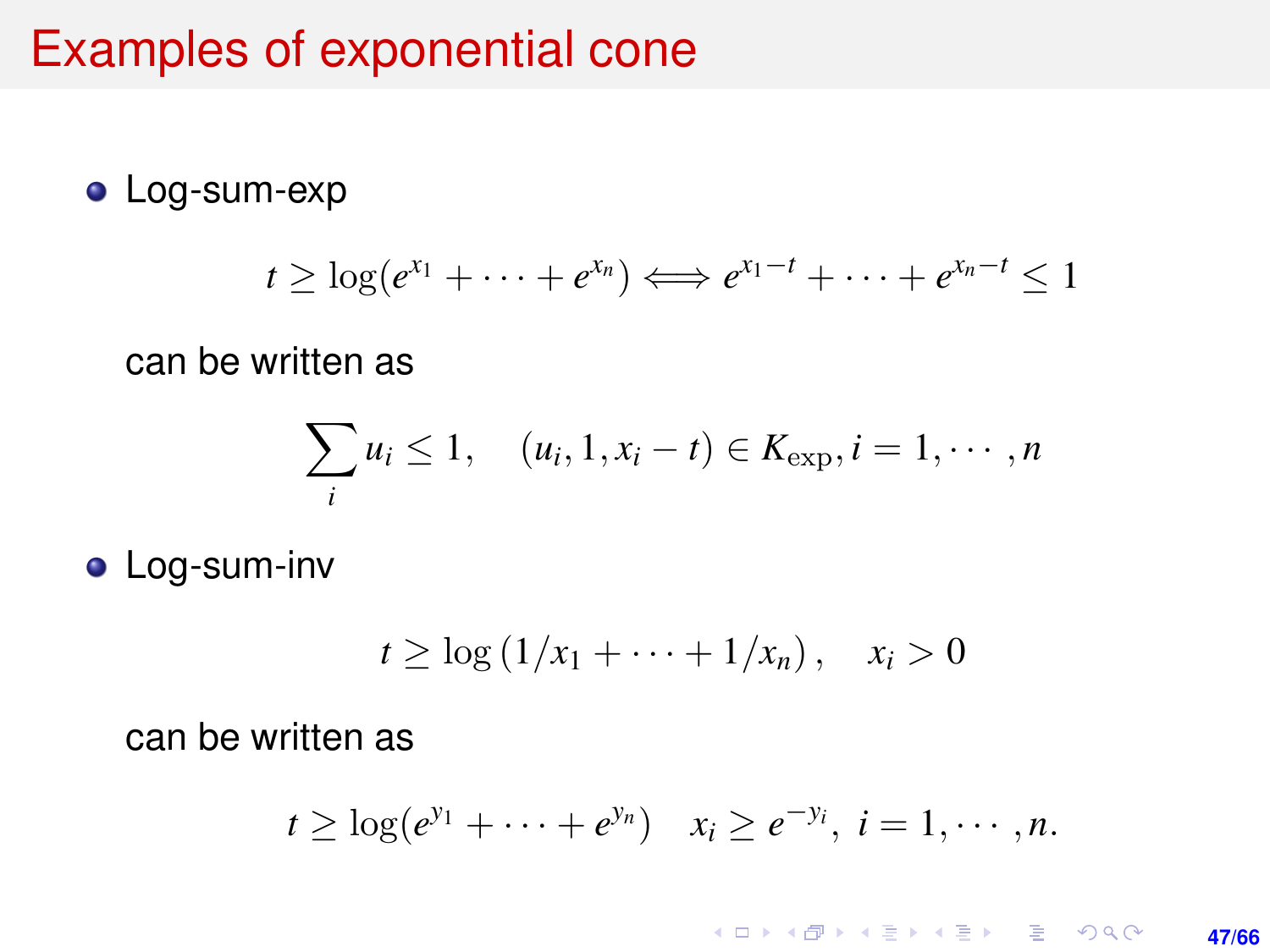# Examples of exponential cone

- Log-sum-exp

$$t \geq \log(e^{x_1} + \cdots + e^{x_n}) \Longleftrightarrow e^{x_1 - t} + \cdots + e^{x_n - t} \leq 1$$

  can be written as

$$\sum_i u_i \leq 1, \quad (u_i, 1, x_i - t) \in K_{\exp}, i = 1, \cdots, n$$

- Log-sum-inv

$$t \geq \log\left(1/x_1 + \cdots + 1/x_n\right), \quad x_i > 0$$

  can be written as

$$t \geq \log(e^{y_1} + \cdots + e^{y_n}) \quad x_i \geq e^{-y_i},\ i = 1, \cdots, n.$$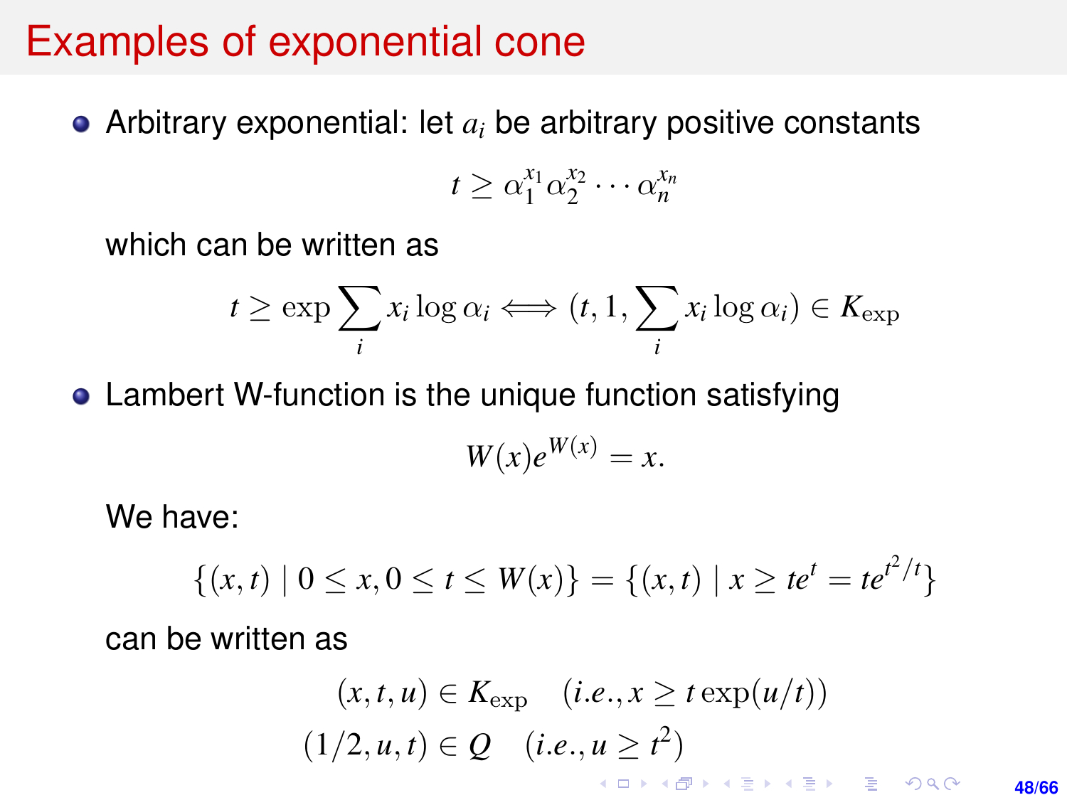# Examples of exponential cone

- Arbitrary exponential: let $a_i$ be arbitrary positive constants

$$t \geq \alpha_1^{x_1} \alpha_2^{x_2} \cdots \alpha_n^{x_n}$$

which can be written as

$$t \geq \exp \sum_i x_i \log \alpha_i \Longleftrightarrow (t, 1, \sum_i x_i \log \alpha_i) \in K_{\exp}$$

- Lambert W-function is the unique function satisfying

$$W(x) e^{W(x)} = x.$$

We have:

$$\{(x,t) \mid 0 \leq x, 0 \leq t \leq W(x)\} = \{(x,t) \mid x \geq te^t = te^{t^2/t}\}$$

can be written as

$$(x, t, u) \in K_{\exp} \quad (i.e., x \geq t \exp(u/t))$$
$$(1/2, u, t) \in Q \quad (i.e., u \geq t^2)$$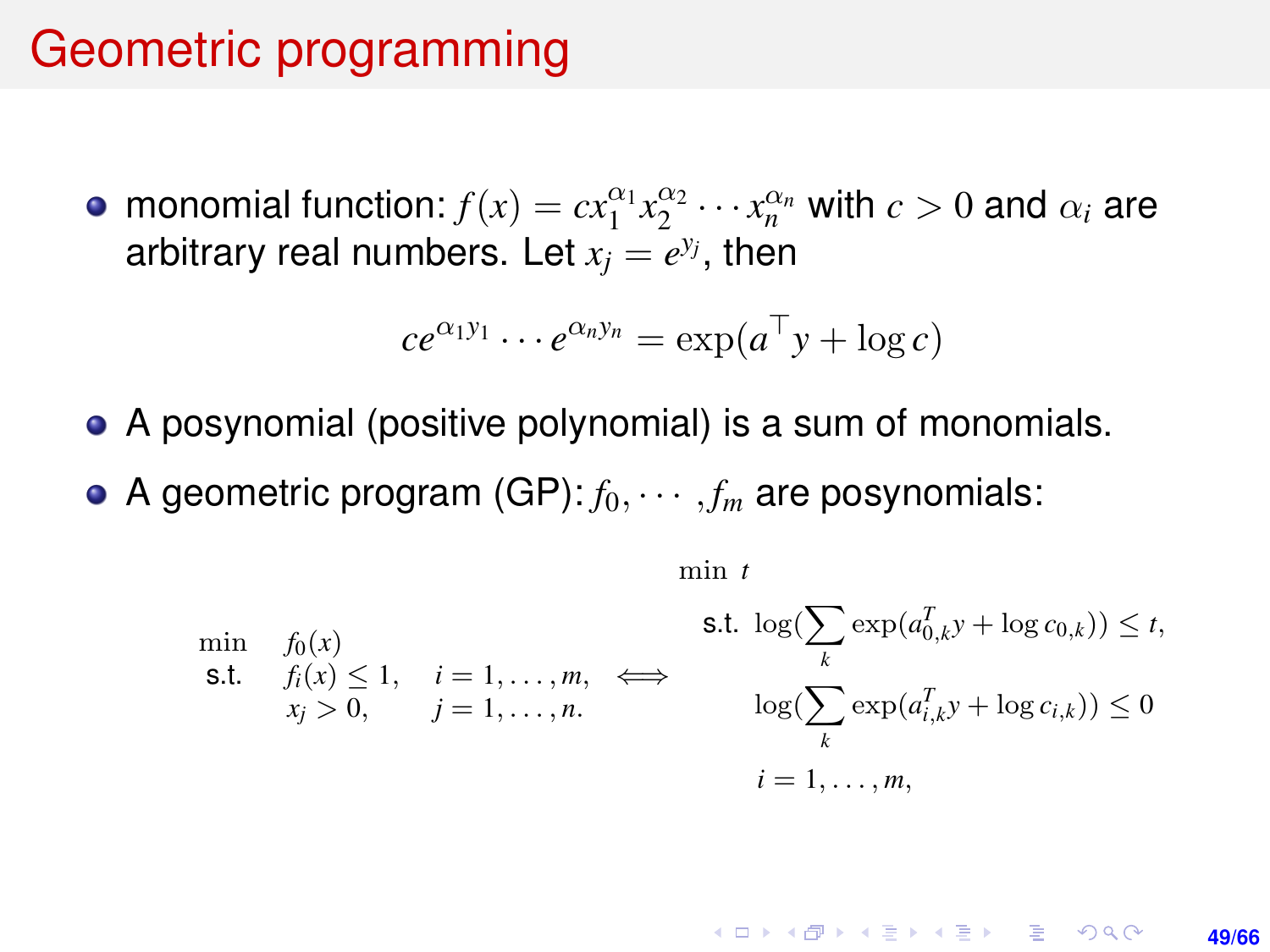# Geometric programming

- monomial function: $f(x) = cx_1^{\alpha_1} x_2^{\alpha_2} \cdots x_n^{\alpha_n}$ with $c > 0$ and $\alpha_i$ are arbitrary real numbers. Let $x_j = e^{y_j}$, then

$$ce^{\alpha_1 y_1} \cdots e^{\alpha_n y_n} = \exp(a^\top y + \log c)$$

- A posynomial (positive polynomial) is a sum of monomials.
- A geometric program (GP): $f_0, \cdots, f_m$ are posynomials:

$$\begin{array}{lll} \min & f_0(x) & \\ \text{s.t.} & f_i(x) \le 1, & i = 1, \ldots, m, \\ & x_j > 0, & j = 1, \ldots, n. \end{array} \iff \begin{array}{ll} \min & t \\ \text{s.t.} & \log(\sum_k \exp(a_{0,k}^T y + \log c_{0,k})) \le t, \\ & \log(\sum_k \exp(a_{i,k}^T y + \log c_{i,k})) \le 0 \\ & i = 1, \ldots, m, \end{array}$$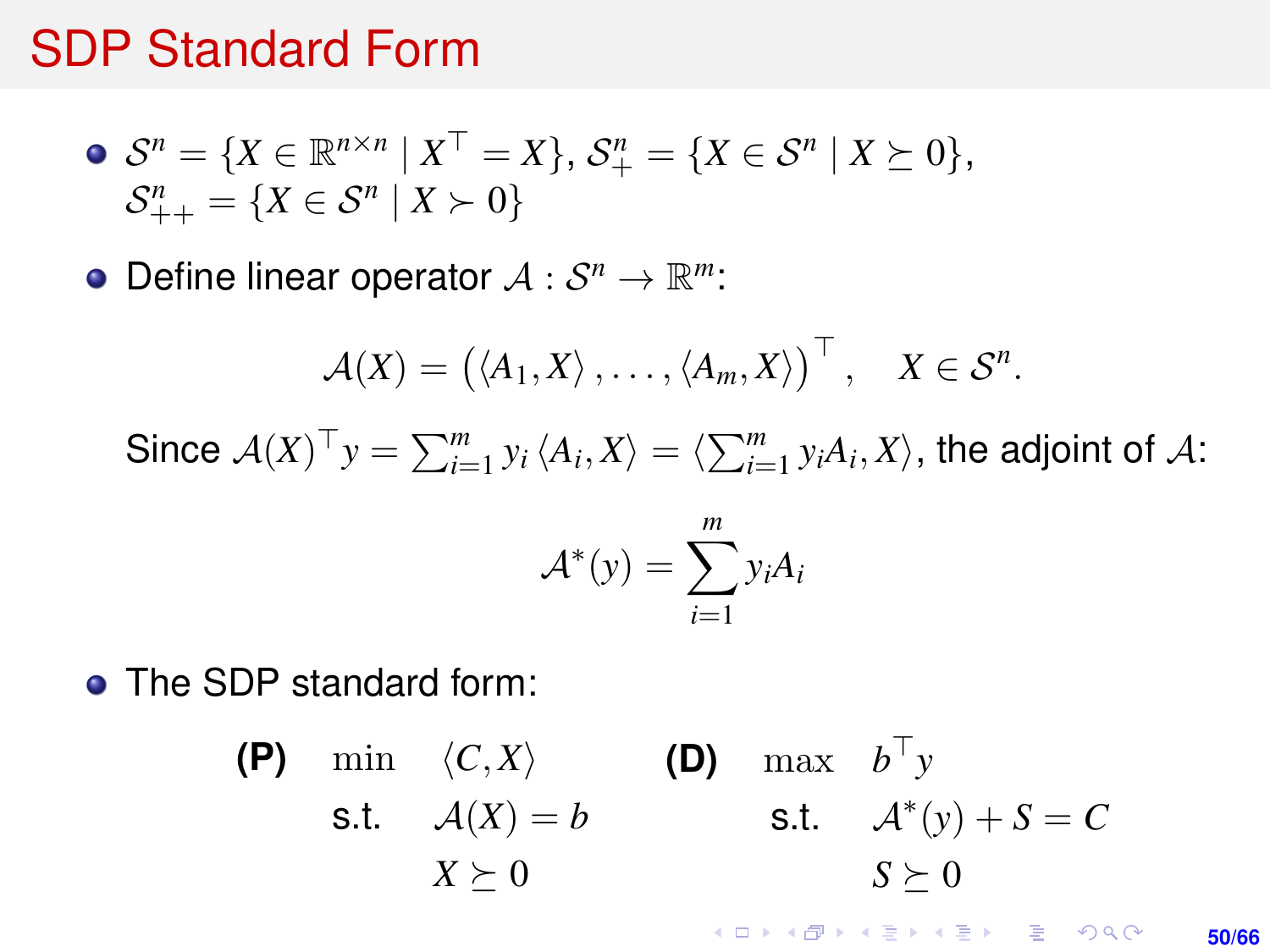# SDP Standard Form

- $\mathcal{S}^n = \{X \in \mathbb{R}^{n \times n} \mid X^\top = X\}$, $\mathcal{S}^n_+ = \{X \in \mathcal{S}^n \mid X \succeq 0\}$, $\mathcal{S}^n_{++} = \{X \in \mathcal{S}^n \mid X \succ 0\}$
- Define linear operator $\mathcal{A} : \mathcal{S}^n \to \mathbb{R}^m$:

$$\mathcal{A}(X) = \left(\langle A_1, X\rangle, \ldots, \langle A_m, X\rangle\right)^\top, \quad X \in \mathcal{S}^n.$$

  Since $\mathcal{A}(X)^\top y = \sum_{i=1}^m y_i \langle A_i, X\rangle = \langle \sum_{i=1}^m y_i A_i, X\rangle$, the adjoint of $\mathcal{A}$:

$$\mathcal{A}^*(y) = \sum_{i=1}^m y_i A_i$$

- The SDP standard form:

$$\textbf{(P)} \quad \begin{aligned} \min \quad & \langle C, X\rangle \\ \text{s.t.} \quad & \mathcal{A}(X) = b \\ & X \succeq 0 \end{aligned} \qquad\qquad \textbf{(D)} \quad \begin{aligned} \max \quad & b^\top y \\ \text{s.t.} \quad & \mathcal{A}^*(y) + S = C \\ & S \succeq 0 \end{aligned}$$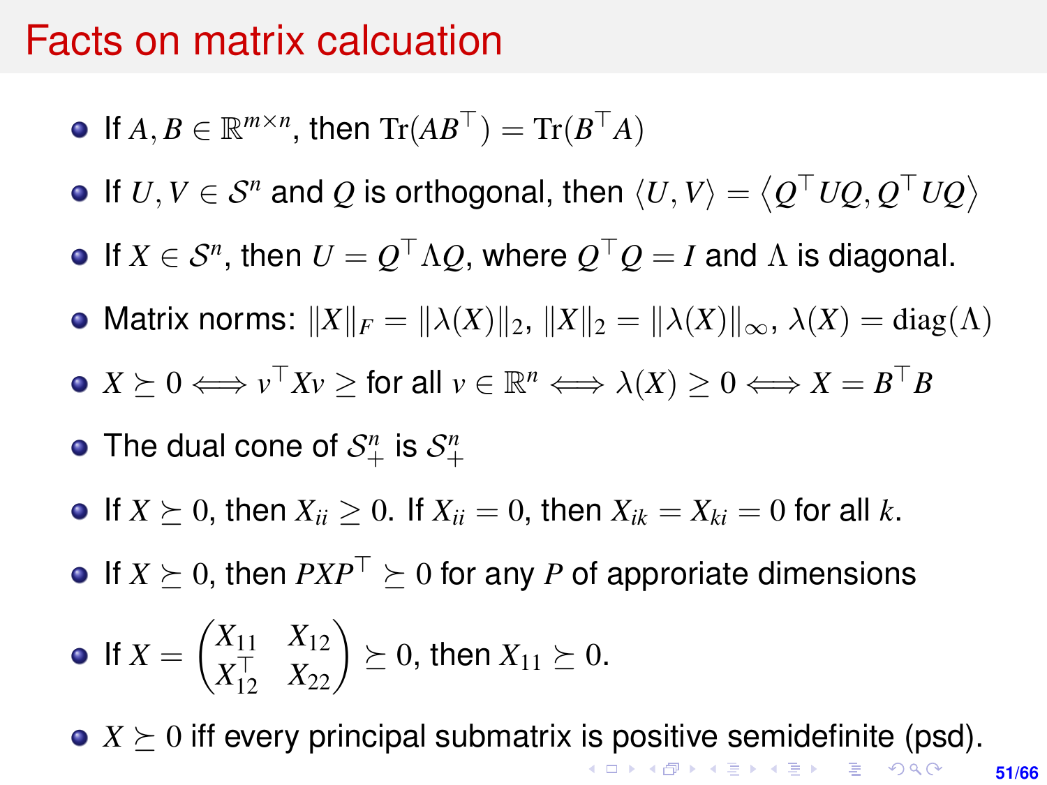# Facts on matrix calcuation

- If $A, B \in \mathbb{R}^{m \times n}$, then $\mathrm{Tr}(AB^\top) = \mathrm{Tr}(B^\top A)$
- If $U, V \in \mathcal{S}^n$ and $Q$ is orthogonal, then $\langle U, V \rangle = \langle Q^\top UQ, Q^\top UQ \rangle$
- If $X \in \mathcal{S}^n$, then $U = Q^\top \Lambda Q$, where $Q^\top Q = I$ and $\Lambda$ is diagonal.
- Matrix norms: $\|X\|_F = \|\lambda(X)\|_2$, $\|X\|_2 = \|\lambda(X)\|_\infty$, $\lambda(X) = \mathrm{diag}(\Lambda)$
- $X \succeq 0 \iff v^\top Xv \geq$ for all $v \in \mathbb{R}^n \iff \lambda(X) \geq 0 \iff X = B^\top B$
- The dual cone of $\mathcal{S}^n_+$ is $\mathcal{S}^n_+$
- If $X \succeq 0$, then $X_{ii} \geq 0$. If $X_{ii} = 0$, then $X_{ik} = X_{ki} = 0$ for all $k$.
- If $X \succeq 0$, then $PXP^\top \succeq 0$ for any $P$ of approriate dimensions
- If $X = \begin{pmatrix} X_{11} & X_{12} \\ X_{12}^\top & X_{22} \end{pmatrix} \succeq 0$, then $X_{11} \succeq 0$.
- $X \succeq 0$ iff every principal submatrix is positive semidefinite (psd).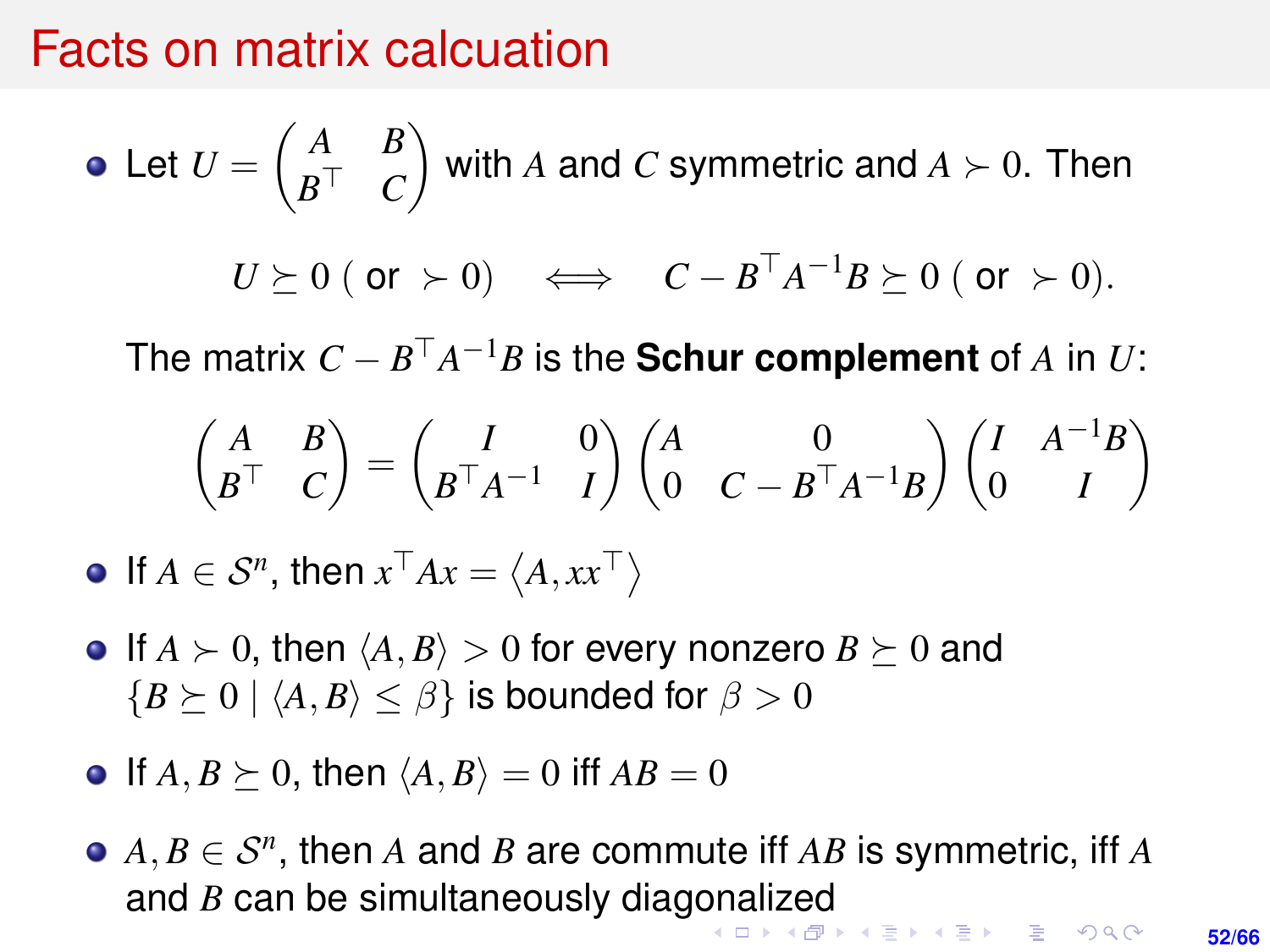# Facts on matrix calcuation

- Let $U = \begin{pmatrix} A & B \\ B^\top & C \end{pmatrix}$ with $A$ and $C$ symmetric and $A \succ 0$. Then

$$U \succeq 0 \text{ ( or } \succ 0) \quad \Longleftrightarrow \quad C - B^\top A^{-1} B \succeq 0 \text{ ( or } \succ 0).$$

  The matrix $C - B^\top A^{-1} B$ is the **Schur complement** of $A$ in $U$:

$$\begin{pmatrix} A & B \\ B^\top & C \end{pmatrix} = \begin{pmatrix} I & 0 \\ B^\top A^{-1} & I \end{pmatrix} \begin{pmatrix} A & 0 \\ 0 & C - B^\top A^{-1} B \end{pmatrix} \begin{pmatrix} I & A^{-1} B \\ 0 & I \end{pmatrix}$$

- If $A \in \mathcal{S}^n$, then $x^\top A x = \langle A, xx^\top \rangle$
- If $A \succ 0$, then $\langle A, B \rangle > 0$ for every nonzero $B \succeq 0$ and $\{B \succeq 0 \mid \langle A, B \rangle \leq \beta\}$ is bounded for $\beta > 0$
- If $A, B \succeq 0$, then $\langle A, B \rangle = 0$ iff $AB = 0$
- $A, B \in \mathcal{S}^n$, then $A$ and $B$ are commute iff $AB$ is symmetric, iff $A$ and $B$ can be simultaneously diagonalized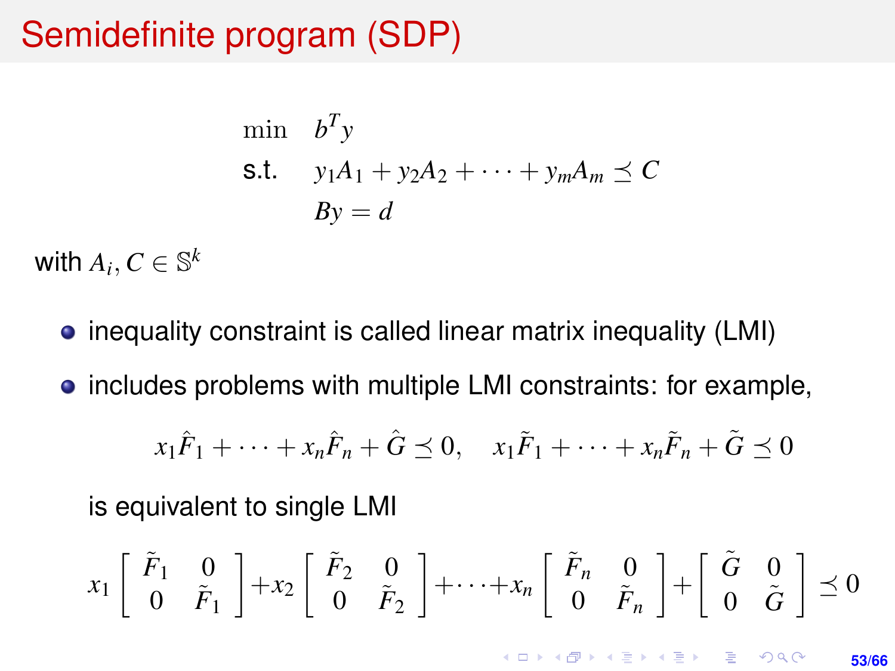# Semidefinite program (SDP)

$$
\begin{array}{ll}
\min & b^T y \\
\text{s.t.} & y_1 A_1 + y_2 A_2 + \cdots + y_m A_m \preceq C \\
& By = d
\end{array}
$$

with $A_i, C \in \mathbb{S}^k$

- inequality constraint is called linear matrix inequality (LMI)
- includes problems with multiple LMI constraints: for example,

$$
x_1 \hat{F}_1 + \cdots + x_n \hat{F}_n + \hat{G} \preceq 0, \quad x_1 \tilde{F}_1 + \cdots + x_n \tilde{F}_n + \tilde{G} \preceq 0
$$

  is equivalent to single LMI

$$
x_1 \begin{bmatrix} \tilde{F}_1 & 0 \\ 0 & \tilde{F}_1 \end{bmatrix} + x_2 \begin{bmatrix} \tilde{F}_2 & 0 \\ 0 & \tilde{F}_2 \end{bmatrix} + \cdots + x_n \begin{bmatrix} \tilde{F}_n & 0 \\ 0 & \tilde{F}_n \end{bmatrix} + \begin{bmatrix} \tilde{G} & 0 \\ 0 & \tilde{G} \end{bmatrix} \preceq 0
$$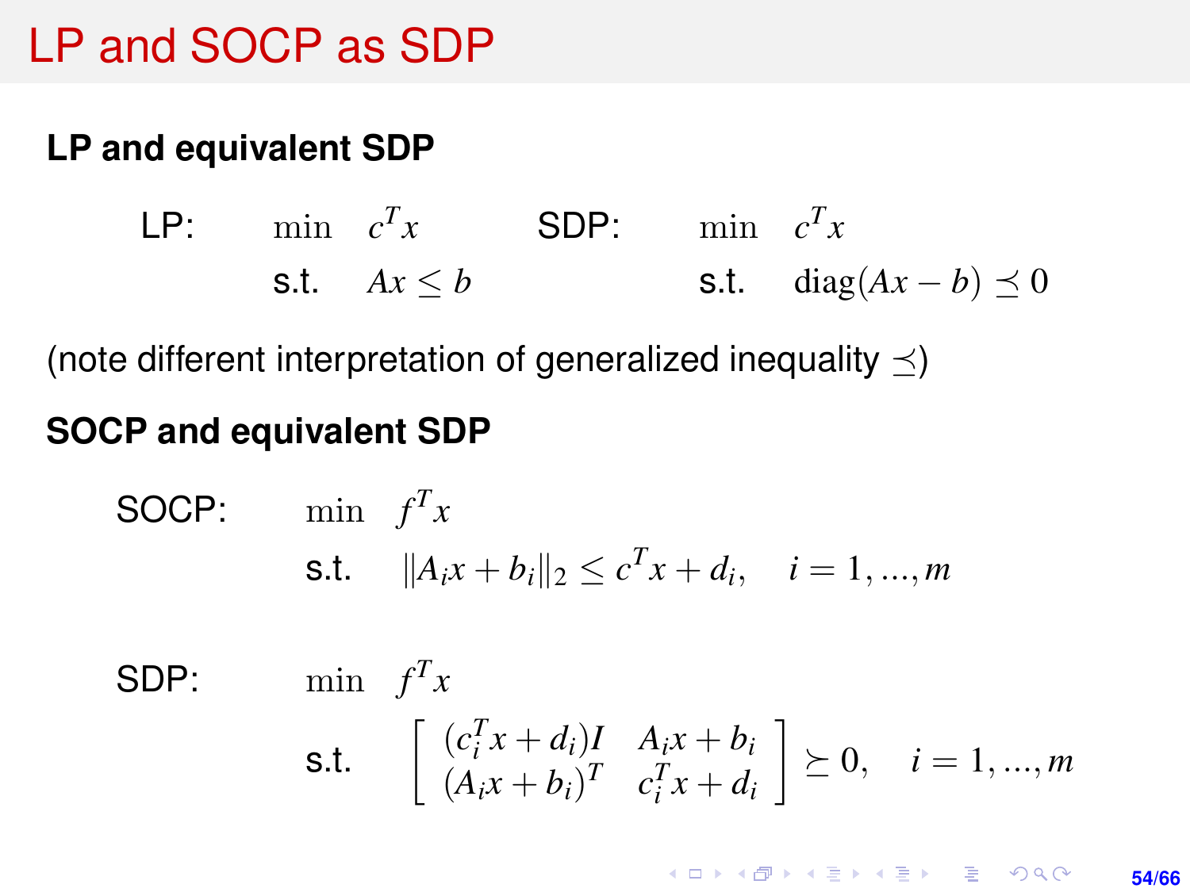# LP and SOCP as SDP

**LP and equivalent SDP**

LP:
$$\begin{array}{ll} \min & c^T x \\ \text{s.t.} & Ax \le b \end{array}$$

SDP:
$$\begin{array}{ll} \min & c^T x \\ \text{s.t.} & \operatorname{diag}(Ax - b) \preceq 0 \end{array}$$

(note different interpretation of generalized inequality $\preceq$)

**SOCP and equivalent SDP**

SOCP:
$$\begin{array}{ll} \min & f^T x \\ \text{s.t.} & \|A_i x + b_i\|_2 \le c^T x + d_i, \quad i = 1, \ldots, m \end{array}$$

SDP:
$$\begin{array}{ll} \min & f^T x \\ \text{s.t.} & \left[ \begin{array}{cc} (c_i^T x + d_i) I & A_i x + b_i \\ (A_i x + b_i)^T & c_i^T x + d_i \end{array} \right] \succeq 0, \quad i = 1, \ldots, m \end{array}$$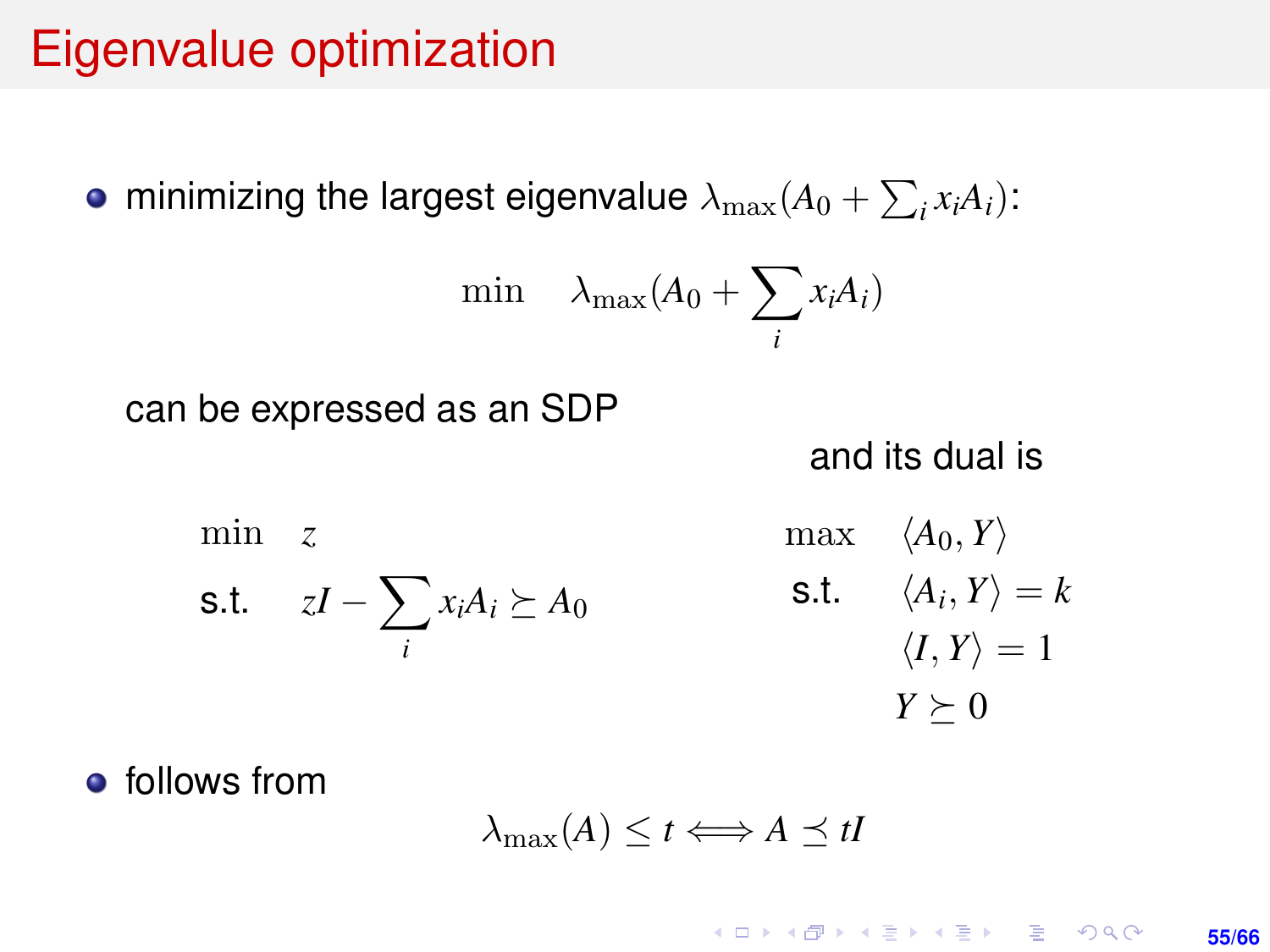# Eigenvalue optimization

- minimizing the largest eigenvalue $\lambda_{\max}(A_0 + \sum_i x_i A_i)$:

$$\min \quad \lambda_{\max}(A_0 + \sum_i x_i A_i)$$

can be expressed as an SDP

$$\begin{array}{ll} \min & z \\ \text{s.t.} & zI - \sum_i x_i A_i \succeq A_0 \end{array}$$

and its dual is

$$\begin{array}{ll} \max & \langle A_0, Y \rangle \\ \text{s.t.} & \langle A_i, Y \rangle = k \\ & \langle I, Y \rangle = 1 \\ & Y \succeq 0 \end{array}$$

- follows from

$$\lambda_{\max}(A) \leq t \Longleftrightarrow A \preceq tI$$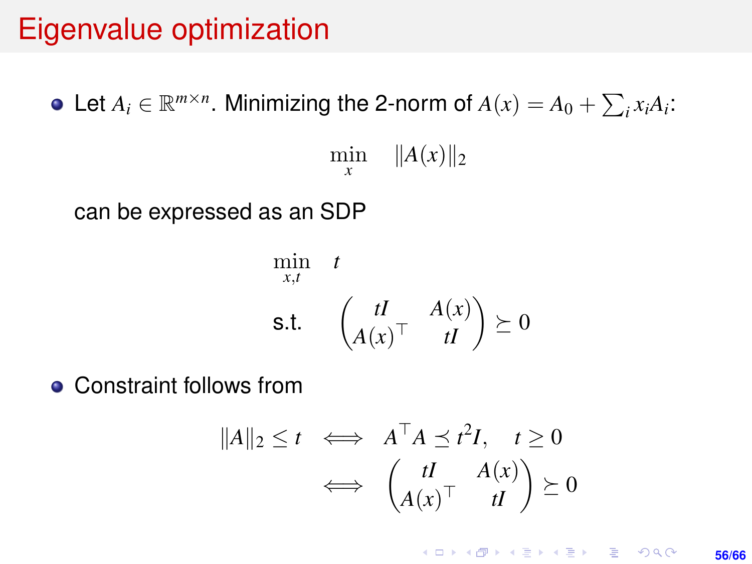# Eigenvalue optimization

- Let $A_i \in \mathbb{R}^{m \times n}$. Minimizing the 2-norm of $A(x) = A_0 + \sum_i x_i A_i$:

$$\min_{x} \quad \|A(x)\|_2$$

can be expressed as an SDP

$$\begin{aligned} \min_{x,t} \quad & t \\ \text{s.t.} \quad & \begin{pmatrix} tI & A(x) \\ A(x)^\top & tI \end{pmatrix} \succeq 0 \end{aligned}$$

- Constraint follows from

$$\begin{aligned} \|A\|_2 \le t \quad & \iff \quad A^\top A \preceq t^2 I, \quad t \ge 0 \\ & \iff \quad \begin{pmatrix} tI & A(x) \\ A(x)^\top & tI \end{pmatrix} \succeq 0 \end{aligned}$$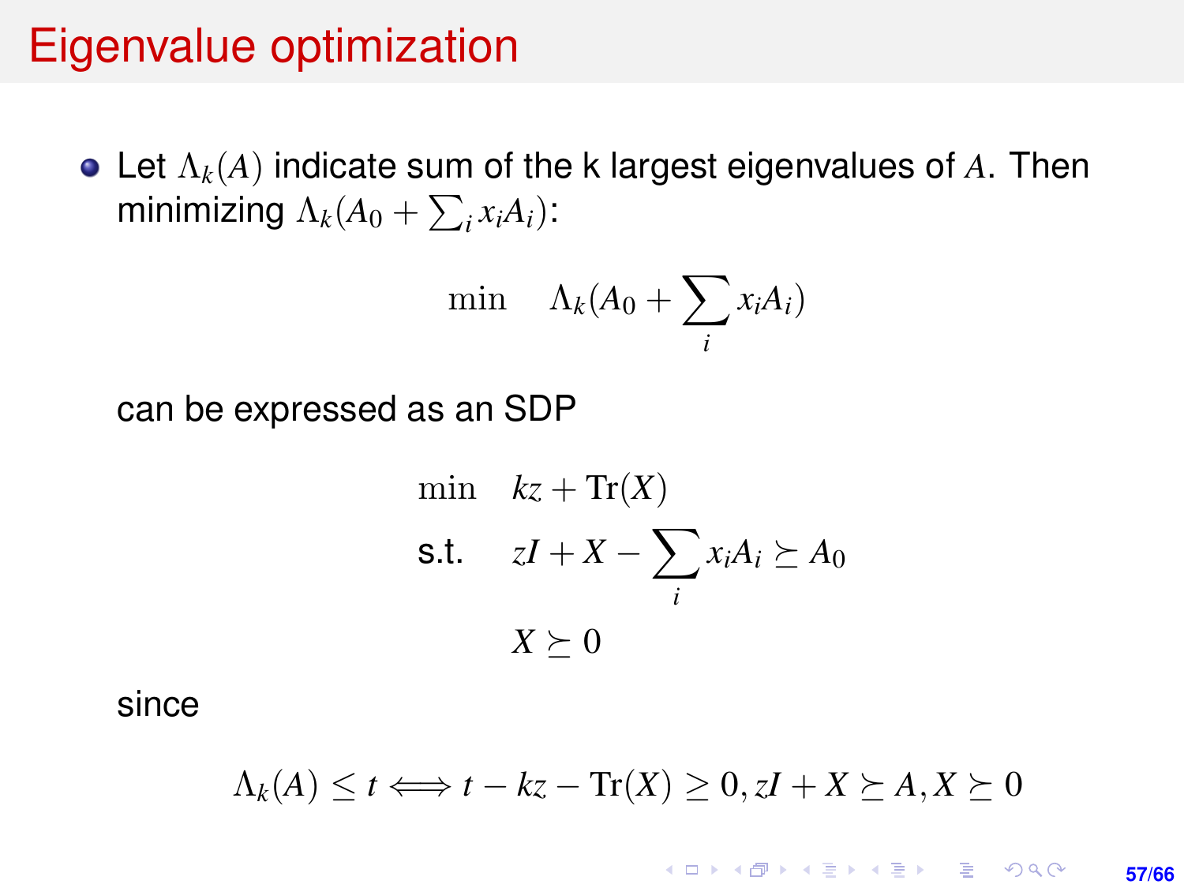# Eigenvalue optimization

- Let $\Lambda_k(A)$ indicate sum of the k largest eigenvalues of $A$. Then minimizing $\Lambda_k(A_0 + \sum_i x_i A_i)$:

$$\min \quad \Lambda_k(A_0 + \sum_i x_i A_i)$$

can be expressed as an SDP

$$\begin{aligned} \min \quad & kz + \mathrm{Tr}(X) \\ \text{s.t.} \quad & zI + X - \sum_i x_i A_i \succeq A_0 \\ & X \succeq 0 \end{aligned}$$

since

$$\Lambda_k(A) \le t \iff t - kz - \mathrm{Tr}(X) \ge 0, zI + X \succeq A, X \succeq 0$$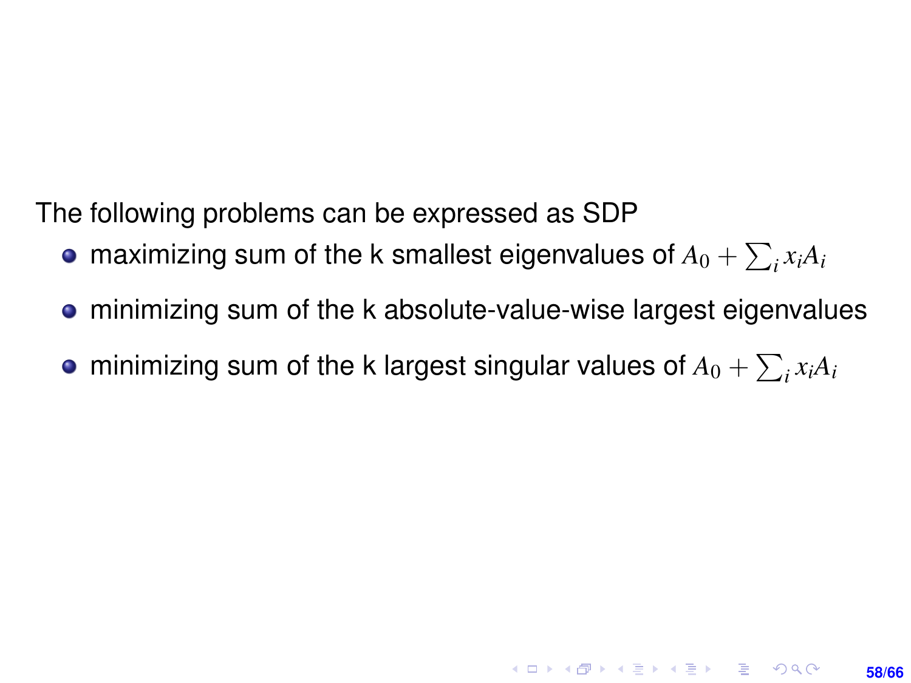The following problems can be expressed as SDP

- maximizing sum of the k smallest eigenvalues of $A_0 + \sum_i x_i A_i$
- minimizing sum of the k absolute-value-wise largest eigenvalues
- minimizing sum of the k largest singular values of $A_0 + \sum_i x_i A_i$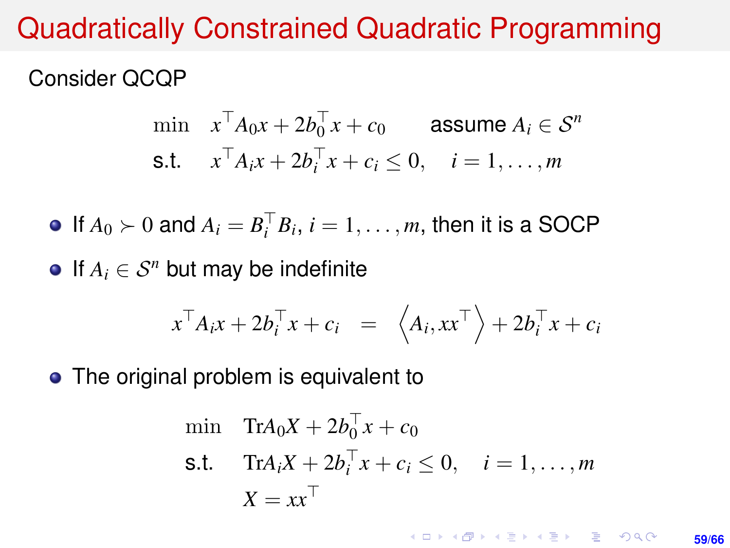# Quadratically Constrained Quadratic Programming

Consider QCQP

$$
\begin{aligned}
\min \quad & x^\top A_0 x + 2b_0^\top x + c_0 \qquad \text{assume } A_i \in \mathcal{S}^n \\
\text{s.t.} \quad & x^\top A_i x + 2b_i^\top x + c_i \leq 0, \quad i = 1, \ldots, m
\end{aligned}
$$

- If $A_0 \succ 0$ and $A_i = B_i^\top B_i$, $i = 1, \ldots, m$, then it is a SOCP
- If $A_i \in \mathcal{S}^n$ but may be indefinite

$$
x^\top A_i x + 2b_i^\top x + c_i \;=\; \left\langle A_i, xx^\top \right\rangle + 2b_i^\top x + c_i
$$

- The original problem is equivalent to

$$
\begin{aligned}
\min \quad & \mathrm{Tr} A_0 X + 2b_0^\top x + c_0 \\
\text{s.t.} \quad & \mathrm{Tr} A_i X + 2b_i^\top x + c_i \leq 0, \quad i = 1, \ldots, m \\
& X = xx^\top
\end{aligned}
$$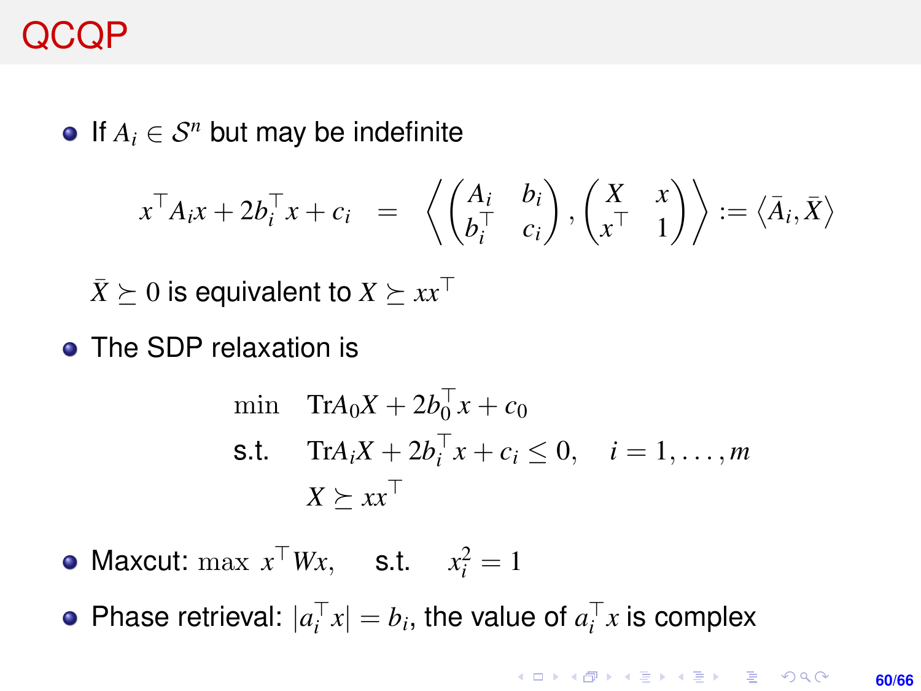# QCQP

- If $A_i \in \mathcal{S}^n$ but may be indefinite

$$x^\top A_i x + 2b_i^\top x + c_i = \left\langle \begin{pmatrix} A_i & b_i \\ b_i^\top & c_i \end{pmatrix}, \begin{pmatrix} X & x \\ x^\top & 1 \end{pmatrix} \right\rangle := \langle \bar{A}_i, \bar{X} \rangle$$

$\bar{X} \succeq 0$ is equivalent to $X \succeq xx^\top$

- The SDP relaxation is

$$\begin{aligned} \min \quad & \mathrm{Tr} A_0 X + 2b_0^\top x + c_0 \\ \text{s.t.} \quad & \mathrm{Tr} A_i X + 2b_i^\top x + c_i \leq 0, \quad i = 1, \ldots, m \\ & X \succeq xx^\top \end{aligned}$$

- Maxcut: $\max \ x^\top W x, \quad$ s.t. $\quad x_i^2 = 1$
- Phase retrieval: $|a_i^\top x| = b_i$, the value of $a_i^\top x$ is complex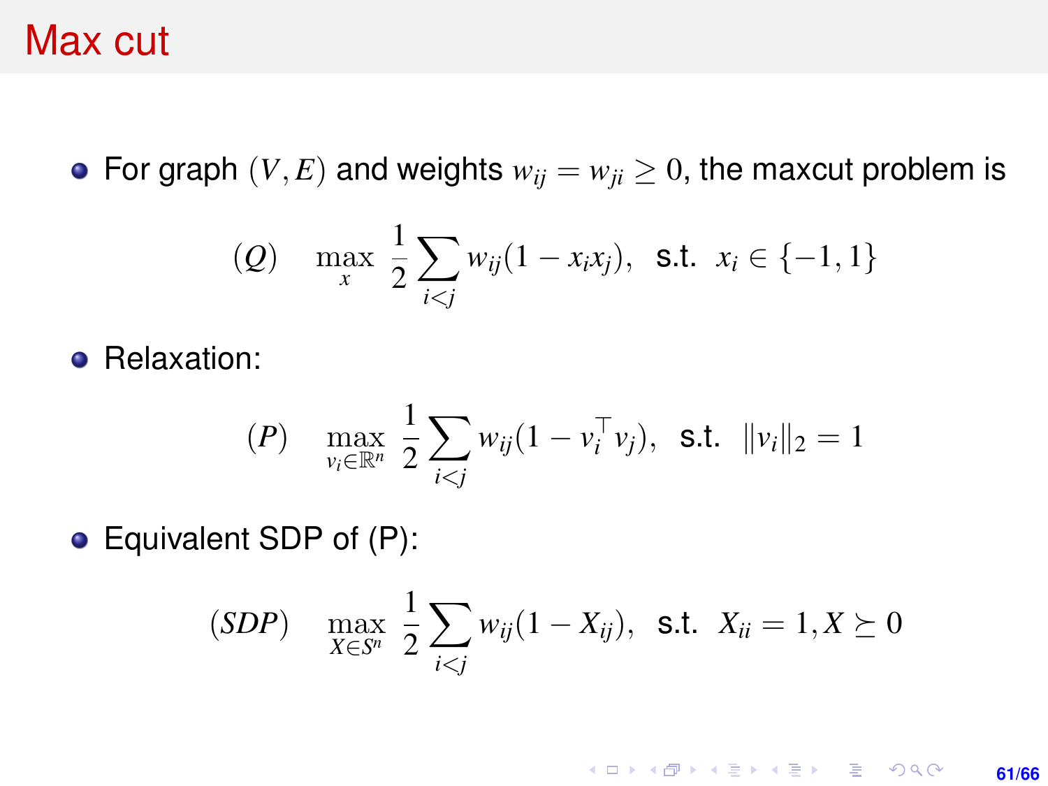# Max cut

- For graph $(V, E)$ and weights $w_{ij} = w_{ji} \geq 0$, the maxcut problem is

$$(Q) \quad \max_{x} \; \frac{1}{2} \sum_{i<j} w_{ij}(1 - x_i x_j), \;\; \text{s.t.} \;\; x_i \in \{-1, 1\}$$

- Relaxation:

$$(P) \quad \max_{v_i \in \mathbb{R}^n} \; \frac{1}{2} \sum_{i<j} w_{ij}(1 - v_i^\top v_j), \;\; \text{s.t.} \;\; \|v_i\|_2 = 1$$

- Equivalent SDP of (P):

$$(SDP) \quad \max_{X \in S^n} \; \frac{1}{2} \sum_{i<j} w_{ij}(1 - X_{ij}), \;\; \text{s.t.} \;\; X_{ii} = 1, X \succeq 0$$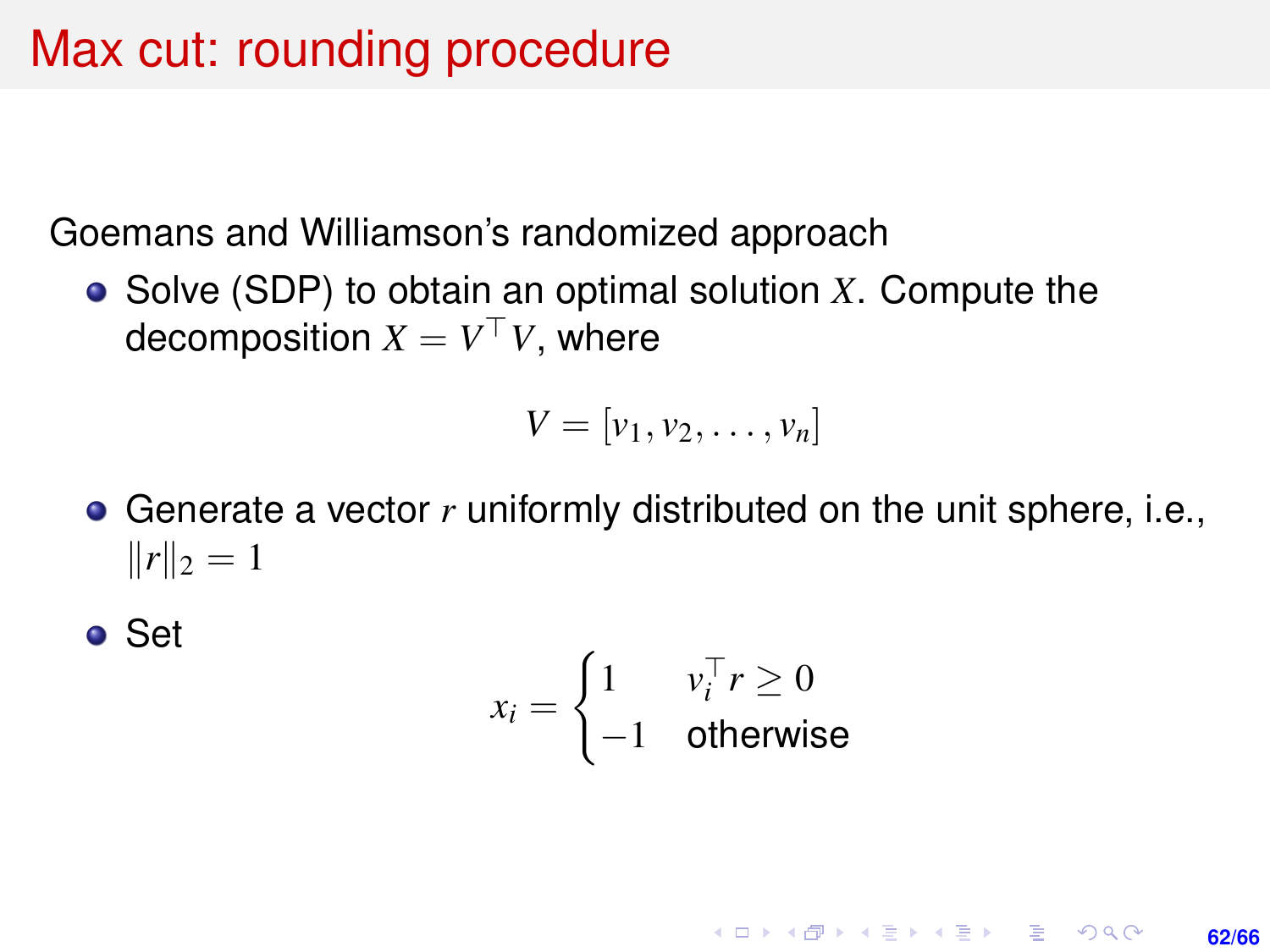# Max cut: rounding procedure

Goemans and Williamson's randomized approach

- Solve (SDP) to obtain an optimal solution $X$. Compute the decomposition $X = V^\top V$, where

$$V = [v_1, v_2, \dots, v_n]$$

- Generate a vector $r$ uniformly distributed on the unit sphere, i.e., $\|r\|_2 = 1$

- Set

$$x_i = \begin{cases} 1 & v_i^\top r \geq 0 \\ -1 & \text{otherwise} \end{cases}$$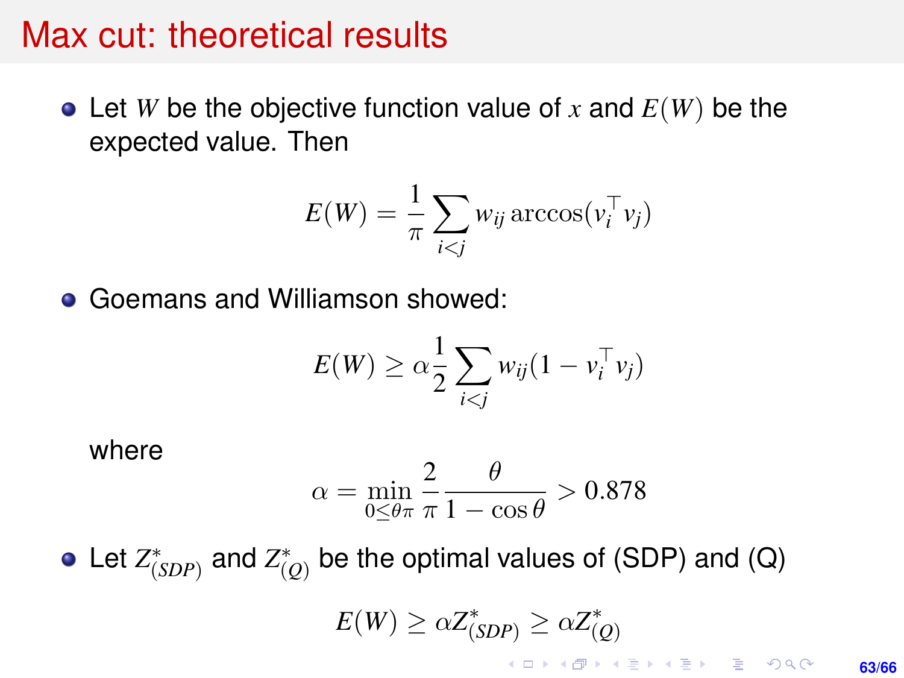# Max cut: theoretical results

- Let $W$ be the objective function value of $x$ and $E(W)$ be the expected value. Then

$$E(W) = \frac{1}{\pi} \sum_{i<j} w_{ij} \arccos(v_i^\top v_j)$$

- Goemans and Williamson showed:

$$E(W) \geq \alpha \frac{1}{2} \sum_{i<j} w_{ij}(1 - v_i^\top v_j)$$

  where

$$\alpha = \min_{0 \leq \theta \pi} \frac{2}{\pi} \frac{\theta}{1 - \cos \theta} > 0.878$$

- Let $Z^*_{(SDP)}$ and $Z^*_{(Q)}$ be the optimal values of (SDP) and (Q)

$$E(W) \geq \alpha Z^*_{(SDP)} \geq \alpha Z^*_{(Q)}$$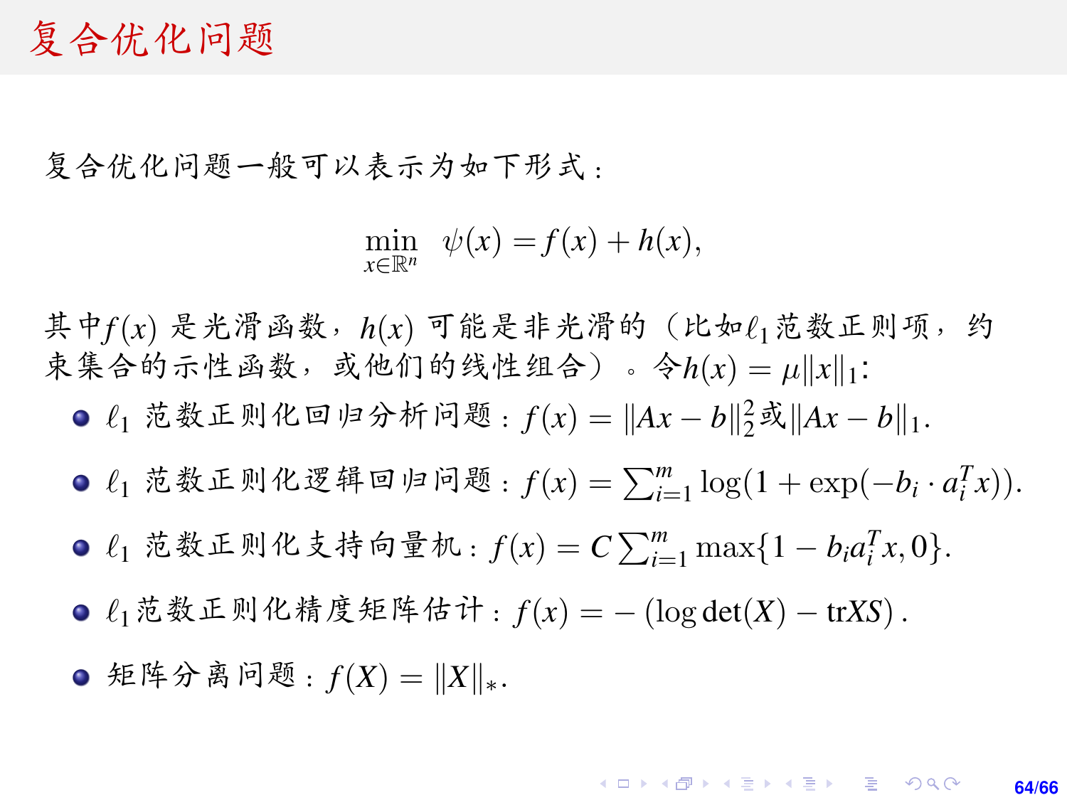# 复合优化问题

复合优化问题一般可以表示为如下形式：

$$\min_{x\in\mathbb{R}^n} \quad \psi(x) = f(x) + h(x),$$

其中$f(x)$ 是光滑函数，$h(x)$ 可能是非光滑的（比如$\ell_1$范数正则项，约束集合的示性函数，或他们的线性组合）。令$h(x) = \mu\|x\|_1$:

- $\ell_1$ 范数正则化回归分析问题：$f(x) = \|Ax - b\|_2^2$或$\|Ax - b\|_1$.
- $\ell_1$ 范数正则化逻辑回归问题：$f(x) = \sum_{i=1}^m \log(1 + \exp(-b_i \cdot a_i^T x))$.
- $\ell_1$ 范数正则化支持向量机：$f(x) = C\sum_{i=1}^m \max\{1 - b_i a_i^T x, 0\}$.
- $\ell_1$范数正则化精度矩阵估计：$f(x) = -(\log\det(X) - \mathrm{tr}XS)$.
- 矩阵分离问题：$f(X) = \|X\|_*$.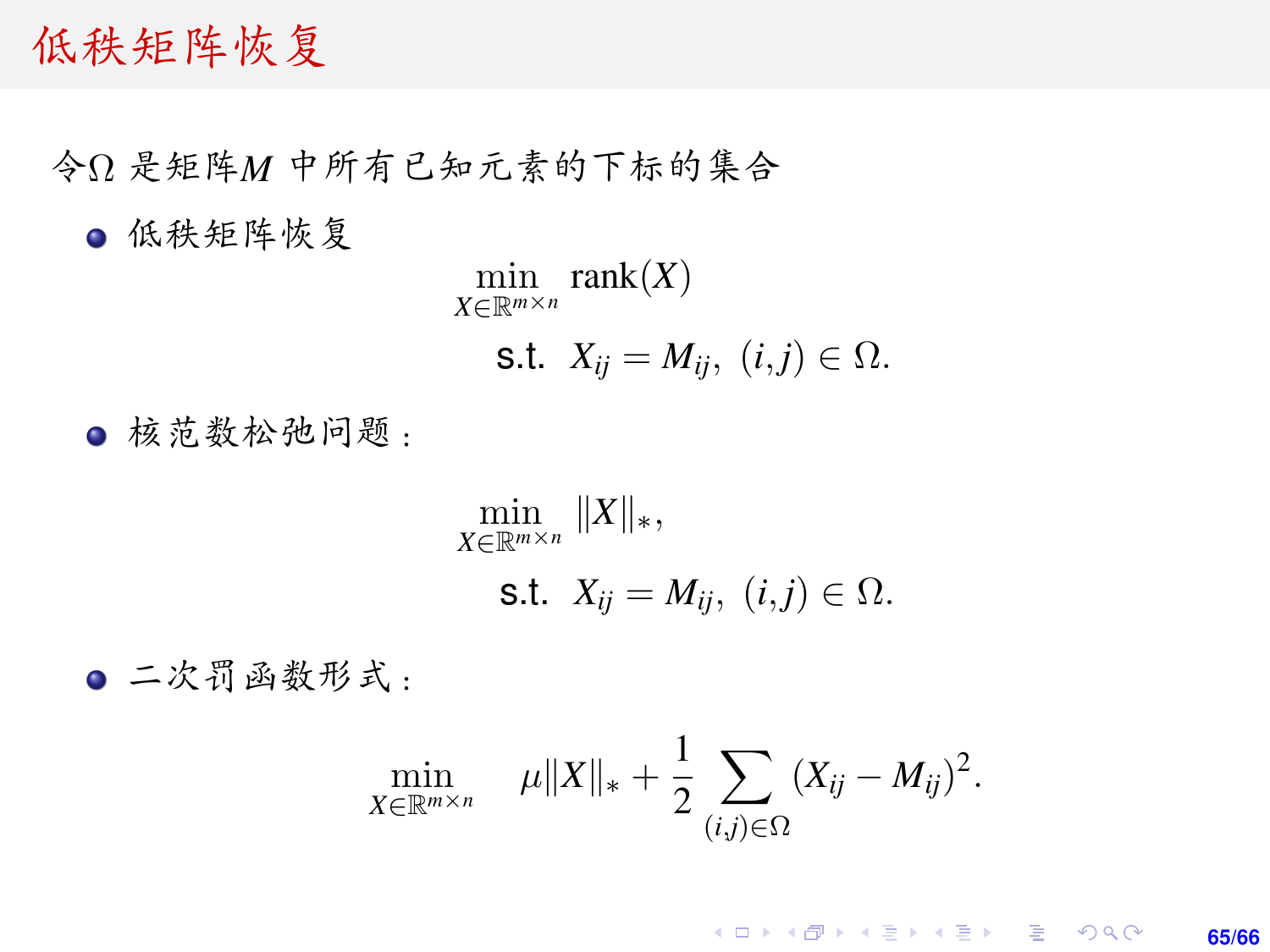# 低秩矩阵恢复

令$\Omega$ 是矩阵$M$ 中所有已知元素的下标的集合

- 低秩矩阵恢复

$$
\begin{aligned}
\min_{X\in\mathbb{R}^{m\times n}} \quad & \operatorname{rank}(X) \\
\text{s.t.} \quad & X_{ij} = M_{ij},\ (i,j) \in \Omega.
\end{aligned}
$$

- 核范数松弛问题：

$$
\begin{aligned}
\min_{X\in\mathbb{R}^{m\times n}} \quad & \|X\|_*, \\
\text{s.t.} \quad & X_{ij} = M_{ij},\ (i,j) \in \Omega.
\end{aligned}
$$

- 二次罚函数形式：

$$
\min_{X\in\mathbb{R}^{m\times n}} \quad \mu\|X\|_* + \frac{1}{2}\sum_{(i,j)\in\Omega}(X_{ij} - M_{ij})^2.
$$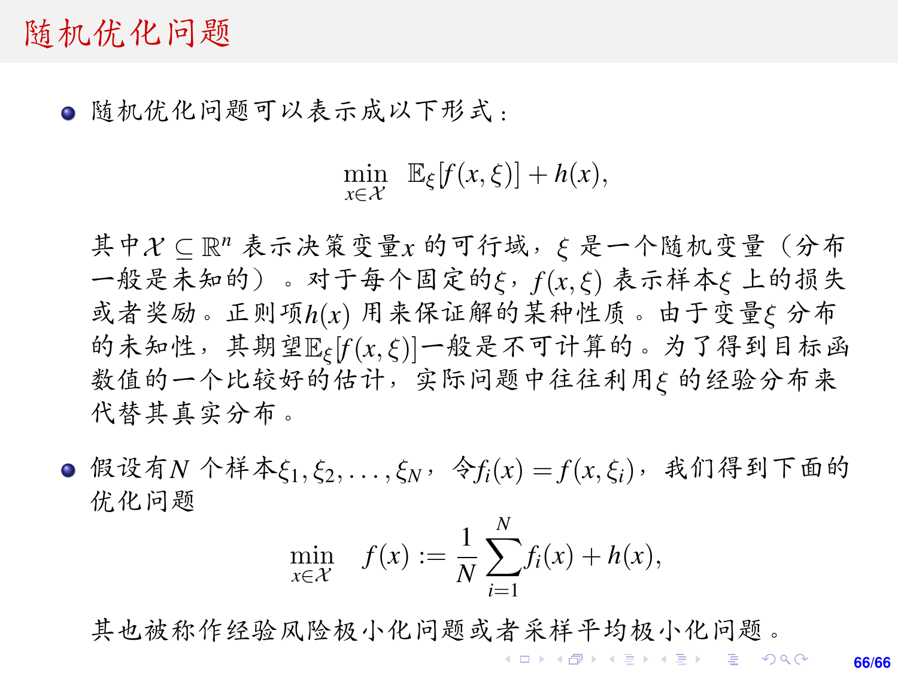# 随机优化问题

- 随机优化问题可以表示成以下形式：

$$\min_{x \in \mathcal{X}} \quad \mathbb{E}_{\xi}[f(x,\xi)] + h(x),$$

其中$\mathcal{X} \subseteq \mathbb{R}^n$ 表示决策变量$x$ 的可行域，$\xi$ 是一个随机变量（分布一般是未知的）。对于每个固定的$\xi$，$f(x,\xi)$ 表示样本$\xi$ 上的损失或者奖励。正则项$h(x)$ 用来保证解的某种性质。由于变量$\xi$ 分布的未知性，其期望$\mathbb{E}_{\xi}[f(x,\xi)]$一般是不可计算的。为了得到目标函数值的一个比较好的估计，实际问题中往往利用$\xi$ 的经验分布来代替其真实分布。

- 假设有$N$ 个样本$\xi_1, \xi_2, \ldots, \xi_N$，令$f_i(x) = f(x, \xi_i)$，我们得到下面的优化问题

$$\min_{x \in \mathcal{X}} \quad f(x) := \frac{1}{N} \sum_{i=1}^{N} f_i(x) + h(x),$$

其也被称作经验风险极小化问题或者采样平均极小化问题。